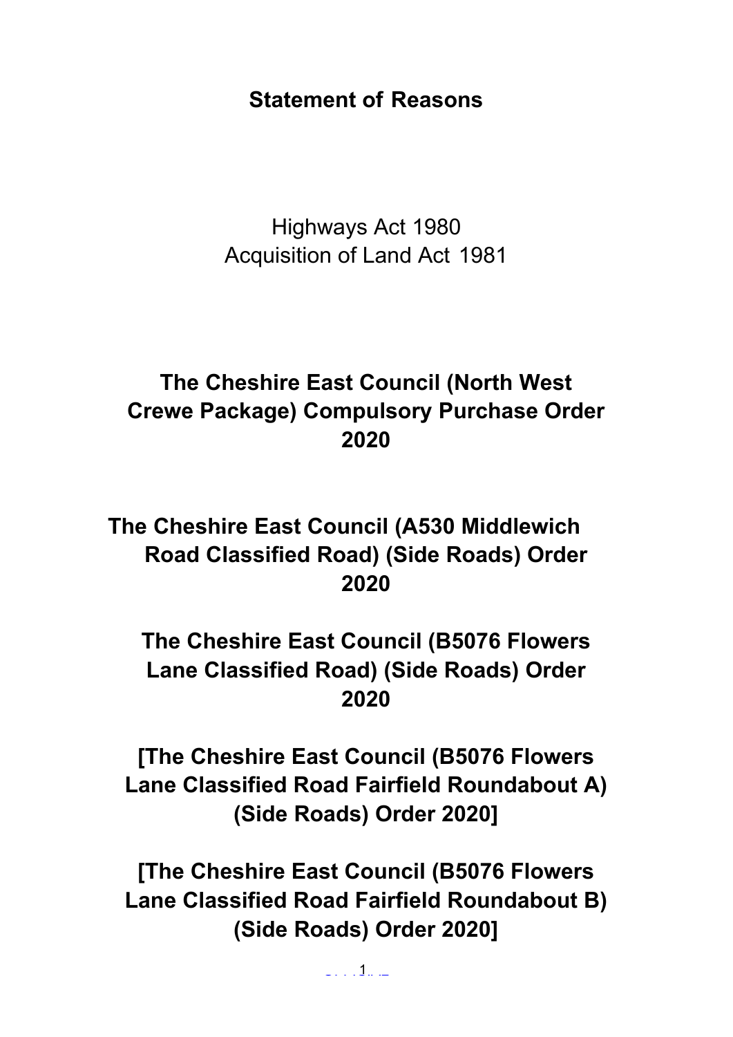# Statement of Reasons

Highways Act 1980
Acquisition of Land Act 1981

**The Cheshire East Council (North West Crewe Package) Compulsory Purchase Order 2020**

**The Cheshire East Council (A530 Middlewich Road Classified Road) (Side Roads) Order 2020**

**The Cheshire East Council (B5076 Flowers Lane Classified Road) (Side Roads) Order 2020**

**[The Cheshire East Council (B5076 Flowers Lane Classified Road Fairfield Roundabout A) (Side Roads) Order 2020]**

**[The Cheshire East Council (B5076 Flowers Lane Classified Road Fairfield Roundabout B) (Side Roads) Order 2020]**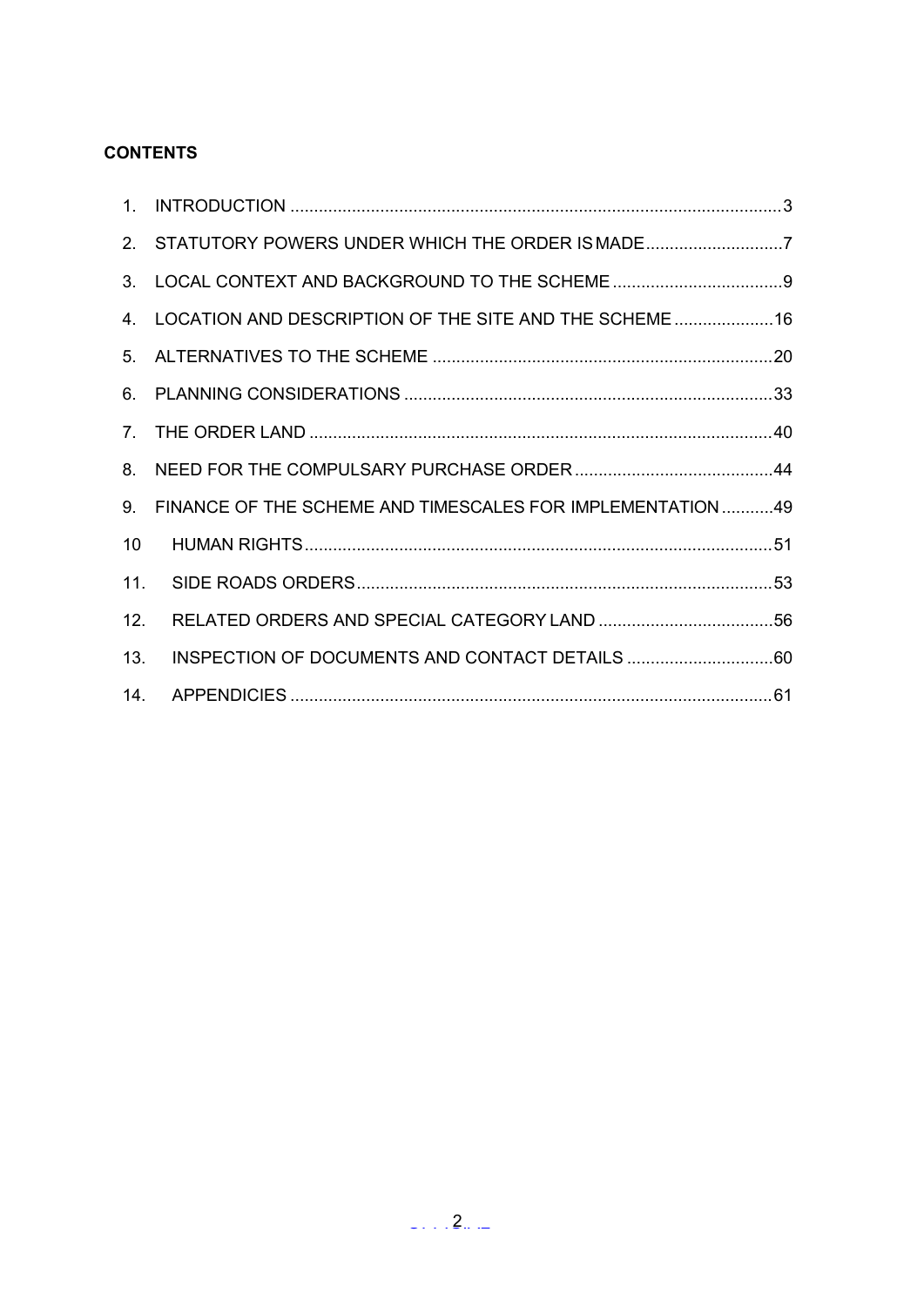**CONTENTS**

1. INTRODUCTION .......................................................................................................3
2. STATUTORY POWERS UNDER WHICH THE ORDER IS MADE.............................7
3. LOCAL CONTEXT AND BACKGROUND TO THE SCHEME ....................................9
4. LOCATION AND DESCRIPTION OF THE SITE AND THE SCHEME .....................16
5. ALTERNATIVES TO THE SCHEME ........................................................................20
6. PLANNING CONSIDERATIONS .............................................................................33
7. THE ORDER LAND ..................................................................................................40
8. NEED FOR THE COMPULSARY PURCHASE ORDER..........................................44
9. FINANCE OF THE SCHEME AND TIMESCALES FOR IMPLEMENTATION ...........49
10. HUMAN RIGHTS...................................................................................................51
11. SIDE ROADS ORDERS........................................................................................53
12. RELATED ORDERS AND SPECIAL CATEGORY LAND .....................................56
13. INSPECTION OF DOCUMENTS AND CONTACT DETAILS ...............................60
14. APPENDICIES ......................................................................................................61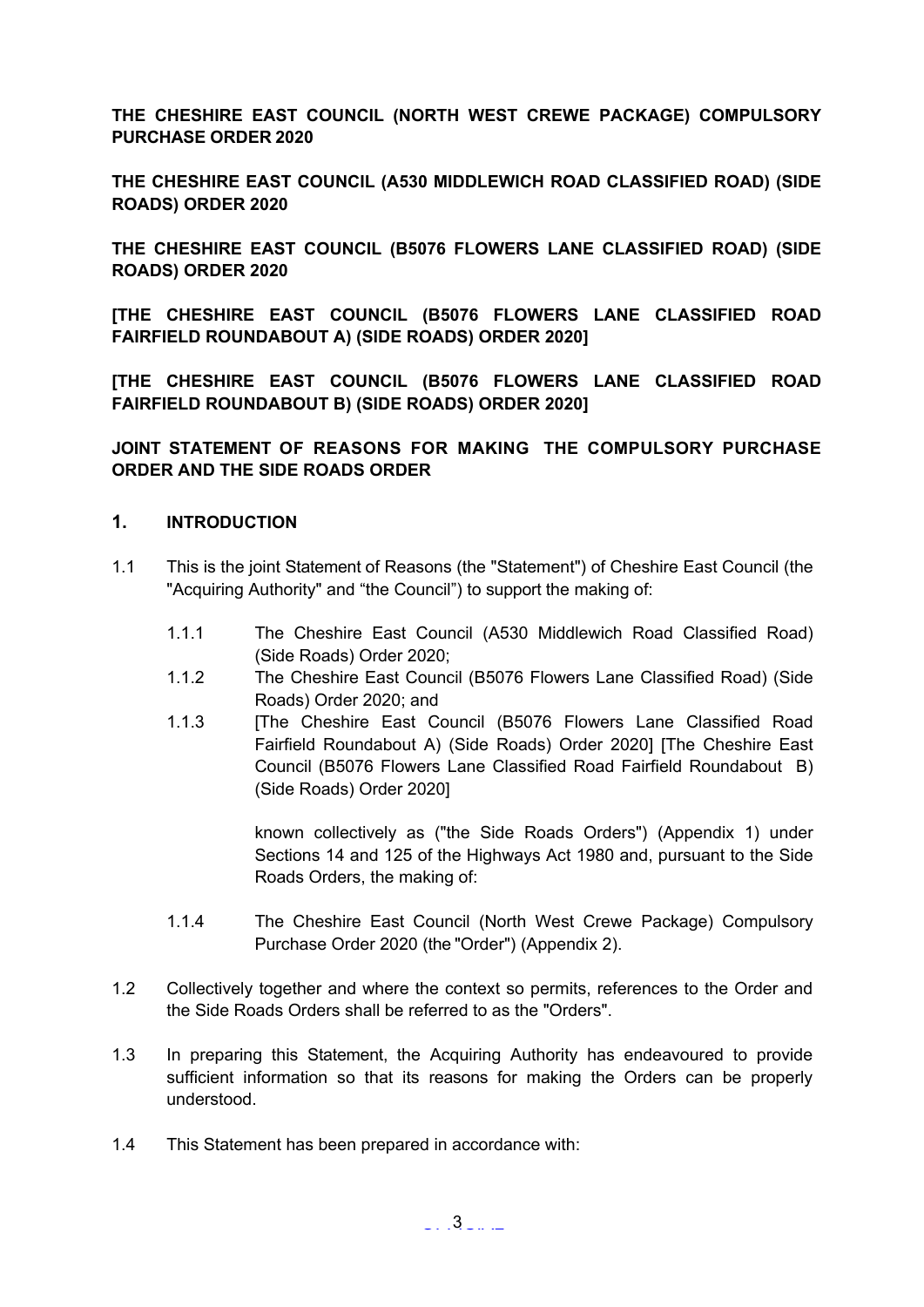**THE CHESHIRE EAST COUNCIL (NORTH WEST CREWE PACKAGE) COMPULSORY PURCHASE ORDER 2020**

**THE CHESHIRE EAST COUNCIL (A530 MIDDLEWICH ROAD CLASSIFIED ROAD) (SIDE ROADS) ORDER 2020**

**THE CHESHIRE EAST COUNCIL (B5076 FLOWERS LANE CLASSIFIED ROAD) (SIDE ROADS) ORDER 2020**

**[THE CHESHIRE EAST COUNCIL (B5076 FLOWERS LANE CLASSIFIED ROAD FAIRFIELD ROUNDABOUT A) (SIDE ROADS) ORDER 2020]**

**[THE CHESHIRE EAST COUNCIL (B5076 FLOWERS LANE CLASSIFIED ROAD FAIRFIELD ROUNDABOUT B) (SIDE ROADS) ORDER 2020]**

**JOINT STATEMENT OF REASONS FOR MAKING THE COMPULSORY PURCHASE ORDER AND THE SIDE ROADS ORDER**

## 1. INTRODUCTION

1.1 This is the joint Statement of Reasons (the "Statement") of Cheshire East Council (the "Acquiring Authority" and "the Council") to support the making of:

1.1.1 The Cheshire East Council (A530 Middlewich Road Classified Road) (Side Roads) Order 2020;

1.1.2 The Cheshire East Council (B5076 Flowers Lane Classified Road) (Side Roads) Order 2020; and

1.1.3 [The Cheshire East Council (B5076 Flowers Lane Classified Road Fairfield Roundabout A) (Side Roads) Order 2020] [The Cheshire East Council (B5076 Flowers Lane Classified Road Fairfield Roundabout B) (Side Roads) Order 2020]

known collectively as ("the Side Roads Orders") (Appendix 1) under Sections 14 and 125 of the Highways Act 1980 and, pursuant to the Side Roads Orders, the making of:

1.1.4 The Cheshire East Council (North West Crewe Package) Compulsory Purchase Order 2020 (the "Order") (Appendix 2).

1.2 Collectively together and where the context so permits, references to the Order and the Side Roads Orders shall be referred to as the "Orders".

1.3 In preparing this Statement, the Acquiring Authority has endeavoured to provide sufficient information so that its reasons for making the Orders can be properly understood.

1.4 This Statement has been prepared in accordance with: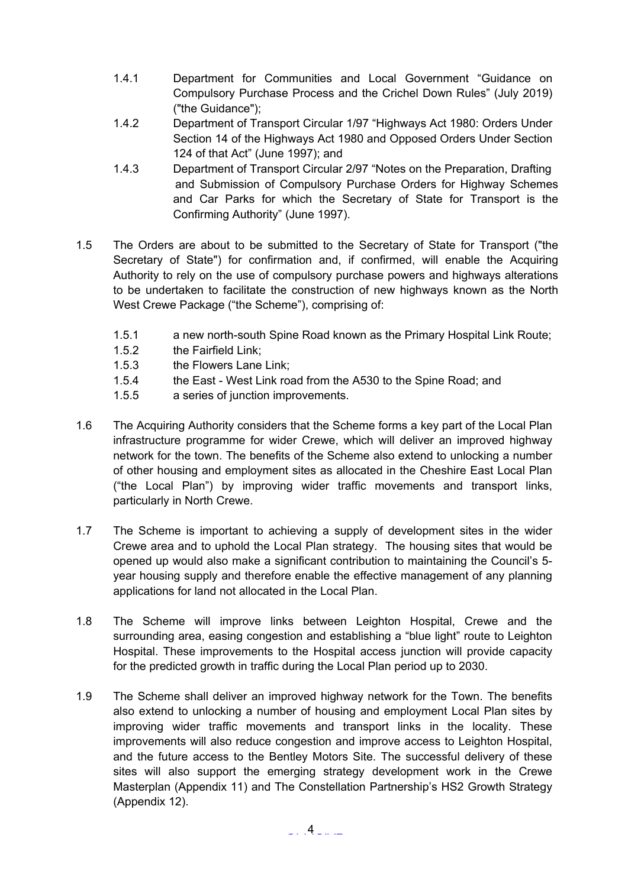1.4.1 Department for Communities and Local Government "Guidance on Compulsory Purchase Process and the Crichel Down Rules" (July 2019) ("the Guidance");

1.4.2 Department of Transport Circular 1/97 "Highways Act 1980: Orders Under Section 14 of the Highways Act 1980 and Opposed Orders Under Section 124 of that Act" (June 1997); and

1.4.3 Department of Transport Circular 2/97 "Notes on the Preparation, Drafting and Submission of Compulsory Purchase Orders for Highway Schemes and Car Parks for which the Secretary of State for Transport is the Confirming Authority" (June 1997).

1.5 The Orders are about to be submitted to the Secretary of State for Transport ("the Secretary of State") for confirmation and, if confirmed, will enable the Acquiring Authority to rely on the use of compulsory purchase powers and highways alterations to be undertaken to facilitate the construction of new highways known as the North West Crewe Package ("the Scheme"), comprising of:

1.5.1 a new north-south Spine Road known as the Primary Hospital Link Route;

1.5.2 the Fairfield Link;

1.5.3 the Flowers Lane Link;

1.5.4 the East - West Link road from the A530 to the Spine Road; and

1.5.5 a series of junction improvements.

1.6 The Acquiring Authority considers that the Scheme forms a key part of the Local Plan infrastructure programme for wider Crewe, which will deliver an improved highway network for the town. The benefits of the Scheme also extend to unlocking a number of other housing and employment sites as allocated in the Cheshire East Local Plan ("the Local Plan") by improving wider traffic movements and transport links, particularly in North Crewe.

1.7 The Scheme is important to achieving a supply of development sites in the wider Crewe area and to uphold the Local Plan strategy. The housing sites that would be opened up would also make a significant contribution to maintaining the Council's 5-year housing supply and therefore enable the effective management of any planning applications for land not allocated in the Local Plan.

1.8 The Scheme will improve links between Leighton Hospital, Crewe and the surrounding area, easing congestion and establishing a "blue light" route to Leighton Hospital. These improvements to the Hospital access junction will provide capacity for the predicted growth in traffic during the Local Plan period up to 2030.

1.9 The Scheme shall deliver an improved highway network for the Town. The benefits also extend to unlocking a number of housing and employment Local Plan sites by improving wider traffic movements and transport links in the locality. These improvements will also reduce congestion and improve access to Leighton Hospital, and the future access to the Bentley Motors Site. The successful delivery of these sites will also support the emerging strategy development work in the Crewe Masterplan (Appendix 11) and The Constellation Partnership's HS2 Growth Strategy (Appendix 12).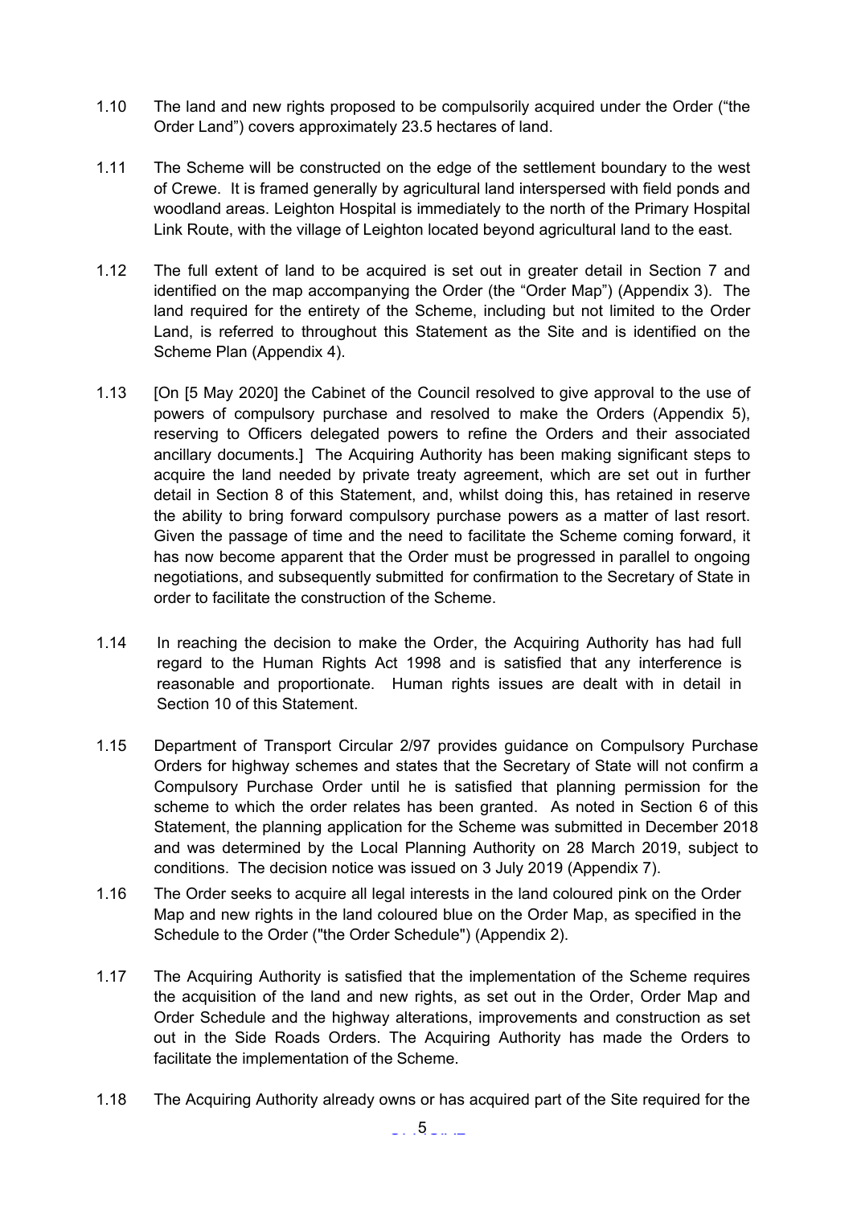1.10 The land and new rights proposed to be compulsorily acquired under the Order ("the Order Land") covers approximately 23.5 hectares of land.

1.11 The Scheme will be constructed on the edge of the settlement boundary to the west of Crewe. It is framed generally by agricultural land interspersed with field ponds and woodland areas. Leighton Hospital is immediately to the north of the Primary Hospital Link Route, with the village of Leighton located beyond agricultural land to the east.

1.12 The full extent of land to be acquired is set out in greater detail in Section 7 and identified on the map accompanying the Order (the "Order Map") (Appendix 3). The land required for the entirety of the Scheme, including but not limited to the Order Land, is referred to throughout this Statement as the Site and is identified on the Scheme Plan (Appendix 4).

1.13 [On [5 May 2020] the Cabinet of the Council resolved to give approval to the use of powers of compulsory purchase and resolved to make the Orders (Appendix 5), reserving to Officers delegated powers to refine the Orders and their associated ancillary documents.] The Acquiring Authority has been making significant steps to acquire the land needed by private treaty agreement, which are set out in further detail in Section 8 of this Statement, and, whilst doing this, has retained in reserve the ability to bring forward compulsory purchase powers as a matter of last resort. Given the passage of time and the need to facilitate the Scheme coming forward, it has now become apparent that the Order must be progressed in parallel to ongoing negotiations, and subsequently submitted for confirmation to the Secretary of State in order to facilitate the construction of the Scheme.

1.14 In reaching the decision to make the Order, the Acquiring Authority has had full regard to the Human Rights Act 1998 and is satisfied that any interference is reasonable and proportionate. Human rights issues are dealt with in detail in Section 10 of this Statement.

1.15 Department of Transport Circular 2/97 provides guidance on Compulsory Purchase Orders for highway schemes and states that the Secretary of State will not confirm a Compulsory Purchase Order until he is satisfied that planning permission for the scheme to which the order relates has been granted. As noted in Section 6 of this Statement, the planning application for the Scheme was submitted in December 2018 and was determined by the Local Planning Authority on 28 March 2019, subject to conditions. The decision notice was issued on 3 July 2019 (Appendix 7).

1.16 The Order seeks to acquire all legal interests in the land coloured pink on the Order Map and new rights in the land coloured blue on the Order Map, as specified in the Schedule to the Order ("the Order Schedule") (Appendix 2).

1.17 The Acquiring Authority is satisfied that the implementation of the Scheme requires the acquisition of the land and new rights, as set out in the Order, Order Map and Order Schedule and the highway alterations, improvements and construction as set out in the Side Roads Orders. The Acquiring Authority has made the Orders to facilitate the implementation of the Scheme.

1.18 The Acquiring Authority already owns or has acquired part of the Site required for the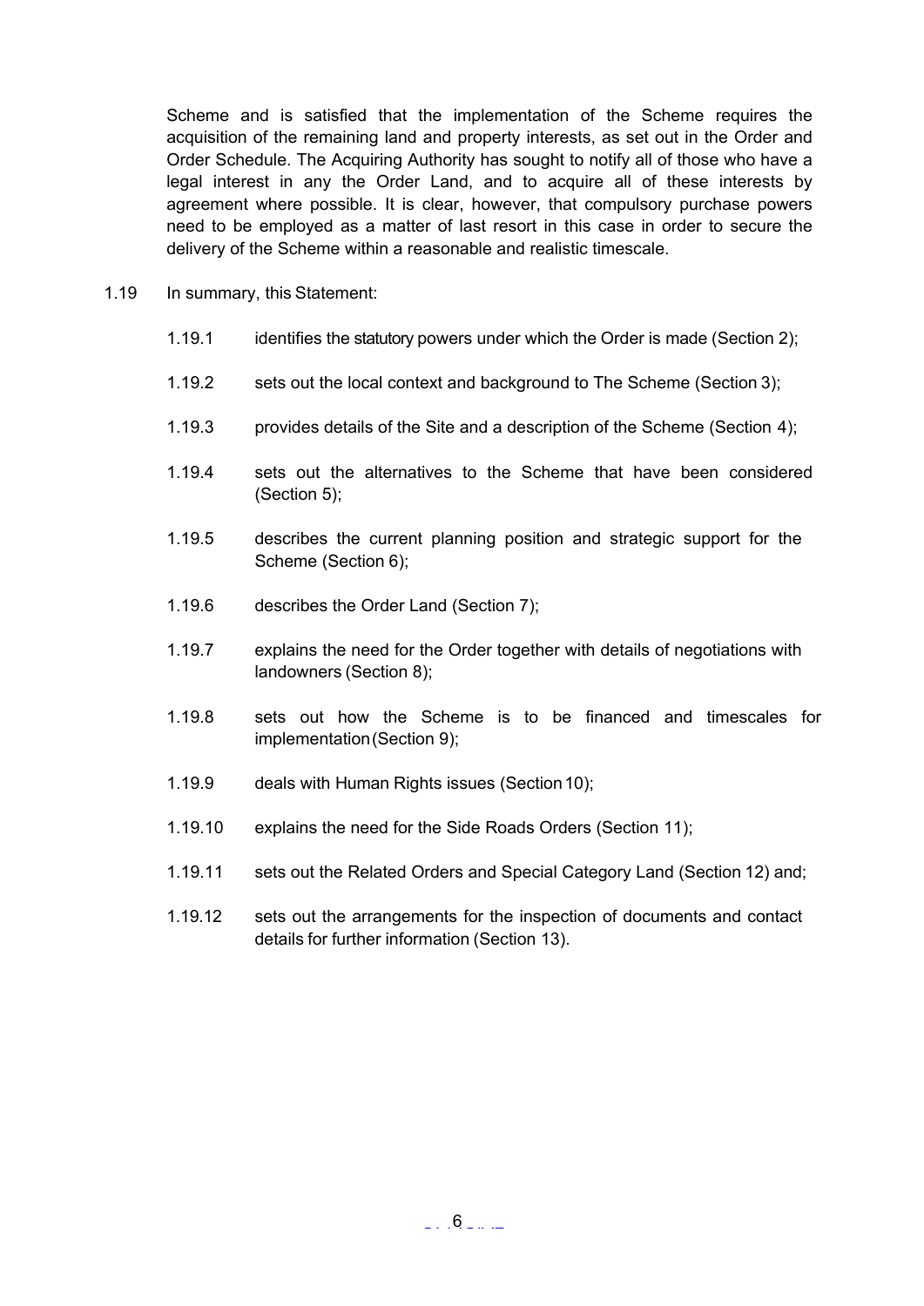Scheme and is satisfied that the implementation of the Scheme requires the acquisition of the remaining land and property interests, as set out in the Order and Order Schedule. The Acquiring Authority has sought to notify all of those who have a legal interest in any the Order Land, and to acquire all of these interests by agreement where possible. It is clear, however, that compulsory purchase powers need to be employed as a matter of last resort in this case in order to secure the delivery of the Scheme within a reasonable and realistic timescale.

1.19 In summary, this Statement:

1.19.1 identifies the statutory powers under which the Order is made (Section 2);

1.19.2 sets out the local context and background to The Scheme (Section 3);

1.19.3 provides details of the Site and a description of the Scheme (Section 4);

1.19.4 sets out the alternatives to the Scheme that have been considered (Section 5);

1.19.5 describes the current planning position and strategic support for the Scheme (Section 6);

1.19.6 describes the Order Land (Section 7);

1.19.7 explains the need for the Order together with details of negotiations with landowners (Section 8);

1.19.8 sets out how the Scheme is to be financed and timescales for implementation (Section 9);

1.19.9 deals with Human Rights issues (Section 10);

1.19.10 explains the need for the Side Roads Orders (Section 11);

1.19.11 sets out the Related Orders and Special Category Land (Section 12) and;

1.19.12 sets out the arrangements for the inspection of documents and contact details for further information (Section 13).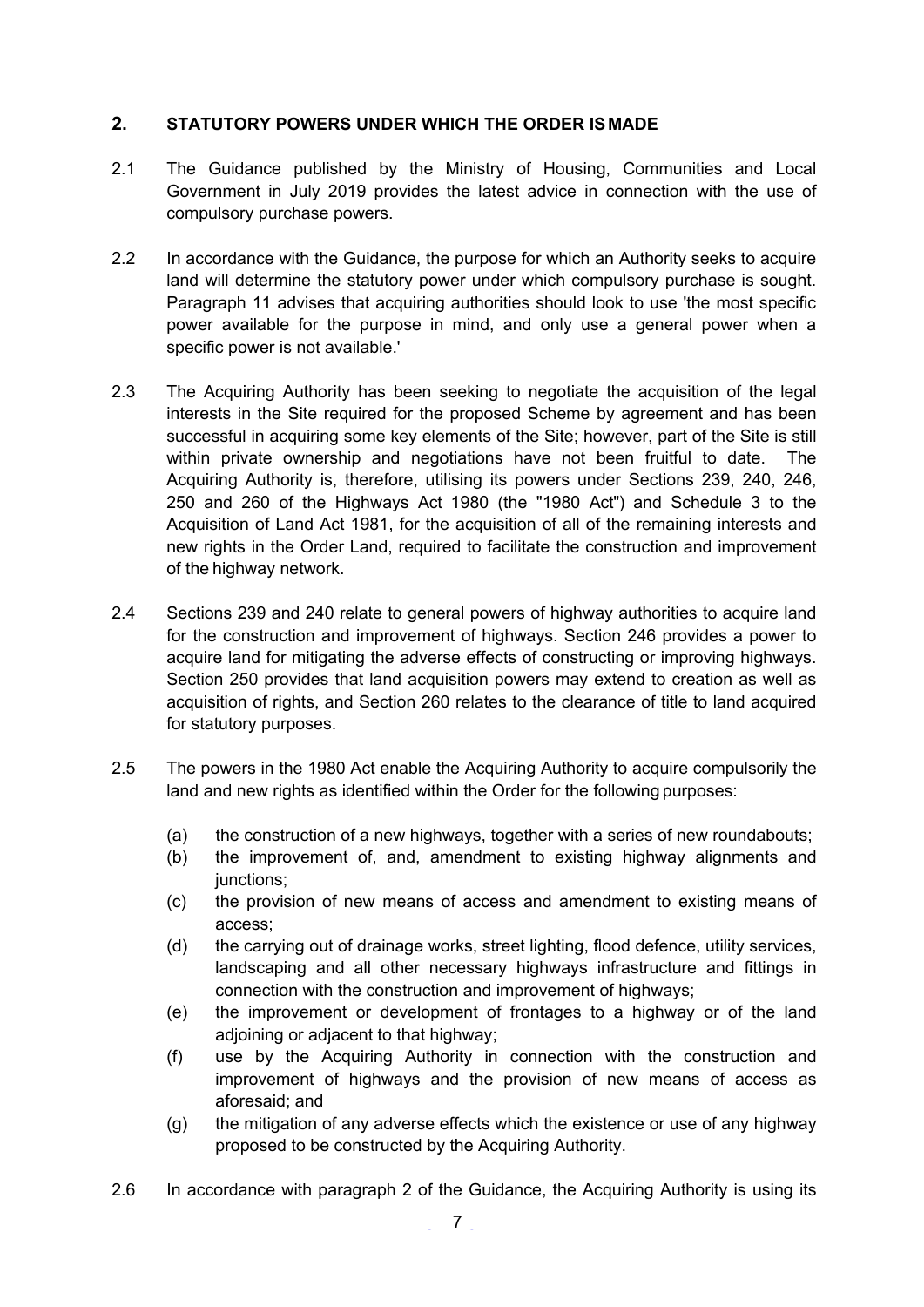## 2. STATUTORY POWERS UNDER WHICH THE ORDER IS MADE

2.1 The Guidance published by the Ministry of Housing, Communities and Local Government in July 2019 provides the latest advice in connection with the use of compulsory purchase powers.

2.2 In accordance with the Guidance, the purpose for which an Authority seeks to acquire land will determine the statutory power under which compulsory purchase is sought. Paragraph 11 advises that acquiring authorities should look to use 'the most specific power available for the purpose in mind, and only use a general power when a specific power is not available.'

2.3 The Acquiring Authority has been seeking to negotiate the acquisition of the legal interests in the Site required for the proposed Scheme by agreement and has been successful in acquiring some key elements of the Site; however, part of the Site is still within private ownership and negotiations have not been fruitful to date. The Acquiring Authority is, therefore, utilising its powers under Sections 239, 240, 246, 250 and 260 of the Highways Act 1980 (the "1980 Act") and Schedule 3 to the Acquisition of Land Act 1981, for the acquisition of all of the remaining interests and new rights in the Order Land, required to facilitate the construction and improvement of the highway network.

2.4 Sections 239 and 240 relate to general powers of highway authorities to acquire land for the construction and improvement of highways. Section 246 provides a power to acquire land for mitigating the adverse effects of constructing or improving highways. Section 250 provides that land acquisition powers may extend to creation as well as acquisition of rights, and Section 260 relates to the clearance of title to land acquired for statutory purposes.

2.5 The powers in the 1980 Act enable the Acquiring Authority to acquire compulsorily the land and new rights as identified within the Order for the following purposes:

(a) the construction of a new highways, together with a series of new roundabouts;
(b) the improvement of, and, amendment to existing highway alignments and junctions;
(c) the provision of new means of access and amendment to existing means of access;
(d) the carrying out of drainage works, street lighting, flood defence, utility services, landscaping and all other necessary highways infrastructure and fittings in connection with the construction and improvement of highways;
(e) the improvement or development of frontages to a highway or of the land adjoining or adjacent to that highway;
(f) use by the Acquiring Authority in connection with the construction and improvement of highways and the provision of new means of access as aforesaid; and
(g) the mitigation of any adverse effects which the existence or use of any highway proposed to be constructed by the Acquiring Authority.

2.6 In accordance with paragraph 2 of the Guidance, the Acquiring Authority is using its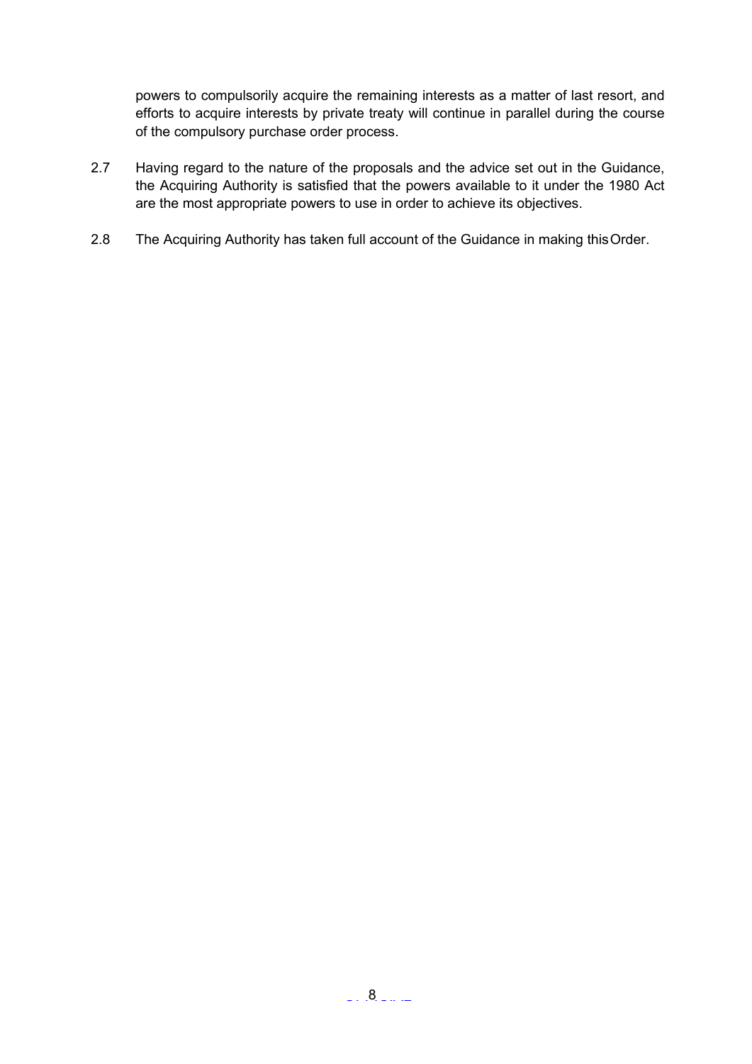powers to compulsorily acquire the remaining interests as a matter of last resort, and efforts to acquire interests by private treaty will continue in parallel during the course of the compulsory purchase order process.

2.7 Having regard to the nature of the proposals and the advice set out in the Guidance, the Acquiring Authority is satisfied that the powers available to it under the 1980 Act are the most appropriate powers to use in order to achieve its objectives.

2.8 The Acquiring Authority has taken full account of the Guidance in making this Order.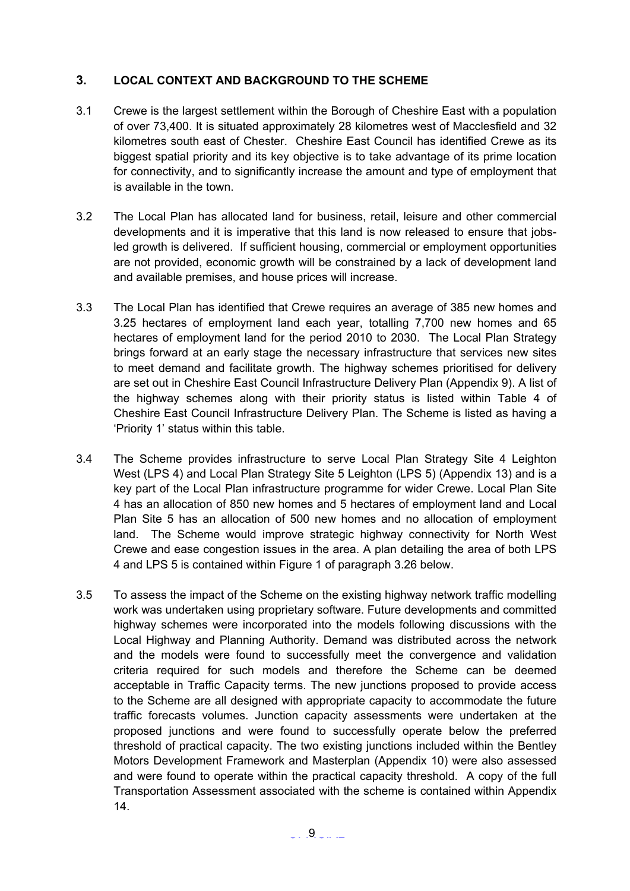## 3. LOCAL CONTEXT AND BACKGROUND TO THE SCHEME

3.1 Crewe is the largest settlement within the Borough of Cheshire East with a population of over 73,400. It is situated approximately 28 kilometres west of Macclesfield and 32 kilometres south east of Chester. Cheshire East Council has identified Crewe as its biggest spatial priority and its key objective is to take advantage of its prime location for connectivity, and to significantly increase the amount and type of employment that is available in the town.

3.2 The Local Plan has allocated land for business, retail, leisure and other commercial developments and it is imperative that this land is now released to ensure that jobs-led growth is delivered. If sufficient housing, commercial or employment opportunities are not provided, economic growth will be constrained by a lack of development land and available premises, and house prices will increase.

3.3 The Local Plan has identified that Crewe requires an average of 385 new homes and 3.25 hectares of employment land each year, totalling 7,700 new homes and 65 hectares of employment land for the period 2010 to 2030. The Local Plan Strategy brings forward at an early stage the necessary infrastructure that services new sites to meet demand and facilitate growth. The highway schemes prioritised for delivery are set out in Cheshire East Council Infrastructure Delivery Plan (Appendix 9). A list of the highway schemes along with their priority status is listed within Table 4 of Cheshire East Council Infrastructure Delivery Plan. The Scheme is listed as having a 'Priority 1' status within this table.

3.4 The Scheme provides infrastructure to serve Local Plan Strategy Site 4 Leighton West (LPS 4) and Local Plan Strategy Site 5 Leighton (LPS 5) (Appendix 13) and is a key part of the Local Plan infrastructure programme for wider Crewe. Local Plan Site 4 has an allocation of 850 new homes and 5 hectares of employment land and Local Plan Site 5 has an allocation of 500 new homes and no allocation of employment land. The Scheme would improve strategic highway connectivity for North West Crewe and ease congestion issues in the area. A plan detailing the area of both LPS 4 and LPS 5 is contained within Figure 1 of paragraph 3.26 below.

3.5 To assess the impact of the Scheme on the existing highway network traffic modelling work was undertaken using proprietary software. Future developments and committed highway schemes were incorporated into the models following discussions with the Local Highway and Planning Authority. Demand was distributed across the network and the models were found to successfully meet the convergence and validation criteria required for such models and therefore the Scheme can be deemed acceptable in Traffic Capacity terms. The new junctions proposed to provide access to the Scheme are all designed with appropriate capacity to accommodate the future traffic forecasts volumes. Junction capacity assessments were undertaken at the proposed junctions and were found to successfully operate below the preferred threshold of practical capacity. The two existing junctions included within the Bentley Motors Development Framework and Masterplan (Appendix 10) were also assessed and were found to operate within the practical capacity threshold. A copy of the full Transportation Assessment associated with the scheme is contained within Appendix 14.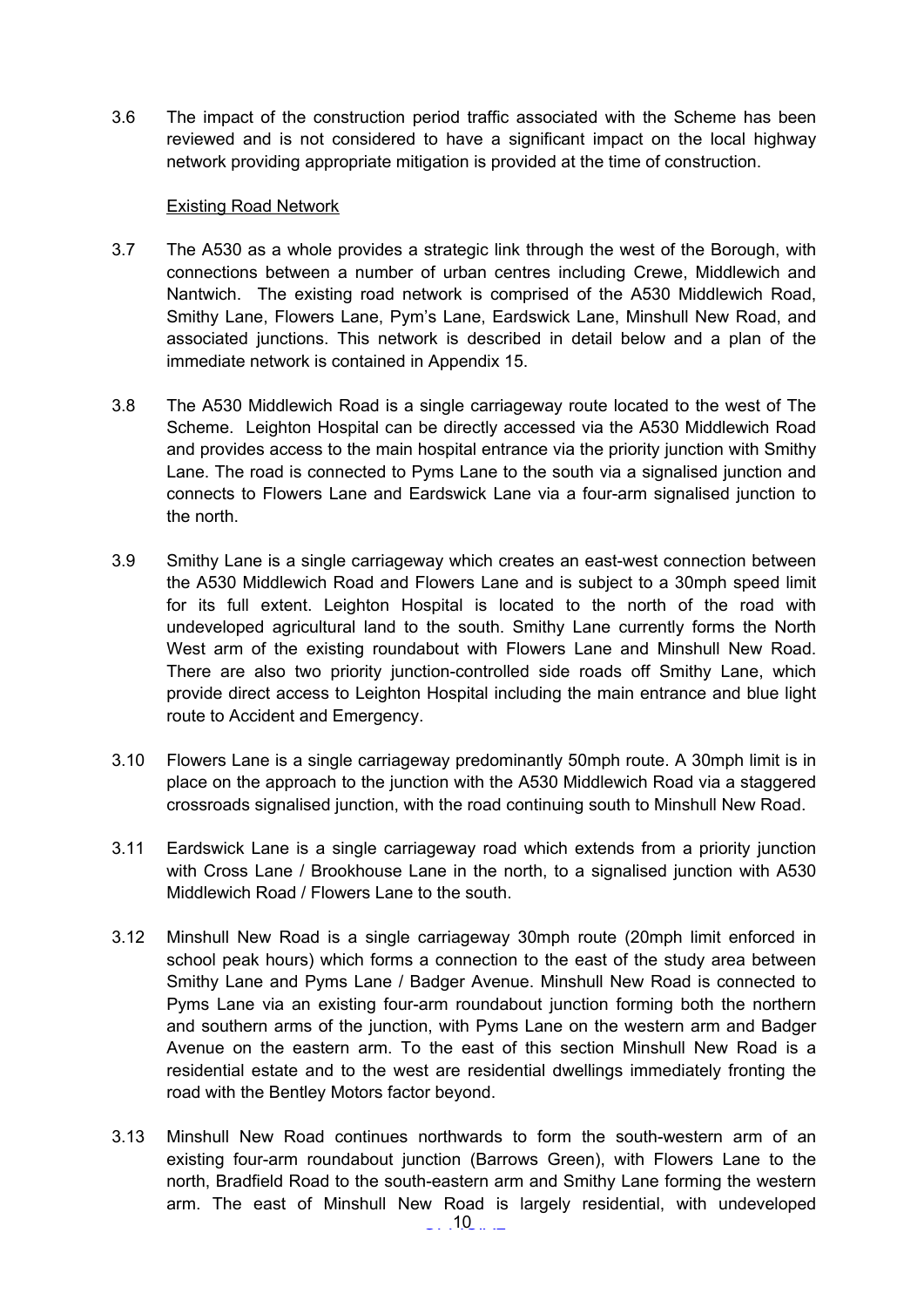3.6 The impact of the construction period traffic associated with the Scheme has been reviewed and is not considered to have a significant impact on the local highway network providing appropriate mitigation is provided at the time of construction.

Existing Road Network

3.7 The A530 as a whole provides a strategic link through the west of the Borough, with connections between a number of urban centres including Crewe, Middlewich and Nantwich. The existing road network is comprised of the A530 Middlewich Road, Smithy Lane, Flowers Lane, Pym's Lane, Eardswick Lane, Minshull New Road, and associated junctions. This network is described in detail below and a plan of the immediate network is contained in Appendix 15.

3.8 The A530 Middlewich Road is a single carriageway route located to the west of The Scheme. Leighton Hospital can be directly accessed via the A530 Middlewich Road and provides access to the main hospital entrance via the priority junction with Smithy Lane. The road is connected to Pyms Lane to the south via a signalised junction and connects to Flowers Lane and Eardswick Lane via a four-arm signalised junction to the north.

3.9 Smithy Lane is a single carriageway which creates an east-west connection between the A530 Middlewich Road and Flowers Lane and is subject to a 30mph speed limit for its full extent. Leighton Hospital is located to the north of the road with undeveloped agricultural land to the south. Smithy Lane currently forms the North West arm of the existing roundabout with Flowers Lane and Minshull New Road. There are also two priority junction-controlled side roads off Smithy Lane, which provide direct access to Leighton Hospital including the main entrance and blue light route to Accident and Emergency.

3.10 Flowers Lane is a single carriageway predominantly 50mph route. A 30mph limit is in place on the approach to the junction with the A530 Middlewich Road via a staggered crossroads signalised junction, with the road continuing south to Minshull New Road.

3.11 Eardswick Lane is a single carriageway road which extends from a priority junction with Cross Lane / Brookhouse Lane in the north, to a signalised junction with A530 Middlewich Road / Flowers Lane to the south.

3.12 Minshull New Road is a single carriageway 30mph route (20mph limit enforced in school peak hours) which forms a connection to the east of the study area between Smithy Lane and Pyms Lane / Badger Avenue. Minshull New Road is connected to Pyms Lane via an existing four-arm roundabout junction forming both the northern and southern arms of the junction, with Pyms Lane on the western arm and Badger Avenue on the eastern arm. To the east of this section Minshull New Road is a residential estate and to the west are residential dwellings immediately fronting the road with the Bentley Motors factor beyond.

3.13 Minshull New Road continues northwards to form the south-western arm of an existing four-arm roundabout junction (Barrows Green), with Flowers Lane to the north, Bradfield Road to the south-eastern arm and Smithy Lane forming the western arm. The east of Minshull New Road is largely residential, with undeveloped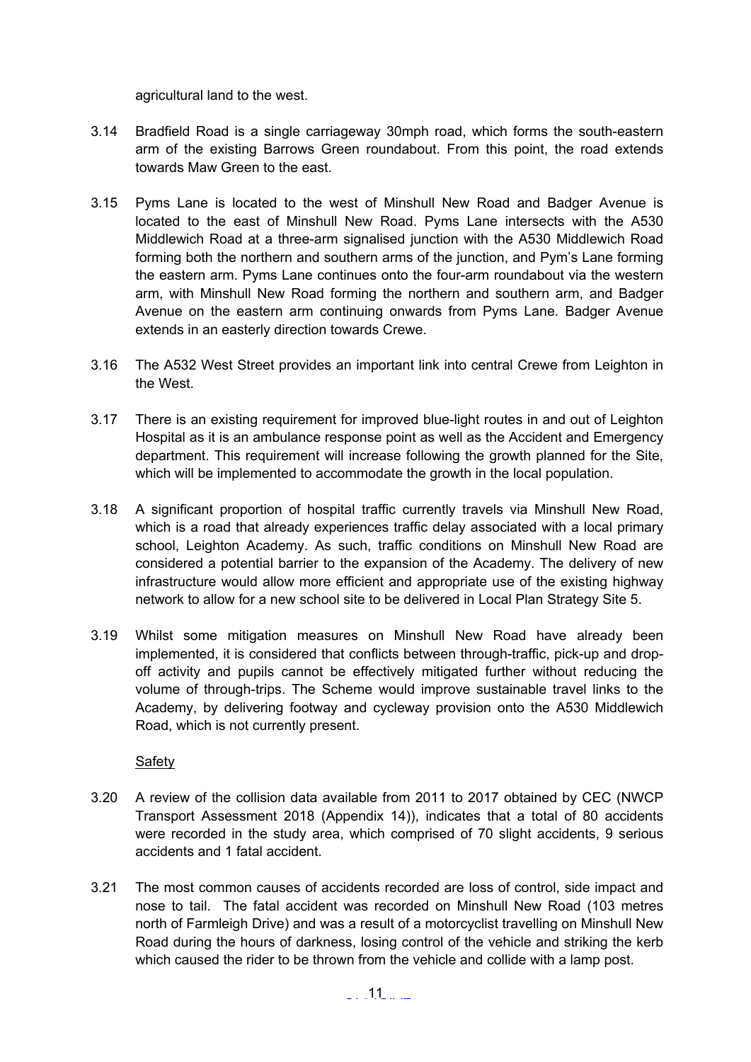agricultural land to the west.

3.14 Bradfield Road is a single carriageway 30mph road, which forms the south-eastern arm of the existing Barrows Green roundabout. From this point, the road extends towards Maw Green to the east.

3.15 Pyms Lane is located to the west of Minshull New Road and Badger Avenue is located to the east of Minshull New Road. Pyms Lane intersects with the A530 Middlewich Road at a three-arm signalised junction with the A530 Middlewich Road forming both the northern and southern arms of the junction, and Pym's Lane forming the eastern arm. Pyms Lane continues onto the four-arm roundabout via the western arm, with Minshull New Road forming the northern and southern arm, and Badger Avenue on the eastern arm continuing onwards from Pyms Lane. Badger Avenue extends in an easterly direction towards Crewe.

3.16 The A532 West Street provides an important link into central Crewe from Leighton in the West.

3.17 There is an existing requirement for improved blue-light routes in and out of Leighton Hospital as it is an ambulance response point as well as the Accident and Emergency department. This requirement will increase following the growth planned for the Site, which will be implemented to accommodate the growth in the local population.

3.18 A significant proportion of hospital traffic currently travels via Minshull New Road, which is a road that already experiences traffic delay associated with a local primary school, Leighton Academy. As such, traffic conditions on Minshull New Road are considered a potential barrier to the expansion of the Academy. The delivery of new infrastructure would allow more efficient and appropriate use of the existing highway network to allow for a new school site to be delivered in Local Plan Strategy Site 5.

3.19 Whilst some mitigation measures on Minshull New Road have already been implemented, it is considered that conflicts between through-traffic, pick-up and drop-off activity and pupils cannot be effectively mitigated further without reducing the volume of through-trips. The Scheme would improve sustainable travel links to the Academy, by delivering footway and cycleway provision onto the A530 Middlewich Road, which is not currently present.

<u>Safety</u>

3.20 A review of the collision data available from 2011 to 2017 obtained by CEC (NWCP Transport Assessment 2018 (Appendix 14)), indicates that a total of 80 accidents were recorded in the study area, which comprised of 70 slight accidents, 9 serious accidents and 1 fatal accident.

3.21 The most common causes of accidents recorded are loss of control, side impact and nose to tail. The fatal accident was recorded on Minshull New Road (103 metres north of Farmleigh Drive) and was a result of a motorcyclist travelling on Minshull New Road during the hours of darkness, losing control of the vehicle and striking the kerb which caused the rider to be thrown from the vehicle and collide with a lamp post.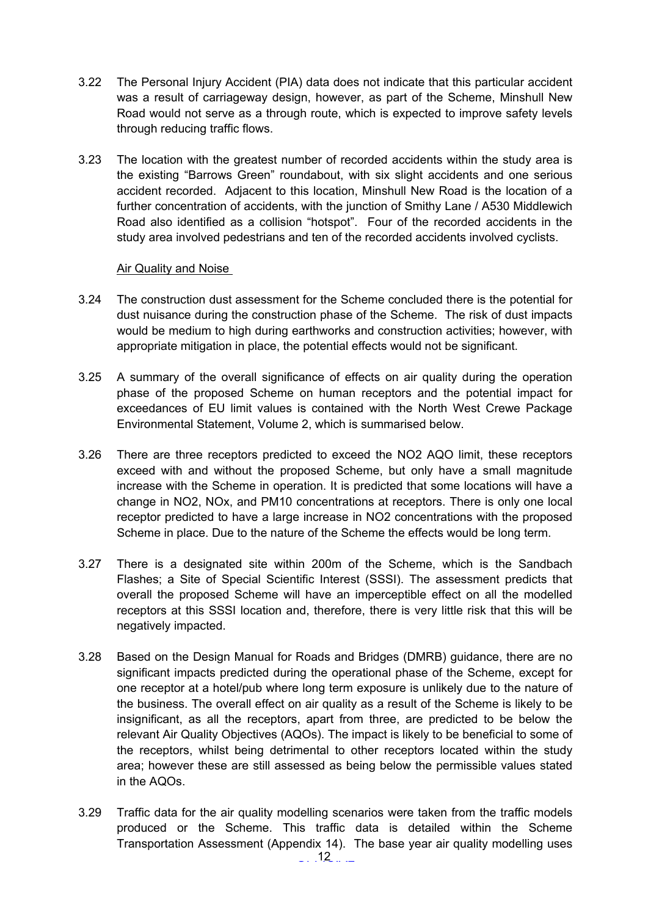3.22 The Personal Injury Accident (PIA) data does not indicate that this particular accident was a result of carriageway design, however, as part of the Scheme, Minshull New Road would not serve as a through route, which is expected to improve safety levels through reducing traffic flows.

3.23 The location with the greatest number of recorded accidents within the study area is the existing "Barrows Green" roundabout, with six slight accidents and one serious accident recorded. Adjacent to this location, Minshull New Road is the location of a further concentration of accidents, with the junction of Smithy Lane / A530 Middlewich Road also identified as a collision "hotspot". Four of the recorded accidents in the study area involved pedestrians and ten of the recorded accidents involved cyclists.

Air Quality and Noise

3.24 The construction dust assessment for the Scheme concluded there is the potential for dust nuisance during the construction phase of the Scheme. The risk of dust impacts would be medium to high during earthworks and construction activities; however, with appropriate mitigation in place, the potential effects would not be significant.

3.25 A summary of the overall significance of effects on air quality during the operation phase of the proposed Scheme on human receptors and the potential impact for exceedances of EU limit values is contained with the North West Crewe Package Environmental Statement, Volume 2, which is summarised below.

3.26 There are three receptors predicted to exceed the $NO_2$ AQO limit, these receptors exceed with and without the proposed Scheme, but only have a small magnitude increase with the Scheme in operation. It is predicted that some locations will have a change in $NO_2$, $NO_x$, and $PM_{10}$ concentrations at receptors. There is only one local receptor predicted to have a large increase in $NO_2$ concentrations with the proposed Scheme in place. Due to the nature of the Scheme the effects would be long term.

3.27 There is a designated site within 200m of the Scheme, which is the Sandbach Flashes; a Site of Special Scientific Interest (SSSI). The assessment predicts that overall the proposed Scheme will have an imperceptible effect on all the modelled receptors at this SSSI location and, therefore, there is very little risk that this will be negatively impacted.

3.28 Based on the Design Manual for Roads and Bridges (DMRB) guidance, there are no significant impacts predicted during the operational phase of the Scheme, except for one receptor at a hotel/pub where long term exposure is unlikely due to the nature of the business. The overall effect on air quality as a result of the Scheme is likely to be insignificant, as all the receptors, apart from three, are predicted to be below the relevant Air Quality Objectives (AQOs). The impact is likely to be beneficial to some of the receptors, whilst being detrimental to other receptors located within the study area; however these are still assessed as being below the permissible values stated in the AQOs.

3.29 Traffic data for the air quality modelling scenarios were taken from the traffic models produced or the Scheme. This traffic data is detailed within the Scheme Transportation Assessment (Appendix 14). The base year air quality modelling uses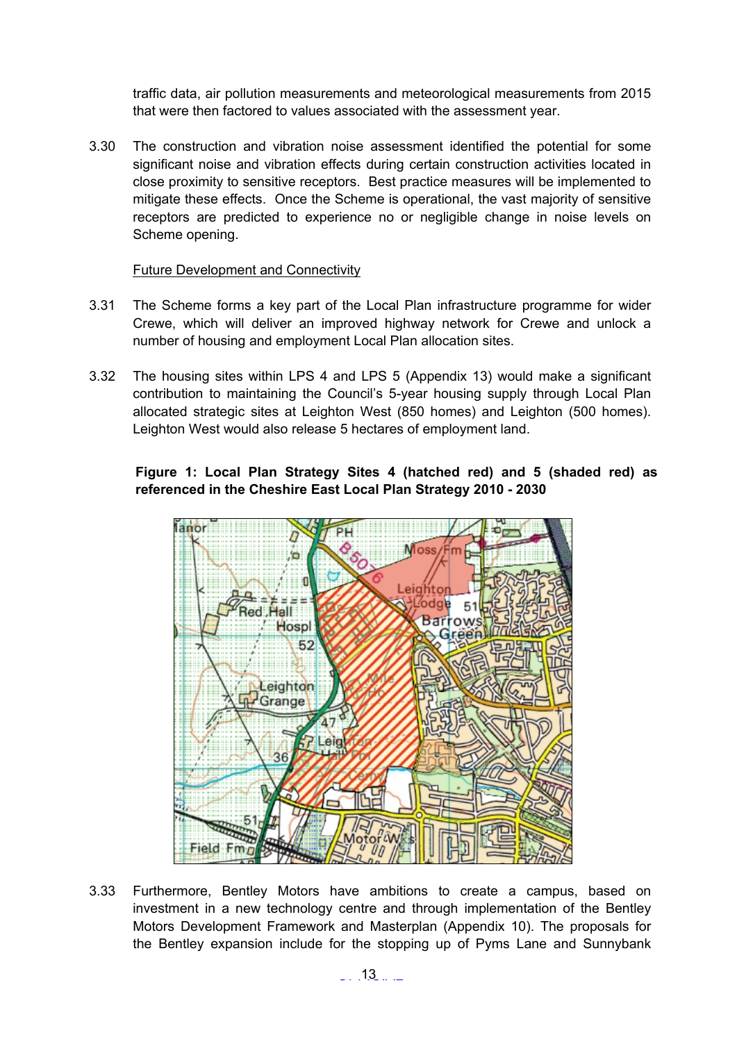traffic data, air pollution measurements and meteorological measurements from 2015 that were then factored to values associated with the assessment year.

3.30 The construction and vibration noise assessment identified the potential for some significant noise and vibration effects during certain construction activities located in close proximity to sensitive receptors. Best practice measures will be implemented to mitigate these effects. Once the Scheme is operational, the vast majority of sensitive receptors are predicted to experience no or negligible change in noise levels on Scheme opening.

<u>Future Development and Connectivity</u>

3.31 The Scheme forms a key part of the Local Plan infrastructure programme for wider Crewe, which will deliver an improved highway network for Crewe and unlock a number of housing and employment Local Plan allocation sites.

3.32 The housing sites within LPS 4 and LPS 5 (Appendix 13) would make a significant contribution to maintaining the Council's 5-year housing supply through Local Plan allocated strategic sites at Leighton West (850 homes) and Leighton (500 homes). Leighton West would also release 5 hectares of employment land.

**Figure 1: Local Plan Strategy Sites 4 (hatched red) and 5 (shaded red) as referenced in the Cheshire East Local Plan Strategy 2010 - 2030**

3.33 Furthermore, Bentley Motors have ambitions to create a campus, based on investment in a new technology centre and through implementation of the Bentley Motors Development Framework and Masterplan (Appendix 10). The proposals for the Bentley expansion include for the stopping up of Pyms Lane and Sunnybank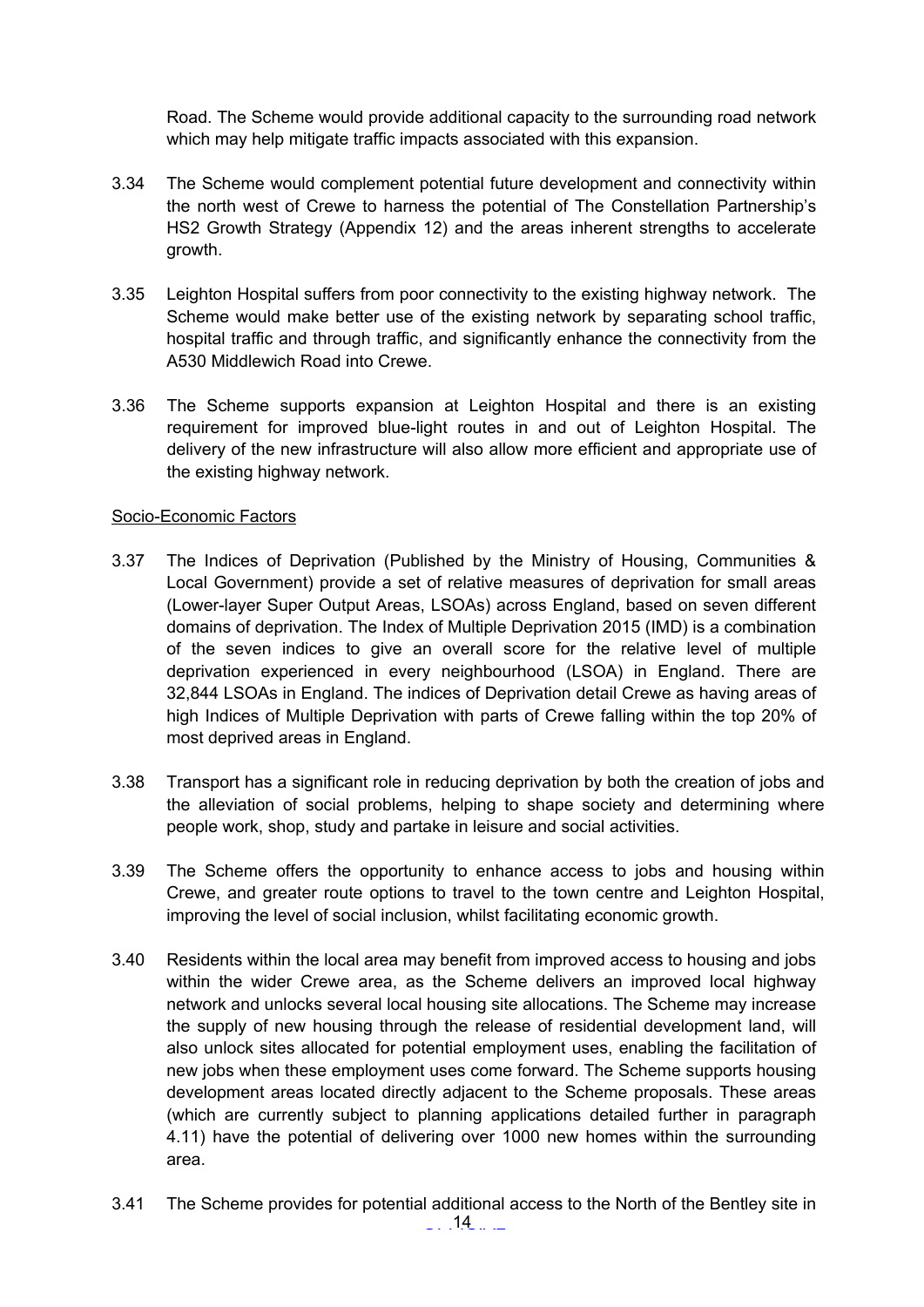Road. The Scheme would provide additional capacity to the surrounding road network which may help mitigate traffic impacts associated with this expansion.

3.34 The Scheme would complement potential future development and connectivity within the north west of Crewe to harness the potential of The Constellation Partnership's HS2 Growth Strategy (Appendix 12) and the areas inherent strengths to accelerate growth.

3.35 Leighton Hospital suffers from poor connectivity to the existing highway network. The Scheme would make better use of the existing network by separating school traffic, hospital traffic and through traffic, and significantly enhance the connectivity from the A530 Middlewich Road into Crewe.

3.36 The Scheme supports expansion at Leighton Hospital and there is an existing requirement for improved blue-light routes in and out of Leighton Hospital. The delivery of the new infrastructure will also allow more efficient and appropriate use of the existing highway network.

Socio-Economic Factors

3.37 The Indices of Deprivation (Published by the Ministry of Housing, Communities & Local Government) provide a set of relative measures of deprivation for small areas (Lower-layer Super Output Areas, LSOAs) across England, based on seven different domains of deprivation. The Index of Multiple Deprivation 2015 (IMD) is a combination of the seven indices to give an overall score for the relative level of multiple deprivation experienced in every neighbourhood (LSOA) in England. There are 32,844 LSOAs in England. The indices of Deprivation detail Crewe as having areas of high Indices of Multiple Deprivation with parts of Crewe falling within the top 20% of most deprived areas in England.

3.38 Transport has a significant role in reducing deprivation by both the creation of jobs and the alleviation of social problems, helping to shape society and determining where people work, shop, study and partake in leisure and social activities.

3.39 The Scheme offers the opportunity to enhance access to jobs and housing within Crewe, and greater route options to travel to the town centre and Leighton Hospital, improving the level of social inclusion, whilst facilitating economic growth.

3.40 Residents within the local area may benefit from improved access to housing and jobs within the wider Crewe area, as the Scheme delivers an improved local highway network and unlocks several local housing site allocations. The Scheme may increase the supply of new housing through the release of residential development land, will also unlock sites allocated for potential employment uses, enabling the facilitation of new jobs when these employment uses come forward. The Scheme supports housing development areas located directly adjacent to the Scheme proposals. These areas (which are currently subject to planning applications detailed further in paragraph 4.11) have the potential of delivering over 1000 new homes within the surrounding area.

3.41 The Scheme provides for potential additional access to the North of the Bentley site in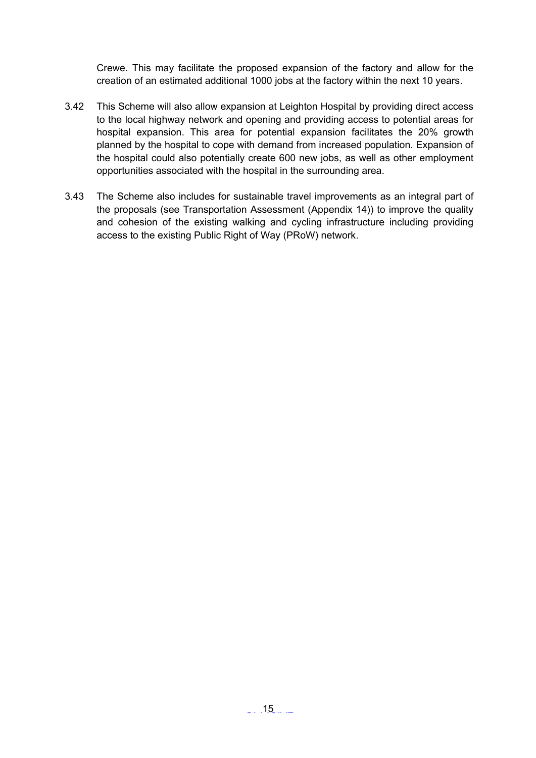Crewe. This may facilitate the proposed expansion of the factory and allow for the creation of an estimated additional 1000 jobs at the factory within the next 10 years.

3.42 This Scheme will also allow expansion at Leighton Hospital by providing direct access to the local highway network and opening and providing access to potential areas for hospital expansion. This area for potential expansion facilitates the 20% growth planned by the hospital to cope with demand from increased population. Expansion of the hospital could also potentially create 600 new jobs, as well as other employment opportunities associated with the hospital in the surrounding area.

3.43 The Scheme also includes for sustainable travel improvements as an integral part of the proposals (see Transportation Assessment (Appendix 14)) to improve the quality and cohesion of the existing walking and cycling infrastructure including providing access to the existing Public Right of Way (PRoW) network.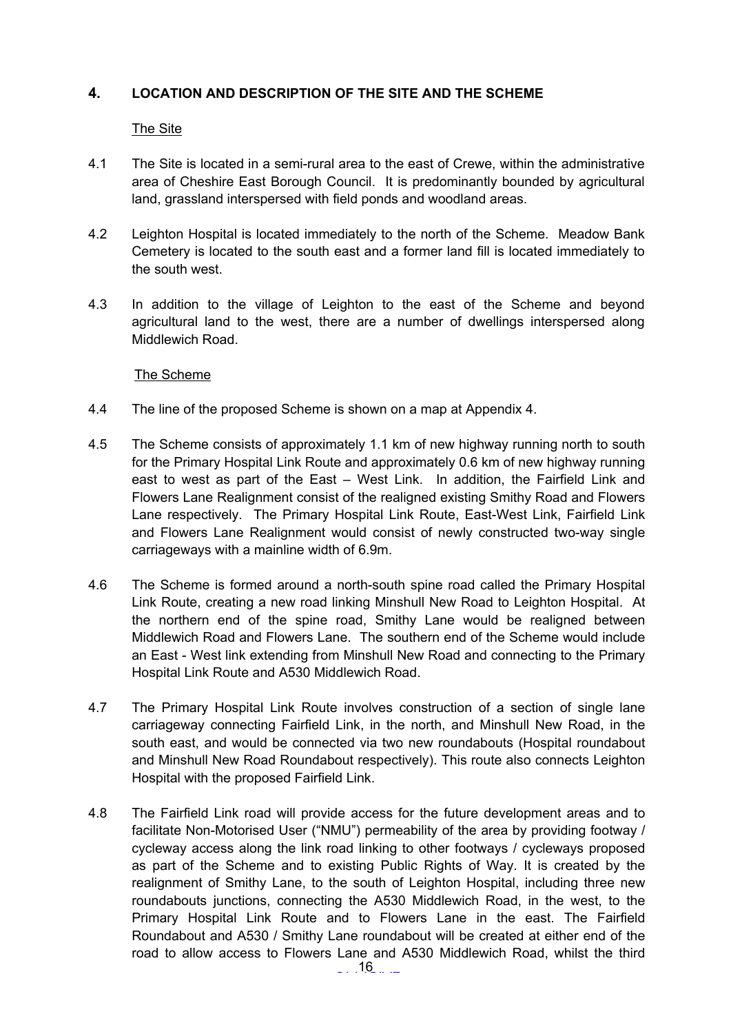## 4. LOCATION AND DESCRIPTION OF THE SITE AND THE SCHEME

The Site

4.1 The Site is located in a semi-rural area to the east of Crewe, within the administrative area of Cheshire East Borough Council. It is predominantly bounded by agricultural land, grassland interspersed with field ponds and woodland areas.

4.2 Leighton Hospital is located immediately to the north of the Scheme. Meadow Bank Cemetery is located to the south east and a former land fill is located immediately to the south west.

4.3 In addition to the village of Leighton to the east of the Scheme and beyond agricultural land to the west, there are a number of dwellings interspersed along Middlewich Road.

The Scheme

4.4 The line of the proposed Scheme is shown on a map at Appendix 4.

4.5 The Scheme consists of approximately 1.1 km of new highway running north to south for the Primary Hospital Link Route and approximately 0.6 km of new highway running east to west as part of the East – West Link. In addition, the Fairfield Link and Flowers Lane Realignment consist of the realigned existing Smithy Road and Flowers Lane respectively. The Primary Hospital Link Route, East-West Link, Fairfield Link and Flowers Lane Realignment would consist of newly constructed two-way single carriageways with a mainline width of 6.9m.

4.6 The Scheme is formed around a north-south spine road called the Primary Hospital Link Route, creating a new road linking Minshull New Road to Leighton Hospital. At the northern end of the spine road, Smithy Lane would be realigned between Middlewich Road and Flowers Lane. The southern end of the Scheme would include an East - West link extending from Minshull New Road and connecting to the Primary Hospital Link Route and A530 Middlewich Road.

4.7 The Primary Hospital Link Route involves construction of a section of single lane carriageway connecting Fairfield Link, in the north, and Minshull New Road, in the south east, and would be connected via two new roundabouts (Hospital roundabout and Minshull New Road Roundabout respectively). This route also connects Leighton Hospital with the proposed Fairfield Link.

4.8 The Fairfield Link road will provide access for the future development areas and to facilitate Non-Motorised User ("NMU") permeability of the area by providing footway / cycleway access along the link road linking to other footways / cycleways proposed as part of the Scheme and to existing Public Rights of Way. It is created by the realignment of Smithy Lane, to the south of Leighton Hospital, including three new roundabouts junctions, connecting the A530 Middlewich Road, in the west, to the Primary Hospital Link Route and to Flowers Lane in the east. The Fairfield Roundabout and A530 / Smithy Lane roundabout will be created at either end of the road to allow access to Flowers Lane and A530 Middlewich Road, whilst the third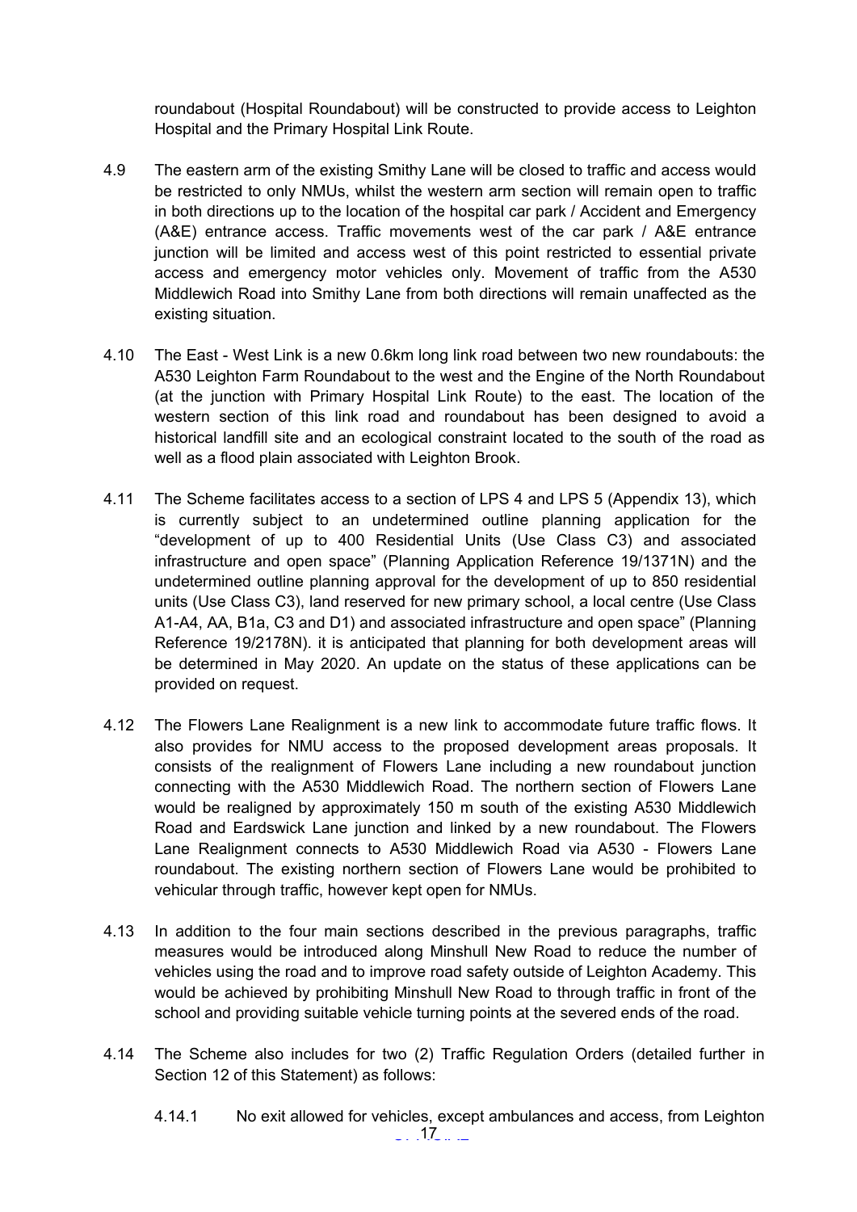roundabout (Hospital Roundabout) will be constructed to provide access to Leighton Hospital and the Primary Hospital Link Route.

4.9 The eastern arm of the existing Smithy Lane will be closed to traffic and access would be restricted to only NMUs, whilst the western arm section will remain open to traffic in both directions up to the location of the hospital car park / Accident and Emergency (A&E) entrance access. Traffic movements west of the car park / A&E entrance junction will be limited and access west of this point restricted to essential private access and emergency motor vehicles only. Movement of traffic from the A530 Middlewich Road into Smithy Lane from both directions will remain unaffected as the existing situation.

4.10 The East - West Link is a new 0.6km long link road between two new roundabouts: the A530 Leighton Farm Roundabout to the west and the Engine of the North Roundabout (at the junction with Primary Hospital Link Route) to the east. The location of the western section of this link road and roundabout has been designed to avoid a historical landfill site and an ecological constraint located to the south of the road as well as a flood plain associated with Leighton Brook.

4.11 The Scheme facilitates access to a section of LPS 4 and LPS 5 (Appendix 13), which is currently subject to an undetermined outline planning application for the "development of up to 400 Residential Units (Use Class C3) and associated infrastructure and open space" (Planning Application Reference 19/1371N) and the undetermined outline planning approval for the development of up to 850 residential units (Use Class C3), land reserved for new primary school, a local centre (Use Class A1-A4, AA, B1a, C3 and D1) and associated infrastructure and open space" (Planning Reference 19/2178N). it is anticipated that planning for both development areas will be determined in May 2020. An update on the status of these applications can be provided on request.

4.12 The Flowers Lane Realignment is a new link to accommodate future traffic flows. It also provides for NMU access to the proposed development areas proposals. It consists of the realignment of Flowers Lane including a new roundabout junction connecting with the A530 Middlewich Road. The northern section of Flowers Lane would be realigned by approximately 150 m south of the existing A530 Middlewich Road and Eardswick Lane junction and linked by a new roundabout. The Flowers Lane Realignment connects to A530 Middlewich Road via A530 - Flowers Lane roundabout. The existing northern section of Flowers Lane would be prohibited to vehicular through traffic, however kept open for NMUs.

4.13 In addition to the four main sections described in the previous paragraphs, traffic measures would be introduced along Minshull New Road to reduce the number of vehicles using the road and to improve road safety outside of Leighton Academy. This would be achieved by prohibiting Minshull New Road to through traffic in front of the school and providing suitable vehicle turning points at the severed ends of the road.

4.14 The Scheme also includes for two (2) Traffic Regulation Orders (detailed further in Section 12 of this Statement) as follows:

4.14.1 No exit allowed for vehicles, except ambulances and access, from Leighton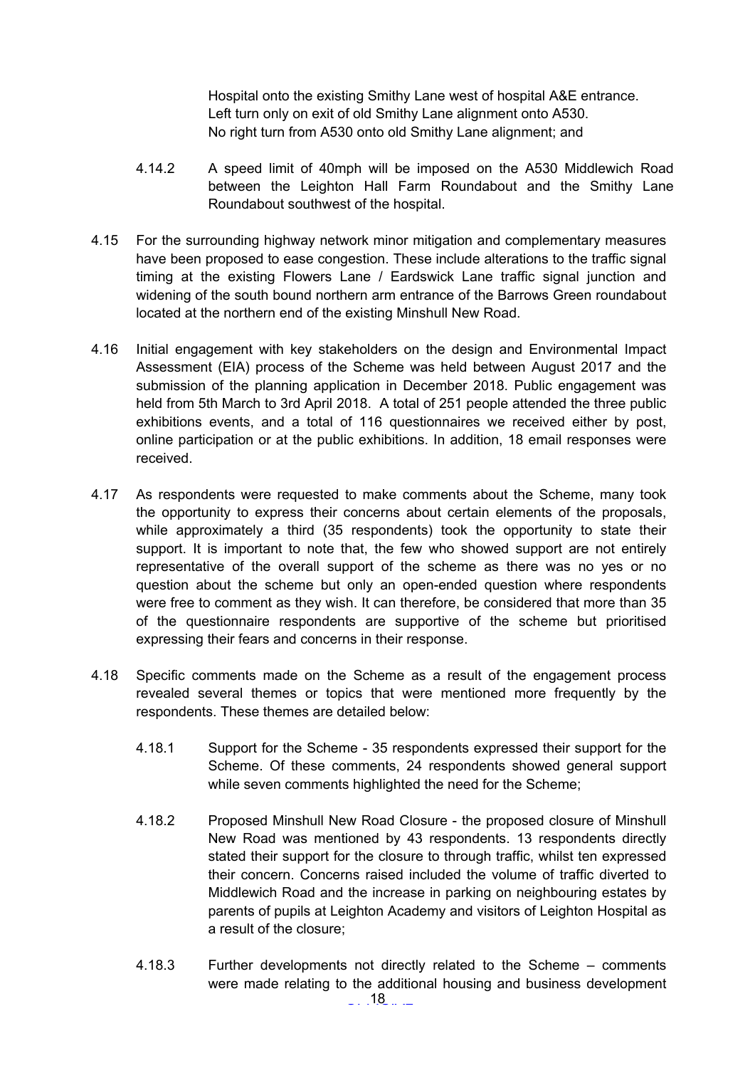Hospital onto the existing Smithy Lane west of hospital A&E entrance. Left turn only on exit of old Smithy Lane alignment onto A530. No right turn from A530 onto old Smithy Lane alignment; and

4.14.2 A speed limit of 40mph will be imposed on the A530 Middlewich Road between the Leighton Hall Farm Roundabout and the Smithy Lane Roundabout southwest of the hospital.

4.15 For the surrounding highway network minor mitigation and complementary measures have been proposed to ease congestion. These include alterations to the traffic signal timing at the existing Flowers Lane / Eardswick Lane traffic signal junction and widening of the south bound northern arm entrance of the Barrows Green roundabout located at the northern end of the existing Minshull New Road.

4.16 Initial engagement with key stakeholders on the design and Environmental Impact Assessment (EIA) process of the Scheme was held between August 2017 and the submission of the planning application in December 2018. Public engagement was held from 5th March to 3rd April 2018. A total of 251 people attended the three public exhibitions events, and a total of 116 questionnaires we received either by post, online participation or at the public exhibitions. In addition, 18 email responses were received.

4.17 As respondents were requested to make comments about the Scheme, many took the opportunity to express their concerns about certain elements of the proposals, while approximately a third (35 respondents) took the opportunity to state their support. It is important to note that, the few who showed support are not entirely representative of the overall support of the scheme as there was no yes or no question about the scheme but only an open-ended question where respondents were free to comment as they wish. It can therefore, be considered that more than 35 of the questionnaire respondents are supportive of the scheme but prioritised expressing their fears and concerns in their response.

4.18 Specific comments made on the Scheme as a result of the engagement process revealed several themes or topics that were mentioned more frequently by the respondents. These themes are detailed below:

4.18.1 Support for the Scheme - 35 respondents expressed their support for the Scheme. Of these comments, 24 respondents showed general support while seven comments highlighted the need for the Scheme;

4.18.2 Proposed Minshull New Road Closure - the proposed closure of Minshull New Road was mentioned by 43 respondents. 13 respondents directly stated their support for the closure to through traffic, whilst ten expressed their concern. Concerns raised included the volume of traffic diverted to Middlewich Road and the increase in parking on neighbouring estates by parents of pupils at Leighton Academy and visitors of Leighton Hospital as a result of the closure;

4.18.3 Further developments not directly related to the Scheme – comments were made relating to the additional housing and business development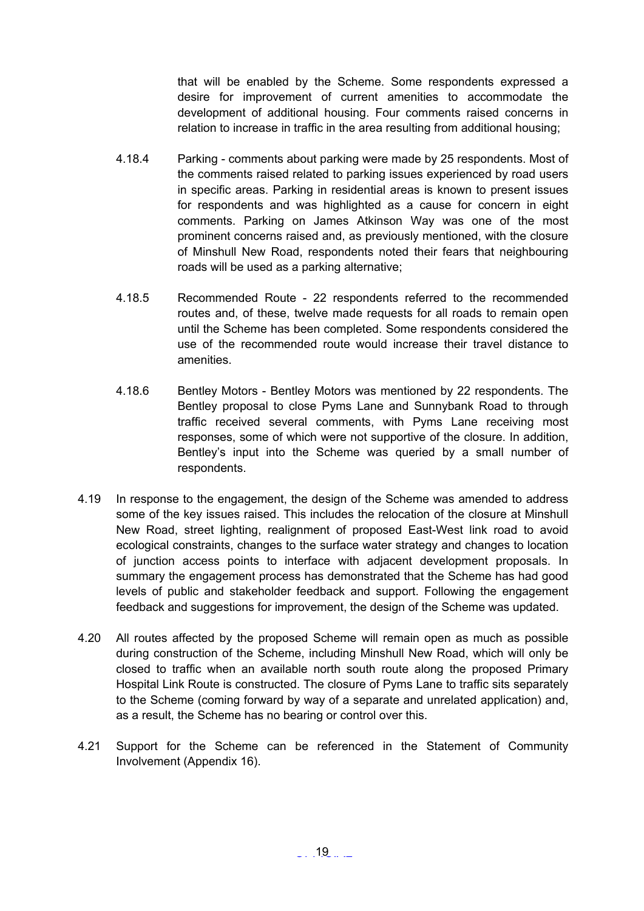that will be enabled by the Scheme. Some respondents expressed a desire for improvement of current amenities to accommodate the development of additional housing. Four comments raised concerns in relation to increase in traffic in the area resulting from additional housing;

4.18.4 Parking - comments about parking were made by 25 respondents. Most of the comments raised related to parking issues experienced by road users in specific areas. Parking in residential areas is known to present issues for respondents and was highlighted as a cause for concern in eight comments. Parking on James Atkinson Way was one of the most prominent concerns raised and, as previously mentioned, with the closure of Minshull New Road, respondents noted their fears that neighbouring roads will be used as a parking alternative;

4.18.5 Recommended Route - 22 respondents referred to the recommended routes and, of these, twelve made requests for all roads to remain open until the Scheme has been completed. Some respondents considered the use of the recommended route would increase their travel distance to amenities.

4.18.6 Bentley Motors - Bentley Motors was mentioned by 22 respondents. The Bentley proposal to close Pyms Lane and Sunnybank Road to through traffic received several comments, with Pyms Lane receiving most responses, some of which were not supportive of the closure. In addition, Bentley's input into the Scheme was queried by a small number of respondents.

4.19 In response to the engagement, the design of the Scheme was amended to address some of the key issues raised. This includes the relocation of the closure at Minshull New Road, street lighting, realignment of proposed East-West link road to avoid ecological constraints, changes to the surface water strategy and changes to location of junction access points to interface with adjacent development proposals. In summary the engagement process has demonstrated that the Scheme has had good levels of public and stakeholder feedback and support. Following the engagement feedback and suggestions for improvement, the design of the Scheme was updated.

4.20 All routes affected by the proposed Scheme will remain open as much as possible during construction of the Scheme, including Minshull New Road, which will only be closed to traffic when an available north south route along the proposed Primary Hospital Link Route is constructed. The closure of Pyms Lane to traffic sits separately to the Scheme (coming forward by way of a separate and unrelated application) and, as a result, the Scheme has no bearing or control over this.

4.21 Support for the Scheme can be referenced in the Statement of Community Involvement (Appendix 16).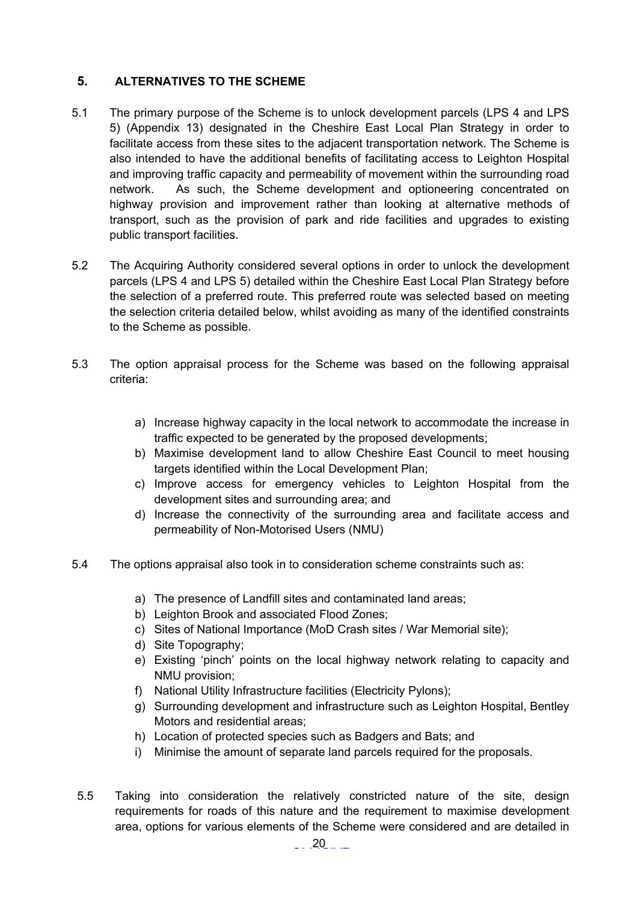## 5. ALTERNATIVES TO THE SCHEME

5.1 The primary purpose of the Scheme is to unlock development parcels (LPS 4 and LPS 5) (Appendix 13) designated in the Cheshire East Local Plan Strategy in order to facilitate access from these sites to the adjacent transportation network. The Scheme is also intended to have the additional benefits of facilitating access to Leighton Hospital and improving traffic capacity and permeability of movement within the surrounding road network. As such, the Scheme development and optioneering concentrated on highway provision and improvement rather than looking at alternative methods of transport, such as the provision of park and ride facilities and upgrades to existing public transport facilities.

5.2 The Acquiring Authority considered several options in order to unlock the development parcels (LPS 4 and LPS 5) detailed within the Cheshire East Local Plan Strategy before the selection of a preferred route. This preferred route was selected based on meeting the selection criteria detailed below, whilst avoiding as many of the identified constraints to the Scheme as possible.

5.3 The option appraisal process for the Scheme was based on the following appraisal criteria:

a) Increase highway capacity in the local network to accommodate the increase in traffic expected to be generated by the proposed developments;
b) Maximise development land to allow Cheshire East Council to meet housing targets identified within the Local Development Plan;
c) Improve access for emergency vehicles to Leighton Hospital from the development sites and surrounding area; and
d) Increase the connectivity of the surrounding area and facilitate access and permeability of Non-Motorised Users (NMU)

5.4 The options appraisal also took in to consideration scheme constraints such as:

a) The presence of Landfill sites and contaminated land areas;
b) Leighton Brook and associated Flood Zones;
c) Sites of National Importance (MoD Crash sites / War Memorial site);
d) Site Topography;
e) Existing 'pinch' points on the local highway network relating to capacity and NMU provision;
f) National Utility Infrastructure facilities (Electricity Pylons);
g) Surrounding development and infrastructure such as Leighton Hospital, Bentley Motors and residential areas;
h) Location of protected species such as Badgers and Bats; and
i) Minimise the amount of separate land parcels required for the proposals.

5.5 Taking into consideration the relatively constricted nature of the site, design requirements for roads of this nature and the requirement to maximise development area, options for various elements of the Scheme were considered and are detailed in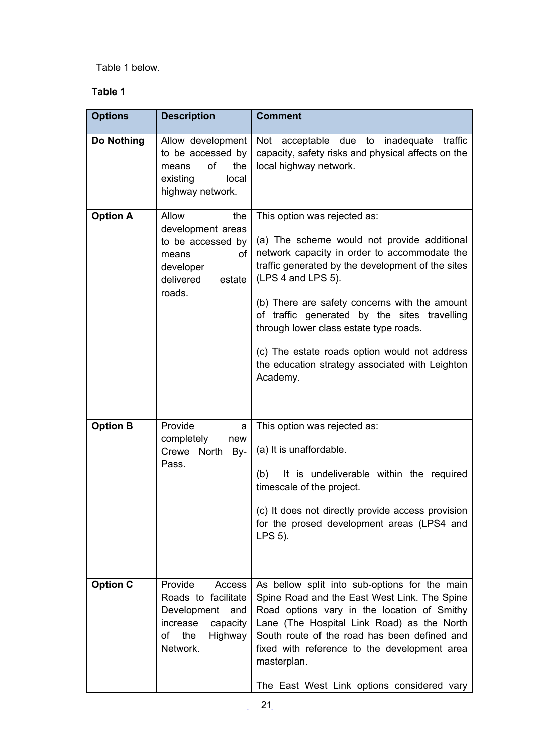Table 1 below.

**Table 1**

| **Options** | **Description** | **Comment** |
|---|---|---|
| **Do Nothing** | Allow development to be accessed by means of the existing local highway network. | Not acceptable due to inadequate traffic capacity, safety risks and physical affects on the local highway network. |
| **Option A** | Allow the development areas to be accessed by means of developer delivered estate roads. | This option was rejected as:<br><br>(a) The scheme would not provide additional network capacity in order to accommodate the traffic generated by the development of the sites (LPS 4 and LPS 5).<br><br>(b) There are safety concerns with the amount of traffic generated by the sites travelling through lower class estate type roads.<br><br>(c) The estate roads option would not address the education strategy associated with Leighton Academy. |
| **Option B** | Provide a completely new Crewe North By-Pass. | This option was rejected as:<br><br>(a) It is unaffordable.<br><br>(b) It is undeliverable within the required timescale of the project.<br><br>(c) It does not directly provide access provision for the prosed development areas (LPS4 and LPS 5). |
| **Option C** | Provide Access Roads to facilitate Development and increase capacity of the Highway Network. | As bellow split into sub-options for the main Spine Road and the East West Link. The Spine Road options vary in the location of Smithy Lane (The Hospital Link Road) as the North South route of the road has been defined and fixed with reference to the development area masterplan.<br><br>The East West Link options considered vary |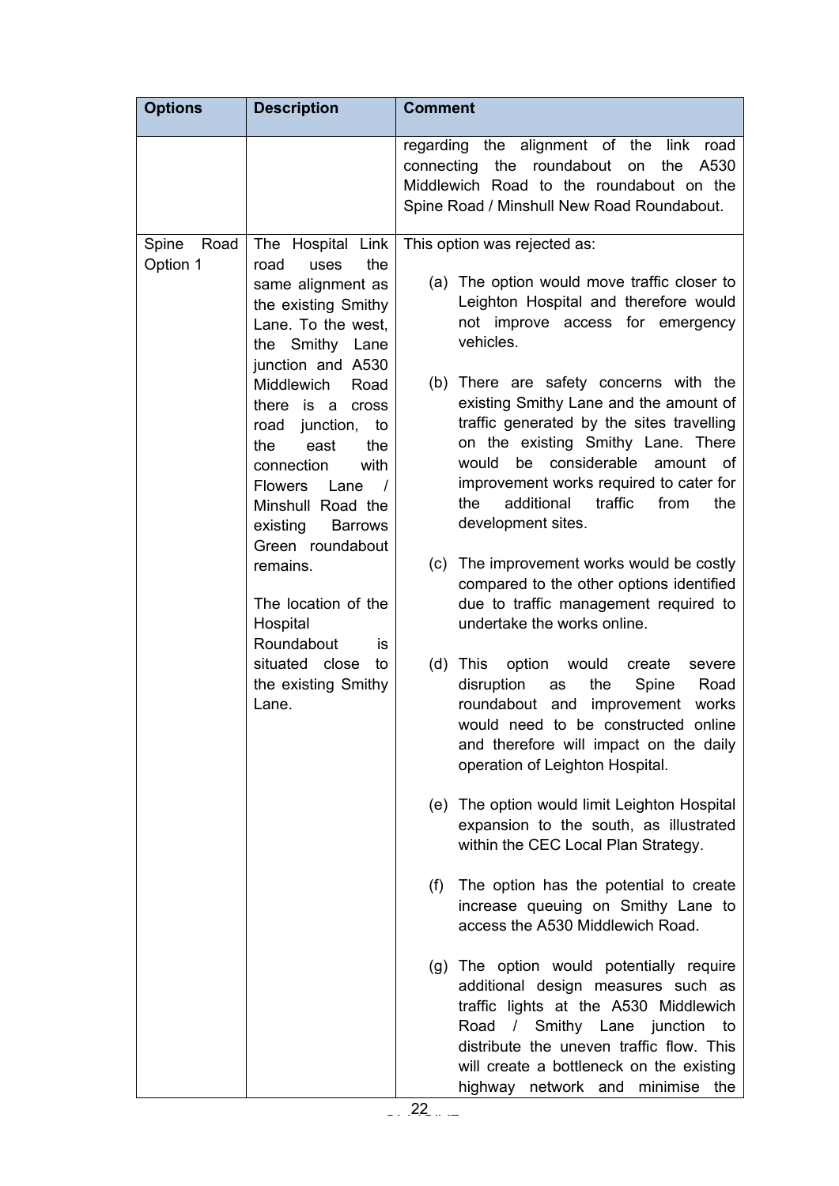| Options | Description | Comment |
|---|---|---|
| | | regarding the alignment of the link road connecting the roundabout on the A530 Middlewich Road to the roundabout on the Spine Road / Minshull New Road Roundabout. |
| Spine Road Option 1 | The Hospital Link road uses the same alignment as the existing Smithy Lane. To the west, the Smithy Lane junction and A530 Middlewich Road there is a cross road junction, to the east the connection with Flowers Lane / Minshull Road the existing Barrows Green roundabout remains.<br><br>The location of the Hospital Roundabout is situated close to the existing Smithy Lane. | This option was rejected as:<br><br>(a) The option would move traffic closer to Leighton Hospital and therefore would not improve access for emergency vehicles.<br><br>(b) There are safety concerns with the existing Smithy Lane and the amount of traffic generated by the sites travelling on the existing Smithy Lane. There would be considerable amount of improvement works required to cater for the additional traffic from the development sites.<br><br>(c) The improvement works would be costly compared to the other options identified due to traffic management required to undertake the works online.<br><br>(d) This option would create severe disruption as the Spine Road roundabout and improvement works would need to be constructed online and therefore will impact on the daily operation of Leighton Hospital.<br><br>(e) The option would limit Leighton Hospital expansion to the south, as illustrated within the CEC Local Plan Strategy.<br><br>(f) The option has the potential to create increase queuing on Smithy Lane to access the A530 Middlewich Road.<br><br>(g) The option would potentially require additional design measures such as traffic lights at the A530 Middlewich Road / Smithy Lane junction to distribute the uneven traffic flow. This will create a bottleneck on the existing highway network and minimise the |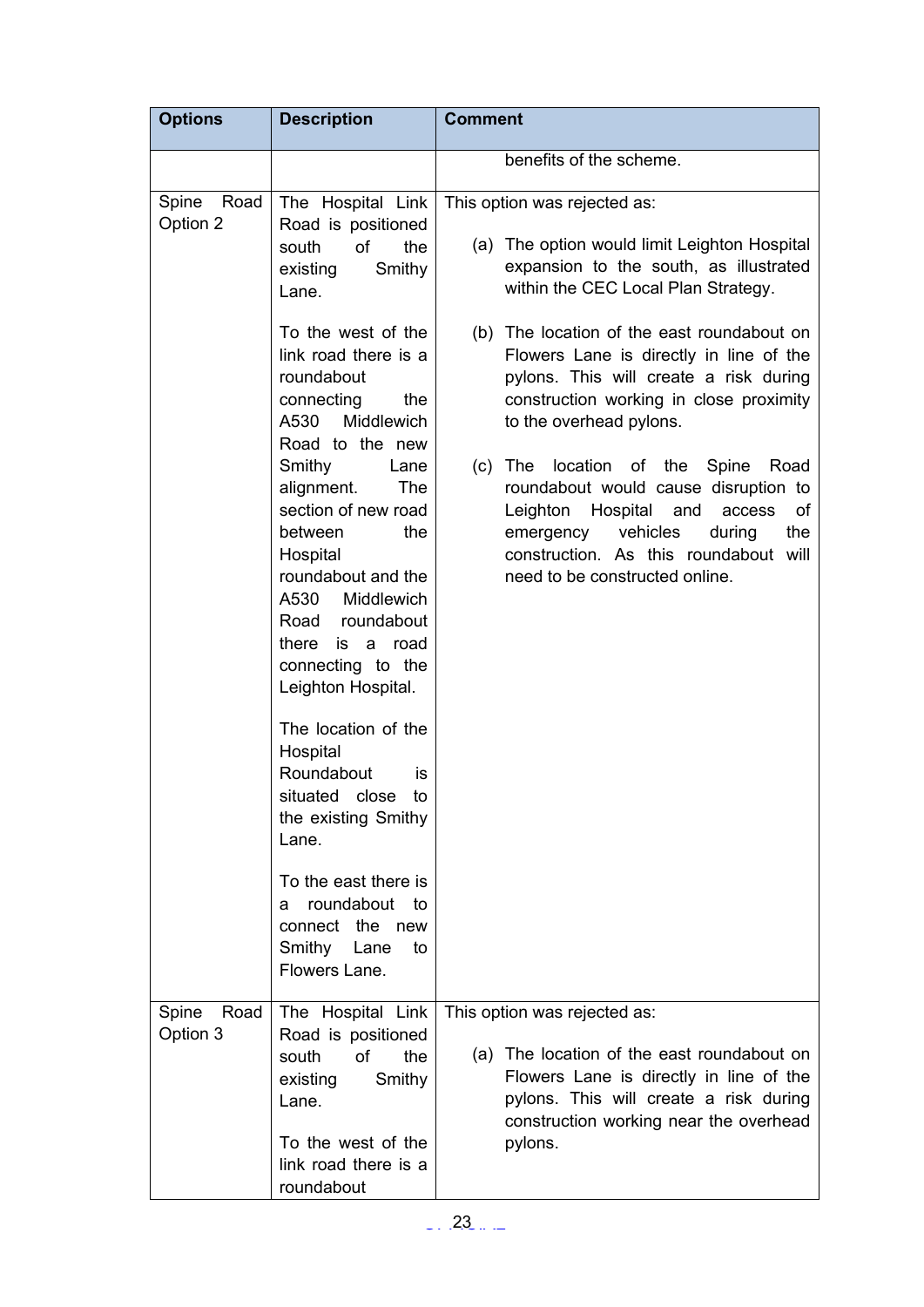| Options | Description | Comment |
|---|---|---|
| | | benefits of the scheme. |
| Spine Road Option 2 | The Hospital Link Road is positioned south of the existing Smithy Lane.<br><br>To the west of the link road there is a roundabout connecting the A530 Middlewich Road to the new Smithy Lane alignment. The section of new road between the Hospital roundabout and the A530 Middlewich Road roundabout there is a road connecting to the Leighton Hospital.<br><br>The location of the Hospital Roundabout is situated close to the existing Smithy Lane.<br><br>To the east there is a roundabout to connect the new Smithy Lane to Flowers Lane. | This option was rejected as:<br><br>(a) The option would limit Leighton Hospital expansion to the south, as illustrated within the CEC Local Plan Strategy.<br><br>(b) The location of the east roundabout on Flowers Lane is directly in line of the pylons. This will create a risk during construction working in close proximity to the overhead pylons.<br><br>(c) The location of the Spine Road roundabout would cause disruption to Leighton Hospital and access of emergency vehicles during the construction. As this roundabout will need to be constructed online. |
| Spine Road Option 3 | The Hospital Link Road is positioned south of the existing Smithy Lane.<br><br>To the west of the link road there is a roundabout | This option was rejected as:<br><br>(a) The location of the east roundabout on Flowers Lane is directly in line of the pylons. This will create a risk during construction working near the overhead pylons. |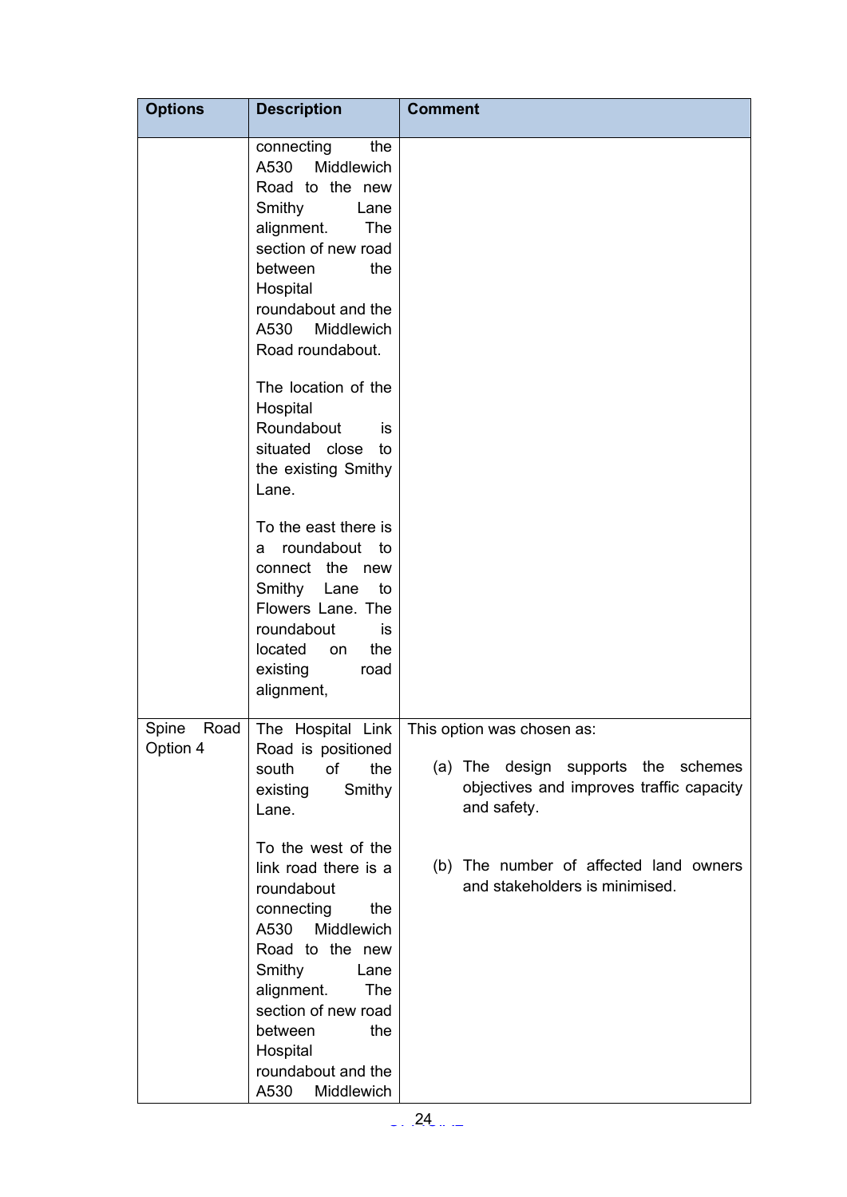| Options | Description | Comment |
|---|---|---|
| | connecting the A530 Middlewich Road to the new Smithy Lane alignment. The section of new road between the Hospital roundabout and the A530 Middlewich Road roundabout.<br><br>The location of the Hospital Roundabout is situated close to the existing Smithy Lane.<br><br>To the east there is a roundabout to connect the new Smithy Lane to Flowers Lane. The roundabout is located on the existing road alignment, | |
| Spine Road Option 4 | The Hospital Link Road is positioned south of the existing Smithy Lane.<br><br>To the west of the link road there is a roundabout connecting the A530 Middlewich Road to the new Smithy Lane alignment. The section of new road between the Hospital roundabout and the A530 Middlewich | This option was chosen as:<br><br>(a) The design supports the schemes objectives and improves traffic capacity and safety.<br><br>(b) The number of affected land owners and stakeholders is minimised. |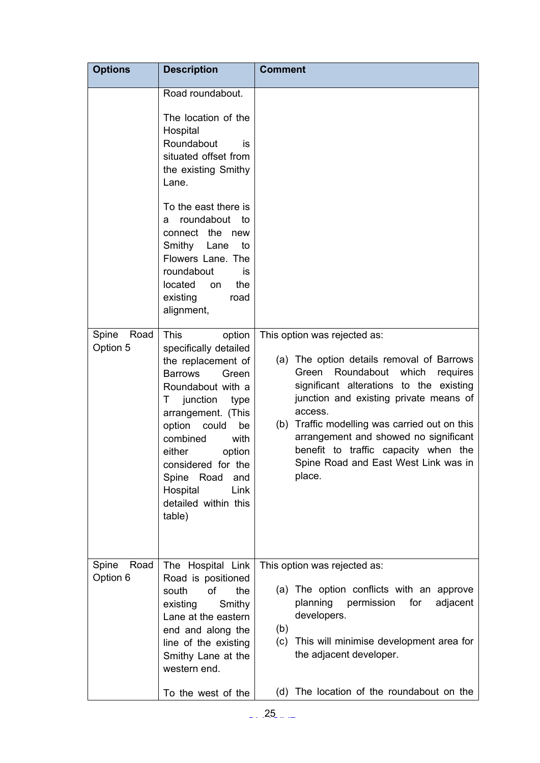| Options | Description | Comment |
|---|---|---|
| | Road roundabout.<br><br>The location of the Hospital Roundabout is situated offset from the existing Smithy Lane.<br><br>To the east there is a roundabout to connect the new Smithy Lane to Flowers Lane. The roundabout is located on the existing road alignment, | |
| Spine Road Option 5 | This option specifically detailed the replacement of Barrows Green Roundabout with a T junction type arrangement. (This option could be combined with either option considered for the Spine Road and Hospital Link detailed within this table) | This option was rejected as:<br><br>(a) The option details removal of Barrows Green Roundabout which requires significant alterations to the existing junction and existing private means of access.<br>(b) Traffic modelling was carried out on this arrangement and showed no significant benefit to traffic capacity when the Spine Road and East West Link was in place. |
| Spine Road Option 6 | The Hospital Link Road is positioned south of the existing Smithy Lane at the eastern end and along the line of the existing Smithy Lane at the western end.<br><br>To the west of the | This option was rejected as:<br><br>(a) The option conflicts with an approve planning permission for adjacent developers.<br>(b)<br>(c) This will minimise development area for the adjacent developer.<br><br>(d) The location of the roundabout on the |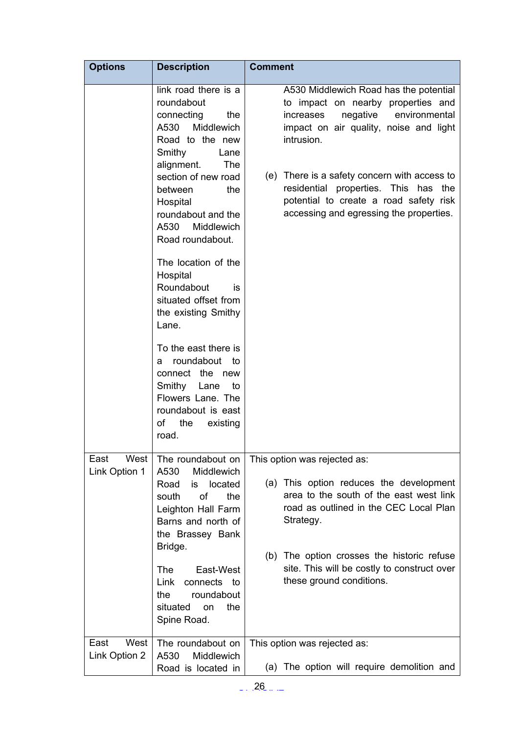| Options | Description | Comment |
|---|---|---|
| | link road there is a roundabout connecting the A530 Middlewich Road to the new Smithy Lane alignment. The section of new road between the Hospital roundabout and the A530 Middlewich Road roundabout.<br><br>The location of the Hospital Roundabout is situated offset from the existing Smithy Lane.<br><br>To the east there is a roundabout to connect the new Smithy Lane to Flowers Lane. The roundabout is east of the existing road. | A530 Middlewich Road has the potential to impact on nearby properties and increases negative environmental impact on air quality, noise and light intrusion.<br><br>(e) There is a safety concern with access to residential properties. This has the potential to create a road safety risk accessing and egressing the properties. |
| East West Link Option 1 | The roundabout on A530 Middlewich Road is located south of the Leighton Hall Farm Barns and north of the Brassey Bank Bridge.<br><br>The East-West Link connects to the roundabout situated on the Spine Road. | This option was rejected as:<br><br>(a) This option reduces the development area to the south of the east west link road as outlined in the CEC Local Plan Strategy.<br><br>(b) The option crosses the historic refuse site. This will be costly to construct over these ground conditions. |
| East West Link Option 2 | The roundabout on A530 Middlewich Road is located in | This option was rejected as:<br><br>(a) The option will require demolition and |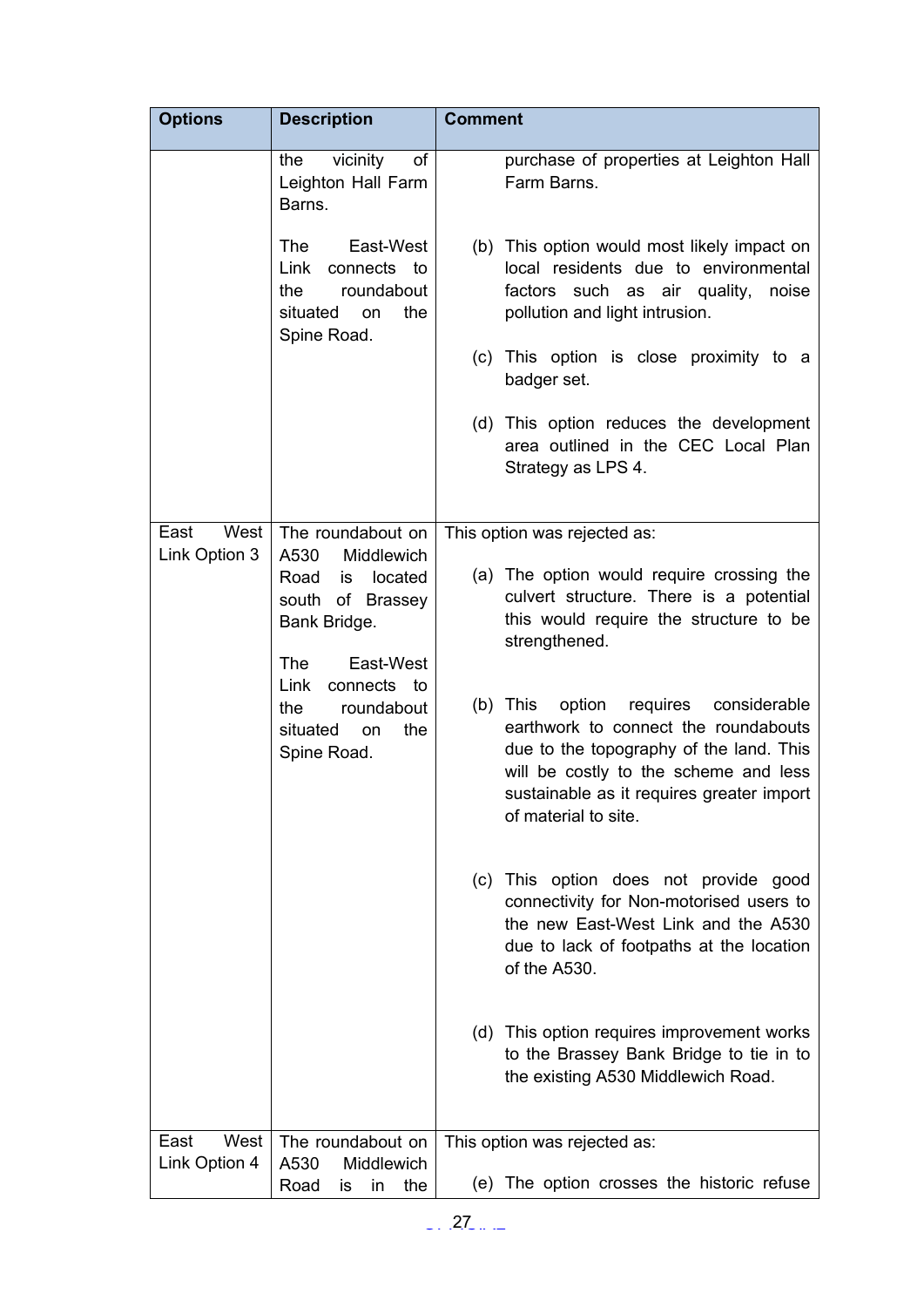| Options | Description | Comment |
|---|---|---|
| | the vicinity of Leighton Hall Farm Barns.<br><br>The East-West Link connects to the roundabout situated on the Spine Road. | purchase of properties at Leighton Hall Farm Barns.<br><br>(b) This option would most likely impact on local residents due to environmental factors such as air quality, noise pollution and light intrusion.<br><br>(c) This option is close proximity to a badger set.<br><br>(d) This option reduces the development area outlined in the CEC Local Plan Strategy as LPS 4. |
| East West Link Option 3 | The roundabout on A530 Middlewich Road is located south of Brassey Bank Bridge.<br><br>The East-West Link connects to the roundabout situated on the Spine Road. | This option was rejected as:<br><br>(a) The option would require crossing the culvert structure. There is a potential this would require the structure to be strengthened.<br><br>(b) This option requires considerable earthwork to connect the roundabouts due to the topography of the land. This will be costly to the scheme and less sustainable as it requires greater import of material to site.<br><br>(c) This option does not provide good connectivity for Non-motorised users to the new East-West Link and the A530 due to lack of footpaths at the location of the A530.<br><br>(d) This option requires improvement works to the Brassey Bank Bridge to tie in to the existing A530 Middlewich Road. |
| East West Link Option 4 | The roundabout on A530 Middlewich Road is in the | This option was rejected as:<br><br>(e) The option crosses the historic refuse |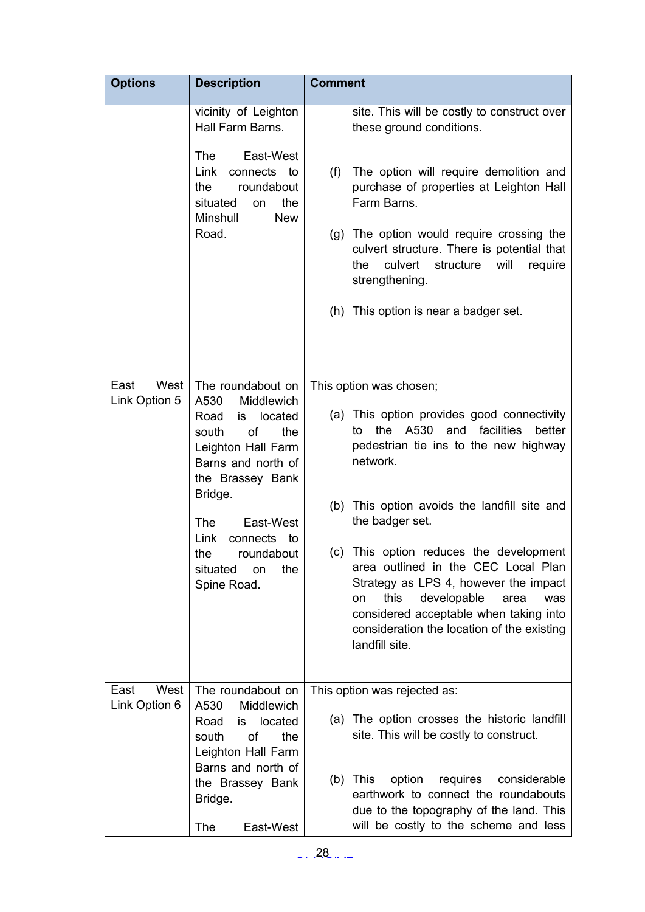| Options | Description | Comment |
|---|---|---|
| | vicinity of Leighton Hall Farm Barns.<br><br>The East-West Link connects to the roundabout situated on the Minshull New Road. | site. This will be costly to construct over these ground conditions.<br><br>(f) The option will require demolition and purchase of properties at Leighton Hall Farm Barns.<br><br>(g) The option would require crossing the culvert structure. There is potential that the culvert structure will require strengthening.<br><br>(h) This option is near a badger set. |
| East West Link Option 5 | The roundabout on A530 Middlewich Road is located south of the Leighton Hall Farm Barns and north of the Brassey Bank Bridge.<br><br>The East-West Link connects to the roundabout situated on the Spine Road. | This option was chosen;<br><br>(a) This option provides good connectivity to the A530 and facilities better pedestrian tie ins to the new highway network.<br><br>(b) This option avoids the landfill site and the badger set.<br><br>(c) This option reduces the development area outlined in the CEC Local Plan Strategy as LPS 4, however the impact on this developable area was considered acceptable when taking into consideration the location of the existing landfill site. |
| East West Link Option 6 | The roundabout on A530 Middlewich Road is located south of the Leighton Hall Farm Barns and north of the Brassey Bank Bridge.<br><br>The East-West | This option was rejected as:<br><br>(a) The option crosses the historic landfill site. This will be costly to construct.<br><br>(b) This option requires considerable earthwork to connect the roundabouts due to the topography of the land. This will be costly to the scheme and less |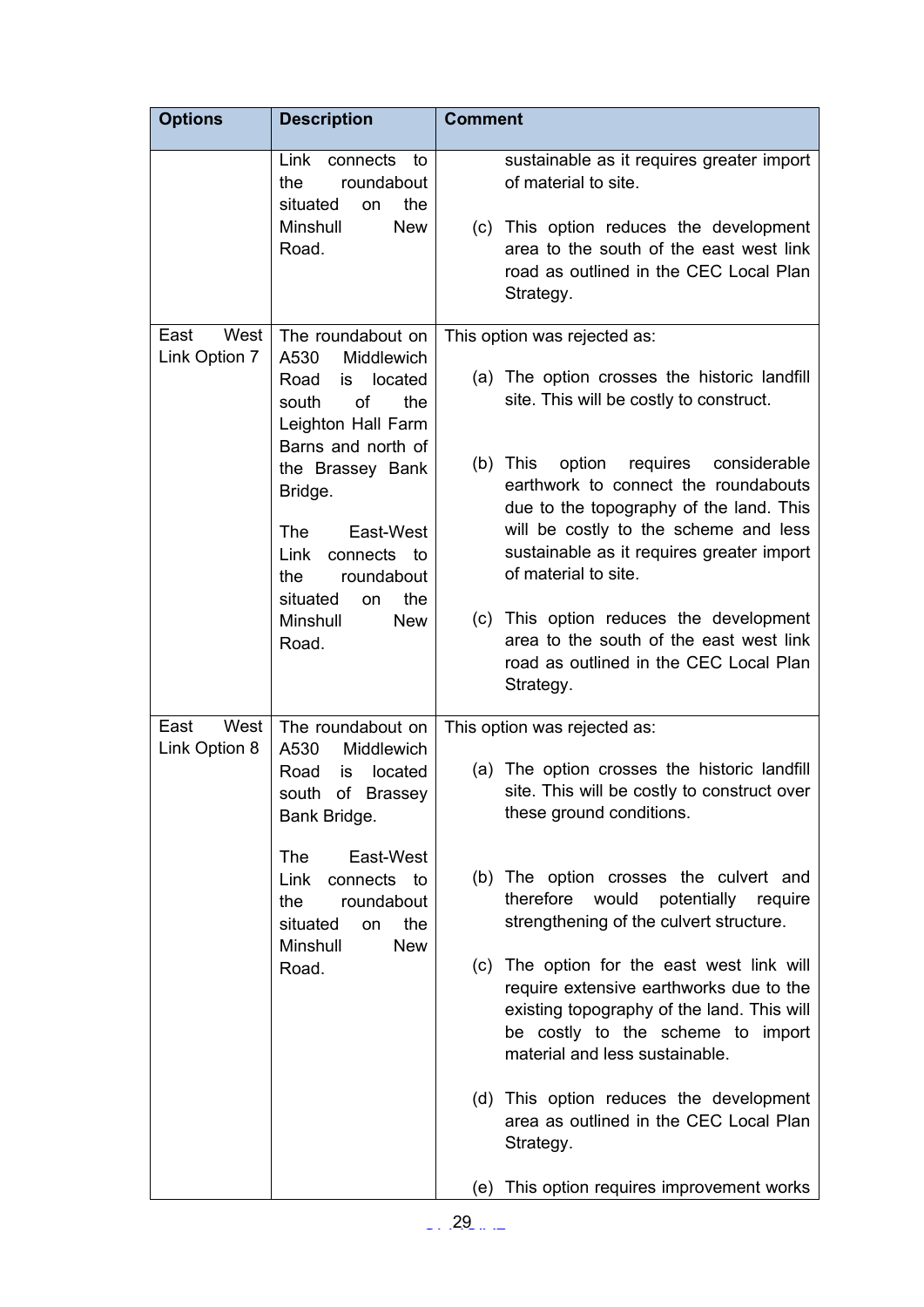| Options | Description | Comment |
|---|---|---|
| | Link connects to the roundabout situated on the Minshull New Road. | sustainable as it requires greater import of material to site.<br><br>(c) This option reduces the development area to the south of the east west link road as outlined in the CEC Local Plan Strategy. |
| East West Link Option 7 | The roundabout on A530 Middlewich Road is located south of the Leighton Hall Farm Barns and north of the Brassey Bank Bridge.<br><br>The East-West Link connects to the roundabout situated on the Minshull New Road. | This option was rejected as:<br><br>(a) The option crosses the historic landfill site. This will be costly to construct.<br><br>(b) This option requires considerable earthwork to connect the roundabouts due to the topography of the land. This will be costly to the scheme and less sustainable as it requires greater import of material to site.<br><br>(c) This option reduces the development area to the south of the east west link road as outlined in the CEC Local Plan Strategy. |
| East West Link Option 8 | The roundabout on A530 Middlewich Road is located south of Brassey Bank Bridge.<br><br>The East-West Link connects to the roundabout situated on the Minshull New Road. | This option was rejected as:<br><br>(a) The option crosses the historic landfill site. This will be costly to construct over these ground conditions.<br><br>(b) The option crosses the culvert and therefore would potentially require strengthening of the culvert structure.<br><br>(c) The option for the east west link will require extensive earthworks due to the existing topography of the land. This will be costly to the scheme to import material and less sustainable.<br><br>(d) This option reduces the development area as outlined in the CEC Local Plan Strategy.<br><br>(e) This option requires improvement works |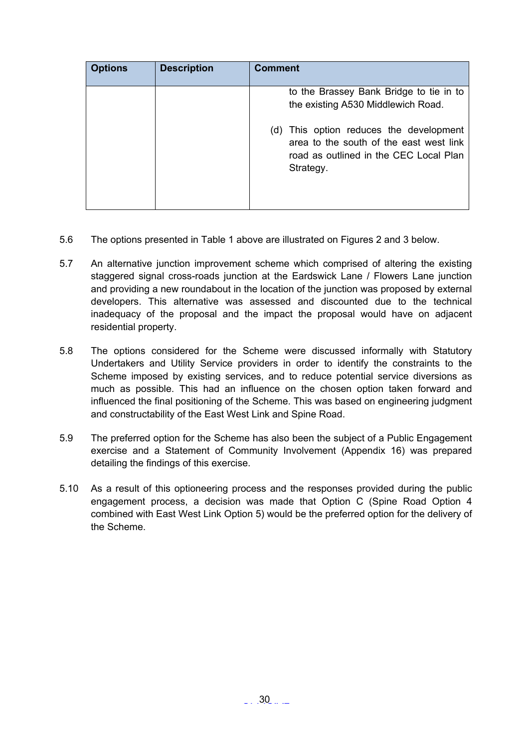| Options | Description | Comment |
|---|---|---|
| | | to the Brassey Bank Bridge to tie in to the existing A530 Middlewich Road.<br><br>(d) This option reduces the development area to the south of the east west link road as outlined in the CEC Local Plan Strategy. |

5.6 The options presented in Table 1 above are illustrated on Figures 2 and 3 below.

5.7 An alternative junction improvement scheme which comprised of altering the existing staggered signal cross-roads junction at the Eardswick Lane / Flowers Lane junction and providing a new roundabout in the location of the junction was proposed by external developers. This alternative was assessed and discounted due to the technical inadequacy of the proposal and the impact the proposal would have on adjacent residential property.

5.8 The options considered for the Scheme were discussed informally with Statutory Undertakers and Utility Service providers in order to identify the constraints to the Scheme imposed by existing services, and to reduce potential service diversions as much as possible. This had an influence on the chosen option taken forward and influenced the final positioning of the Scheme. This was based on engineering judgment and constructability of the East West Link and Spine Road.

5.9 The preferred option for the Scheme has also been the subject of a Public Engagement exercise and a Statement of Community Involvement (Appendix 16) was prepared detailing the findings of this exercise.

5.10 As a result of this optioneering process and the responses provided during the public engagement process, a decision was made that Option C (Spine Road Option 4 combined with East West Link Option 5) would be the preferred option for the delivery of the Scheme.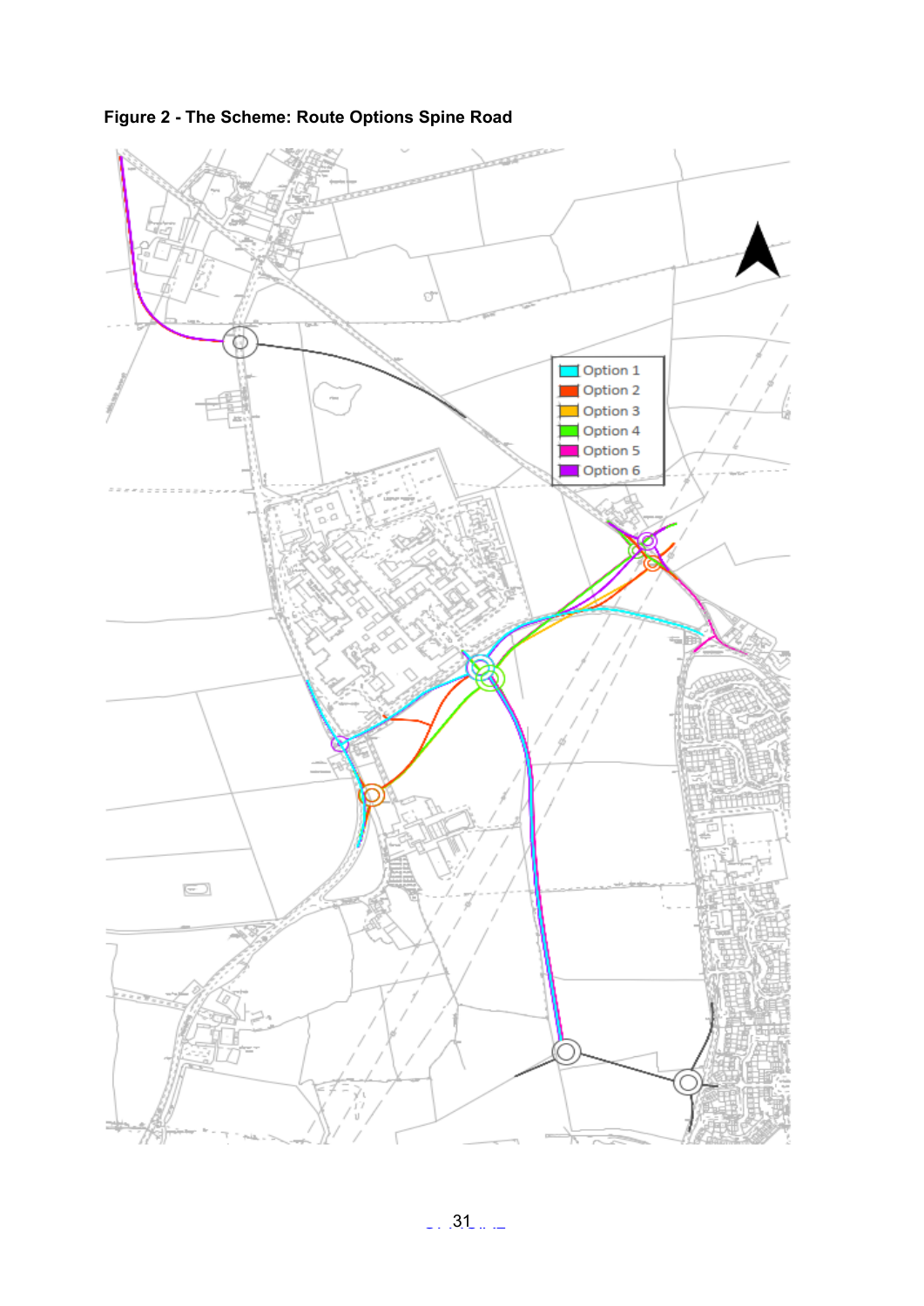**Figure 2 - The Scheme: Route Options Spine Road**

| Legend |
| --- |
| Option 1 |
| Option 2 |
| Option 3 |
| Option 4 |
| Option 5 |
| Option 6 |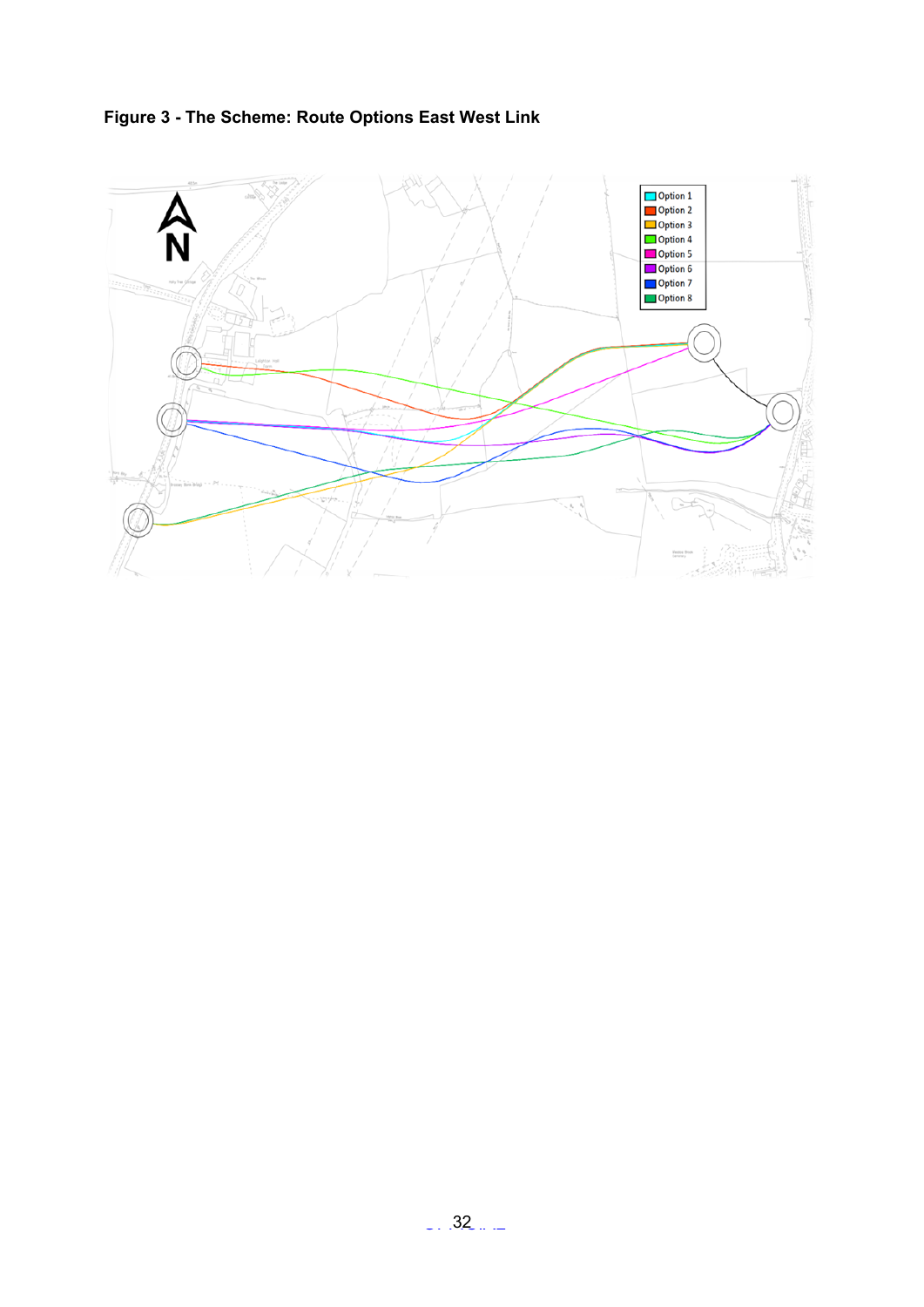**Figure 3 - The Scheme: Route Options East West Link**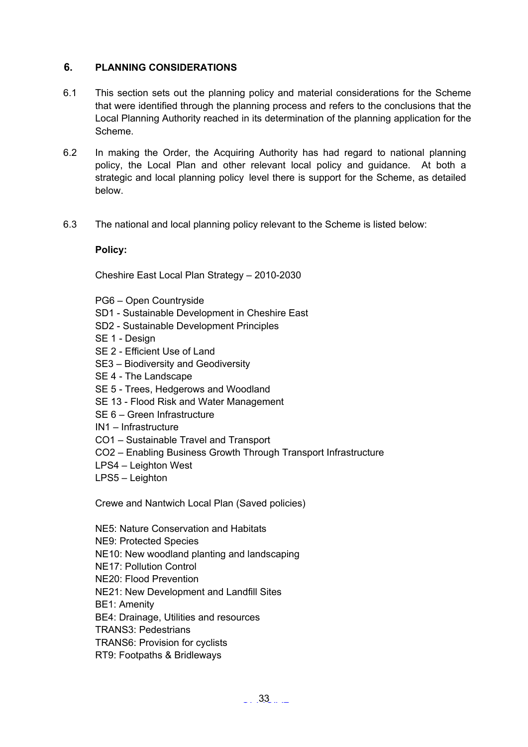## 6. PLANNING CONSIDERATIONS

6.1 This section sets out the planning policy and material considerations for the Scheme that were identified through the planning process and refers to the conclusions that the Local Planning Authority reached in its determination of the planning application for the Scheme.

6.2 In making the Order, the Acquiring Authority has had regard to national planning policy, the Local Plan and other relevant local policy and guidance. At both a strategic and local planning policy level there is support for the Scheme, as detailed below.

6.3 The national and local planning policy relevant to the Scheme is listed below:

**Policy:**

Cheshire East Local Plan Strategy – 2010-2030

PG6 – Open Countryside
SD1 - Sustainable Development in Cheshire East
SD2 - Sustainable Development Principles
SE 1 - Design
SE 2 - Efficient Use of Land
SE3 – Biodiversity and Geodiversity
SE 4 - The Landscape
SE 5 - Trees, Hedgerows and Woodland
SE 13 - Flood Risk and Water Management
SE 6 – Green Infrastructure
IN1 – Infrastructure
CO1 – Sustainable Travel and Transport
CO2 – Enabling Business Growth Through Transport Infrastructure
LPS4 – Leighton West
LPS5 – Leighton

Crewe and Nantwich Local Plan (Saved policies)

NE5: Nature Conservation and Habitats
NE9: Protected Species
NE10: New woodland planting and landscaping
NE17: Pollution Control
NE20: Flood Prevention
NE21: New Development and Landfill Sites
BE1: Amenity
BE4: Drainage, Utilities and resources
TRANS3: Pedestrians
TRANS6: Provision for cyclists
RT9: Footpaths & Bridleways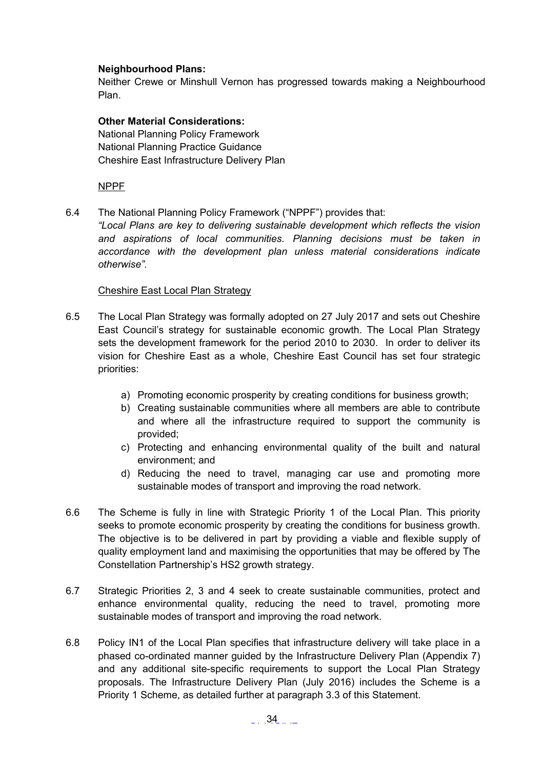**Neighbourhood Plans:**
Neither Crewe or Minshull Vernon has progressed towards making a Neighbourhood Plan.

**Other Material Considerations:**
National Planning Policy Framework
National Planning Practice Guidance
Cheshire East Infrastructure Delivery Plan

NPPF

6.4 The National Planning Policy Framework ("NPPF") provides that:
*"Local Plans are key to delivering sustainable development which reflects the vision and aspirations of local communities. Planning decisions must be taken in accordance with the development plan unless material considerations indicate otherwise".*

Cheshire East Local Plan Strategy

6.5 The Local Plan Strategy was formally adopted on 27 July 2017 and sets out Cheshire East Council's strategy for sustainable economic growth. The Local Plan Strategy sets the development framework for the period 2010 to 2030. In order to deliver its vision for Cheshire East as a whole, Cheshire East Council has set four strategic priorities:

a) Promoting economic prosperity by creating conditions for business growth;
b) Creating sustainable communities where all members are able to contribute and where all the infrastructure required to support the community is provided;
c) Protecting and enhancing environmental quality of the built and natural environment; and
d) Reducing the need to travel, managing car use and promoting more sustainable modes of transport and improving the road network.

6.6 The Scheme is fully in line with Strategic Priority 1 of the Local Plan. This priority seeks to promote economic prosperity by creating the conditions for business growth. The objective is to be delivered in part by providing a viable and flexible supply of quality employment land and maximising the opportunities that may be offered by The Constellation Partnership's HS2 growth strategy.

6.7 Strategic Priorities 2, 3 and 4 seek to create sustainable communities, protect and enhance environmental quality, reducing the need to travel, promoting more sustainable modes of transport and improving the road network.

6.8 Policy IN1 of the Local Plan specifies that infrastructure delivery will take place in a phased co-ordinated manner guided by the Infrastructure Delivery Plan (Appendix 7) and any additional site-specific requirements to support the Local Plan Strategy proposals. The Infrastructure Delivery Plan (July 2016) includes the Scheme is a Priority 1 Scheme, as detailed further at paragraph 3.3 of this Statement.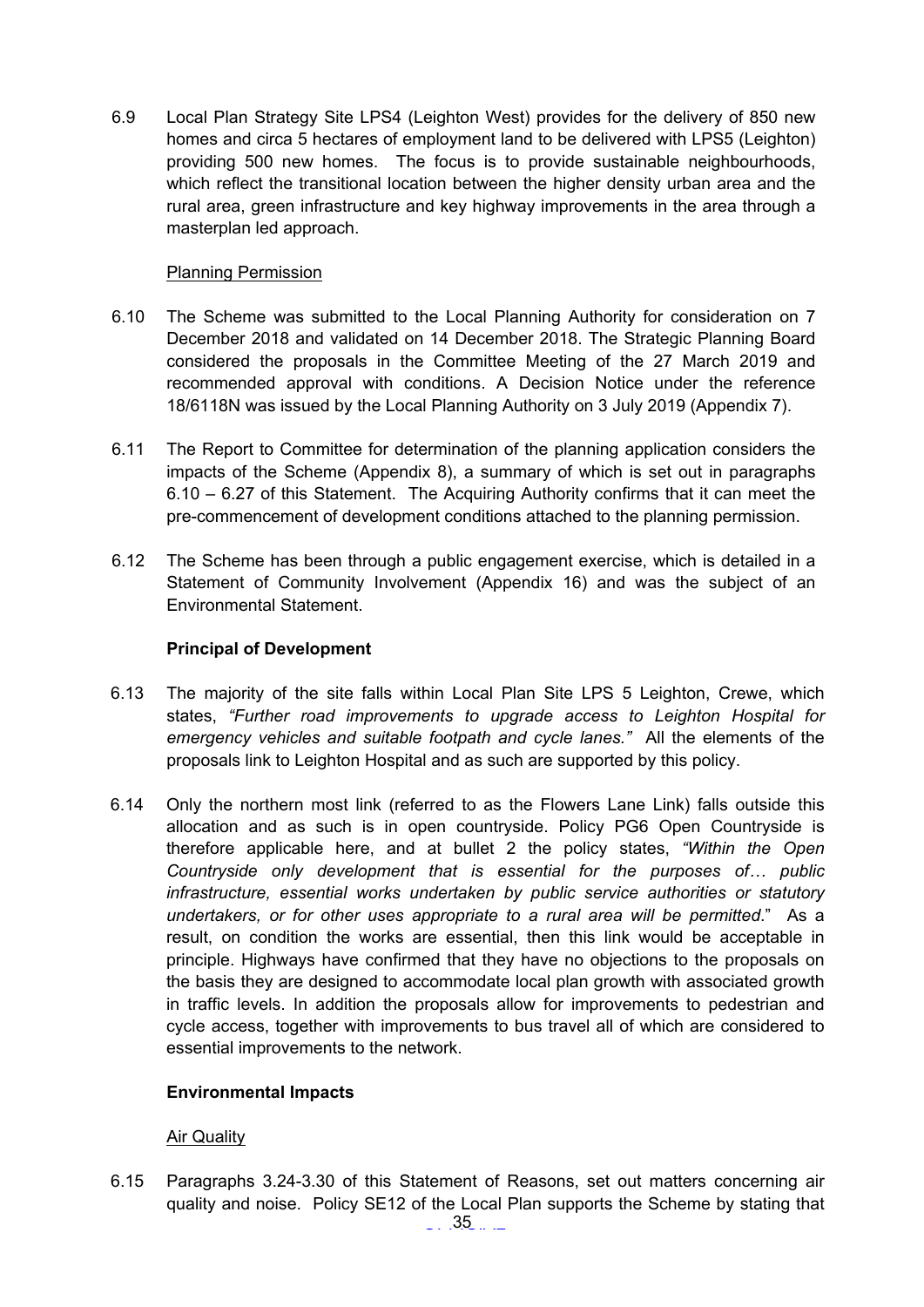6.9 Local Plan Strategy Site LPS4 (Leighton West) provides for the delivery of 850 new homes and circa 5 hectares of employment land to be delivered with LPS5 (Leighton) providing 500 new homes. The focus is to provide sustainable neighbourhoods, which reflect the transitional location between the higher density urban area and the rural area, green infrastructure and key highway improvements in the area through a masterplan led approach.

Planning Permission

6.10 The Scheme was submitted to the Local Planning Authority for consideration on 7 December 2018 and validated on 14 December 2018. The Strategic Planning Board considered the proposals in the Committee Meeting of the 27 March 2019 and recommended approval with conditions. A Decision Notice under the reference 18/6118N was issued by the Local Planning Authority on 3 July 2019 (Appendix 7).

6.11 The Report to Committee for determination of the planning application considers the impacts of the Scheme (Appendix 8), a summary of which is set out in paragraphs 6.10 – 6.27 of this Statement. The Acquiring Authority confirms that it can meet the pre-commencement of development conditions attached to the planning permission.

6.12 The Scheme has been through a public engagement exercise, which is detailed in a Statement of Community Involvement (Appendix 16) and was the subject of an Environmental Statement.

**Principal of Development**

6.13 The majority of the site falls within Local Plan Site LPS 5 Leighton, Crewe, which states, *"Further road improvements to upgrade access to Leighton Hospital for emergency vehicles and suitable footpath and cycle lanes."* All the elements of the proposals link to Leighton Hospital and as such are supported by this policy.

6.14 Only the northern most link (referred to as the Flowers Lane Link) falls outside this allocation and as such is in open countryside. Policy PG6 Open Countryside is therefore applicable here, and at bullet 2 the policy states, *"Within the Open Countryside only development that is essential for the purposes of… public infrastructure, essential works undertaken by public service authorities or statutory undertakers, or for other uses appropriate to a rural area will be permitted*." As a result, on condition the works are essential, then this link would be acceptable in principle. Highways have confirmed that they have no objections to the proposals on the basis they are designed to accommodate local plan growth with associated growth in traffic levels. In addition the proposals allow for improvements to pedestrian and cycle access, together with improvements to bus travel all of which are considered to essential improvements to the network.

**Environmental Impacts**

Air Quality

6.15 Paragraphs 3.24-3.30 of this Statement of Reasons, set out matters concerning air quality and noise. Policy SE12 of the Local Plan supports the Scheme by stating that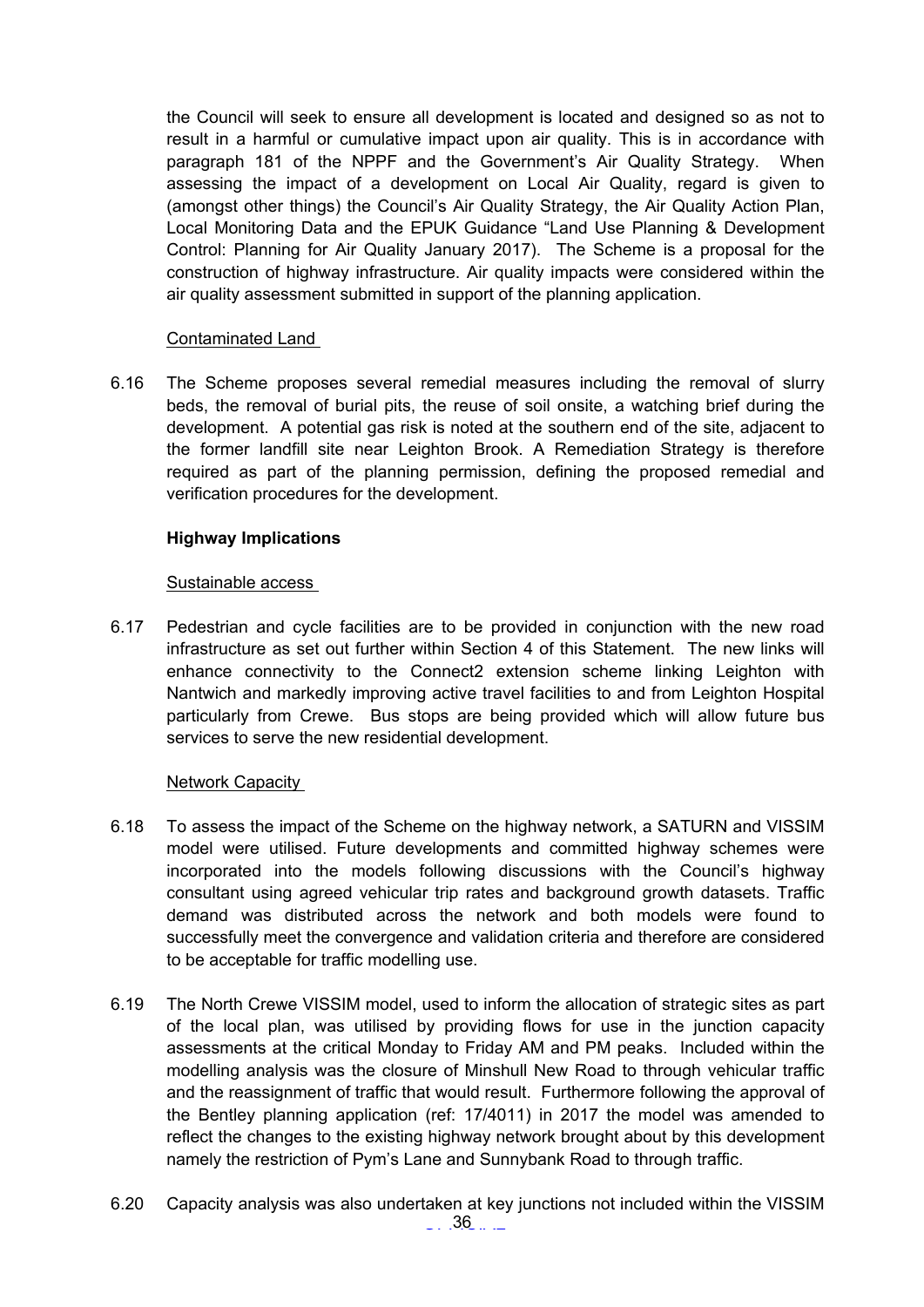the Council will seek to ensure all development is located and designed so as not to result in a harmful or cumulative impact upon air quality. This is in accordance with paragraph 181 of the NPPF and the Government's Air Quality Strategy. When assessing the impact of a development on Local Air Quality, regard is given to (amongst other things) the Council's Air Quality Strategy, the Air Quality Action Plan, Local Monitoring Data and the EPUK Guidance "Land Use Planning & Development Control: Planning for Air Quality January 2017). The Scheme is a proposal for the construction of highway infrastructure. Air quality impacts were considered within the air quality assessment submitted in support of the planning application.

Contaminated Land

6.16 The Scheme proposes several remedial measures including the removal of slurry beds, the removal of burial pits, the reuse of soil onsite, a watching brief during the development. A potential gas risk is noted at the southern end of the site, adjacent to the former landfill site near Leighton Brook. A Remediation Strategy is therefore required as part of the planning permission, defining the proposed remedial and verification procedures for the development.

**Highway Implications**

Sustainable access

6.17 Pedestrian and cycle facilities are to be provided in conjunction with the new road infrastructure as set out further within Section 4 of this Statement. The new links will enhance connectivity to the Connect2 extension scheme linking Leighton with Nantwich and markedly improving active travel facilities to and from Leighton Hospital particularly from Crewe. Bus stops are being provided which will allow future bus services to serve the new residential development.

Network Capacity

6.18 To assess the impact of the Scheme on the highway network, a SATURN and VISSIM model were utilised. Future developments and committed highway schemes were incorporated into the models following discussions with the Council's highway consultant using agreed vehicular trip rates and background growth datasets. Traffic demand was distributed across the network and both models were found to successfully meet the convergence and validation criteria and therefore are considered to be acceptable for traffic modelling use.

6.19 The North Crewe VISSIM model, used to inform the allocation of strategic sites as part of the local plan, was utilised by providing flows for use in the junction capacity assessments at the critical Monday to Friday AM and PM peaks. Included within the modelling analysis was the closure of Minshull New Road to through vehicular traffic and the reassignment of traffic that would result. Furthermore following the approval of the Bentley planning application (ref: 17/4011) in 2017 the model was amended to reflect the changes to the existing highway network brought about by this development namely the restriction of Pym's Lane and Sunnybank Road to through traffic.

6.20 Capacity analysis was also undertaken at key junctions not included within the VISSIM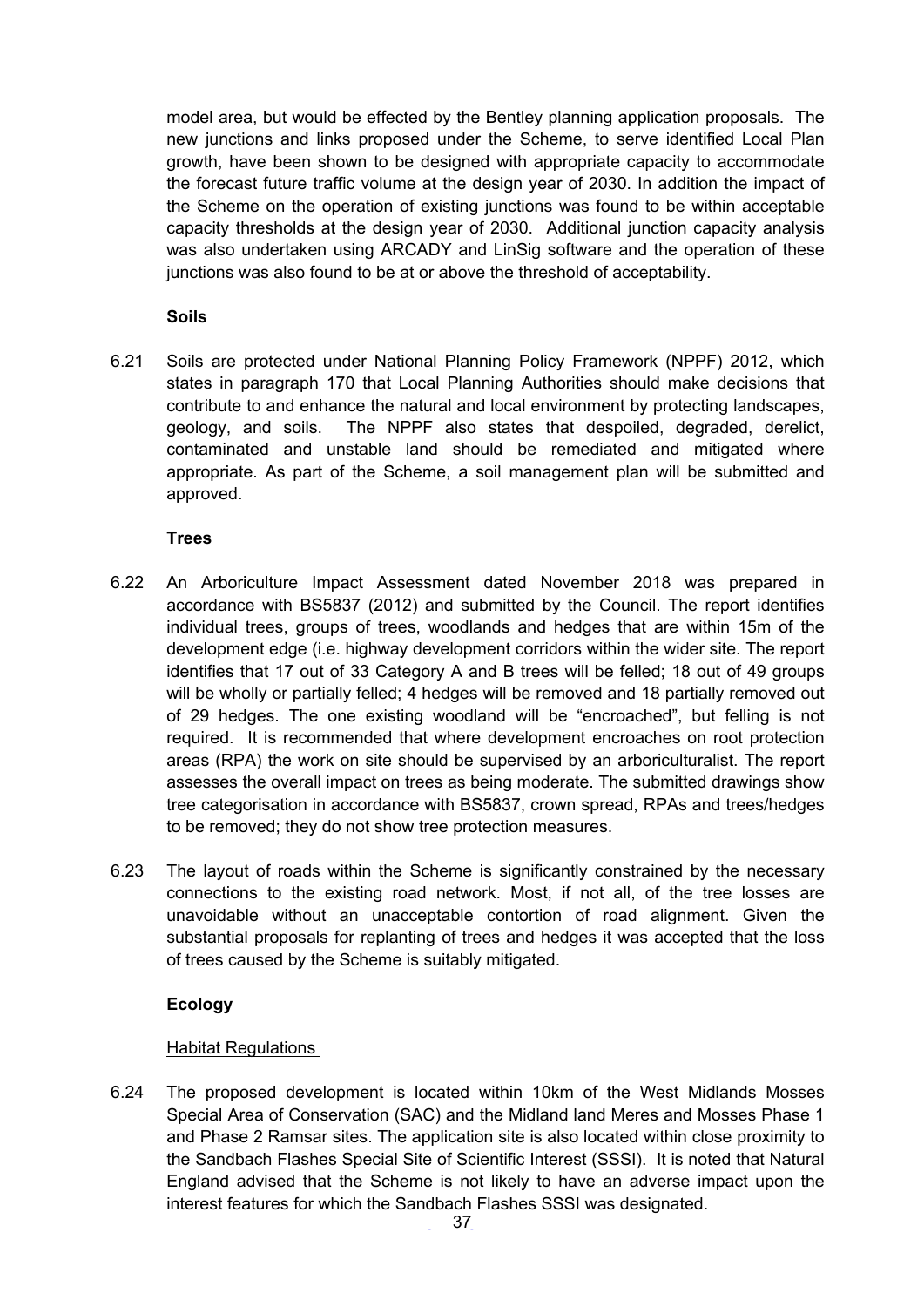model area, but would be effected by the Bentley planning application proposals. The new junctions and links proposed under the Scheme, to serve identified Local Plan growth, have been shown to be designed with appropriate capacity to accommodate the forecast future traffic volume at the design year of 2030. In addition the impact of the Scheme on the operation of existing junctions was found to be within acceptable capacity thresholds at the design year of 2030. Additional junction capacity analysis was also undertaken using ARCADY and LinSig software and the operation of these junctions was also found to be at or above the threshold of acceptability.

**Soils**

6.21 Soils are protected under National Planning Policy Framework (NPPF) 2012, which states in paragraph 170 that Local Planning Authorities should make decisions that contribute to and enhance the natural and local environment by protecting landscapes, geology, and soils. The NPPF also states that despoiled, degraded, derelict, contaminated and unstable land should be remediated and mitigated where appropriate. As part of the Scheme, a soil management plan will be submitted and approved.

**Trees**

6.22 An Arboriculture Impact Assessment dated November 2018 was prepared in accordance with BS5837 (2012) and submitted by the Council. The report identifies individual trees, groups of trees, woodlands and hedges that are within 15m of the development edge (i.e. highway development corridors within the wider site. The report identifies that 17 out of 33 Category A and B trees will be felled; 18 out of 49 groups will be wholly or partially felled; 4 hedges will be removed and 18 partially removed out of 29 hedges. The one existing woodland will be "encroached", but felling is not required. It is recommended that where development encroaches on root protection areas (RPA) the work on site should be supervised by an arboriculturalist. The report assesses the overall impact on trees as being moderate. The submitted drawings show tree categorisation in accordance with BS5837, crown spread, RPAs and trees/hedges to be removed; they do not show tree protection measures.

6.23 The layout of roads within the Scheme is significantly constrained by the necessary connections to the existing road network. Most, if not all, of the tree losses are unavoidable without an unacceptable contortion of road alignment. Given the substantial proposals for replanting of trees and hedges it was accepted that the loss of trees caused by the Scheme is suitably mitigated.

**Ecology**

Habitat Regulations

6.24 The proposed development is located within 10km of the West Midlands Mosses Special Area of Conservation (SAC) and the Midland land Meres and Mosses Phase 1 and Phase 2 Ramsar sites. The application site is also located within close proximity to the Sandbach Flashes Special Site of Scientific Interest (SSSI). It is noted that Natural England advised that the Scheme is not likely to have an adverse impact upon the interest features for which the Sandbach Flashes SSSI was designated.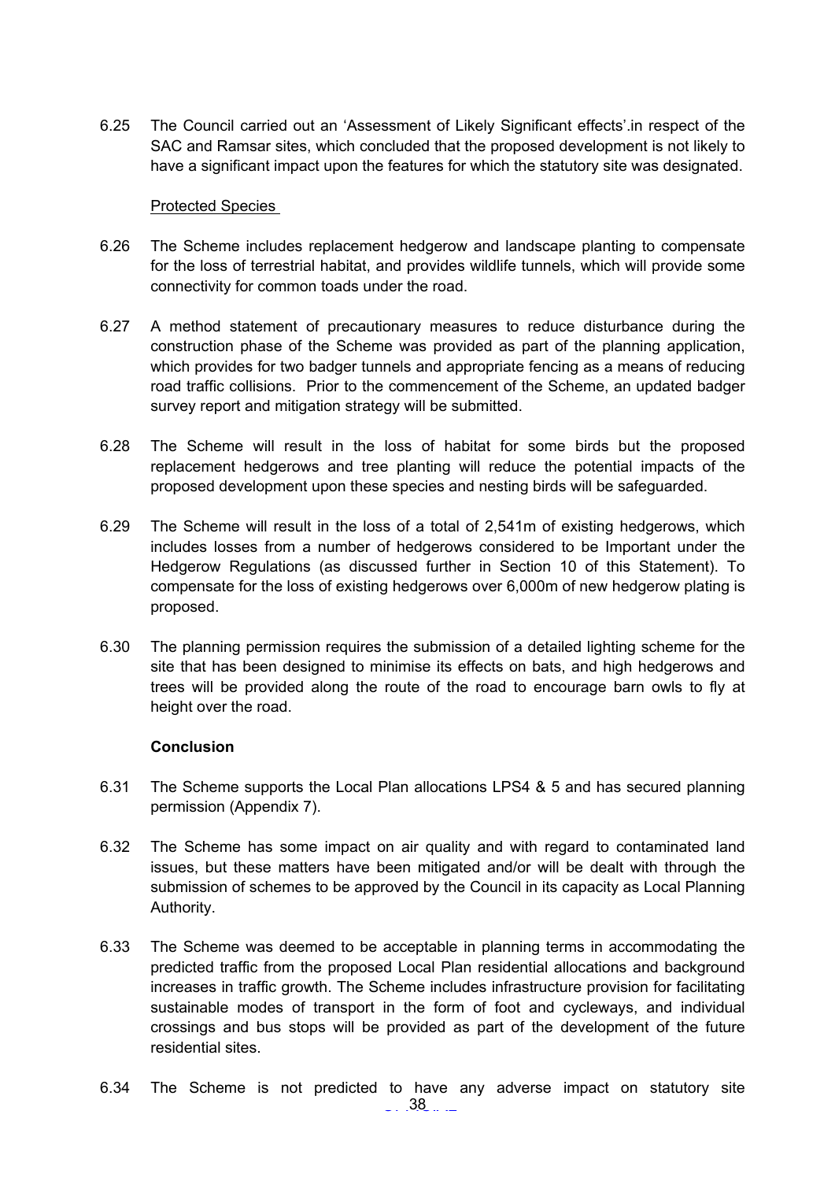6.25 The Council carried out an 'Assessment of Likely Significant effects'.in respect of the SAC and Ramsar sites, which concluded that the proposed development is not likely to have a significant impact upon the features for which the statutory site was designated.

Protected Species

6.26 The Scheme includes replacement hedgerow and landscape planting to compensate for the loss of terrestrial habitat, and provides wildlife tunnels, which will provide some connectivity for common toads under the road.

6.27 A method statement of precautionary measures to reduce disturbance during the construction phase of the Scheme was provided as part of the planning application, which provides for two badger tunnels and appropriate fencing as a means of reducing road traffic collisions. Prior to the commencement of the Scheme, an updated badger survey report and mitigation strategy will be submitted.

6.28 The Scheme will result in the loss of habitat for some birds but the proposed replacement hedgerows and tree planting will reduce the potential impacts of the proposed development upon these species and nesting birds will be safeguarded.

6.29 The Scheme will result in the loss of a total of 2,541m of existing hedgerows, which includes losses from a number of hedgerows considered to be Important under the Hedgerow Regulations (as discussed further in Section 10 of this Statement). To compensate for the loss of existing hedgerows over 6,000m of new hedgerow plating is proposed.

6.30 The planning permission requires the submission of a detailed lighting scheme for the site that has been designed to minimise its effects on bats, and high hedgerows and trees will be provided along the route of the road to encourage barn owls to fly at height over the road.

**Conclusion**

6.31 The Scheme supports the Local Plan allocations LPS4 & 5 and has secured planning permission (Appendix 7).

6.32 The Scheme has some impact on air quality and with regard to contaminated land issues, but these matters have been mitigated and/or will be dealt with through the submission of schemes to be approved by the Council in its capacity as Local Planning Authority.

6.33 The Scheme was deemed to be acceptable in planning terms in accommodating the predicted traffic from the proposed Local Plan residential allocations and background increases in traffic growth. The Scheme includes infrastructure provision for facilitating sustainable modes of transport in the form of foot and cycleways, and individual crossings and bus stops will be provided as part of the development of the future residential sites.

6.34 The Scheme is not predicted to have any adverse impact on statutory site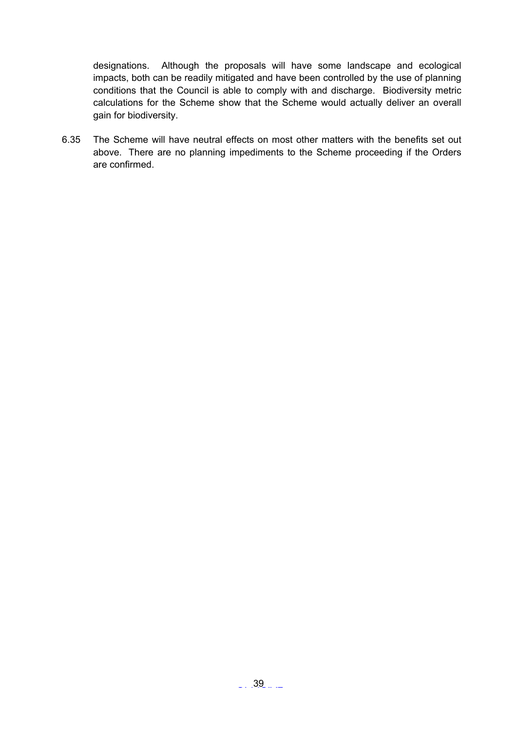designations. Although the proposals will have some landscape and ecological impacts, both can be readily mitigated and have been controlled by the use of planning conditions that the Council is able to comply with and discharge. Biodiversity metric calculations for the Scheme show that the Scheme would actually deliver an overall gain for biodiversity.

6.35 The Scheme will have neutral effects on most other matters with the benefits set out above. There are no planning impediments to the Scheme proceeding if the Orders are confirmed.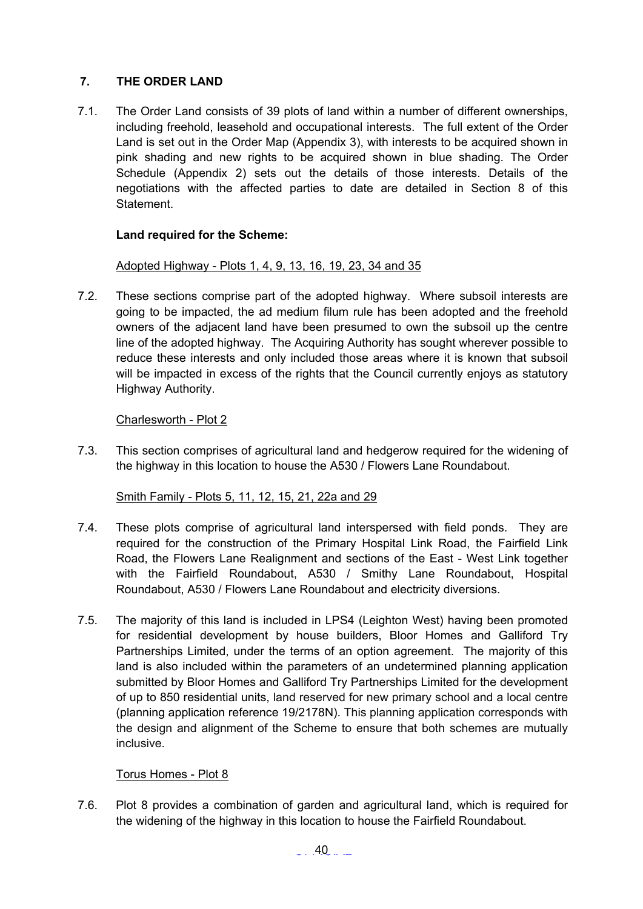## 7. THE ORDER LAND

7.1. The Order Land consists of 39 plots of land within a number of different ownerships, including freehold, leasehold and occupational interests. The full extent of the Order Land is set out in the Order Map (Appendix 3), with interests to be acquired shown in pink shading and new rights to be acquired shown in blue shading. The Order Schedule (Appendix 2) sets out the details of those interests. Details of the negotiations with the affected parties to date are detailed in Section 8 of this Statement.

**Land required for the Scheme:**

Adopted Highway - Plots 1, 4, 9, 13, 16, 19, 23, 34 and 35

7.2. These sections comprise part of the adopted highway. Where subsoil interests are going to be impacted, the ad medium filum rule has been adopted and the freehold owners of the adjacent land have been presumed to own the subsoil up the centre line of the adopted highway. The Acquiring Authority has sought wherever possible to reduce these interests and only included those areas where it is known that subsoil will be impacted in excess of the rights that the Council currently enjoys as statutory Highway Authority.

Charlesworth - Plot 2

7.3. This section comprises of agricultural land and hedgerow required for the widening of the highway in this location to house the A530 / Flowers Lane Roundabout.

Smith Family - Plots 5, 11, 12, 15, 21, 22a and 29

7.4. These plots comprise of agricultural land interspersed with field ponds. They are required for the construction of the Primary Hospital Link Road, the Fairfield Link Road, the Flowers Lane Realignment and sections of the East - West Link together with the Fairfield Roundabout, A530 / Smithy Lane Roundabout, Hospital Roundabout, A530 / Flowers Lane Roundabout and electricity diversions.

7.5. The majority of this land is included in LPS4 (Leighton West) having been promoted for residential development by house builders, Bloor Homes and Galliford Try Partnerships Limited, under the terms of an option agreement. The majority of this land is also included within the parameters of an undetermined planning application submitted by Bloor Homes and Galliford Try Partnerships Limited for the development of up to 850 residential units, land reserved for new primary school and a local centre (planning application reference 19/2178N). This planning application corresponds with the design and alignment of the Scheme to ensure that both schemes are mutually inclusive.

Torus Homes - Plot 8

7.6. Plot 8 provides a combination of garden and agricultural land, which is required for the widening of the highway in this location to house the Fairfield Roundabout.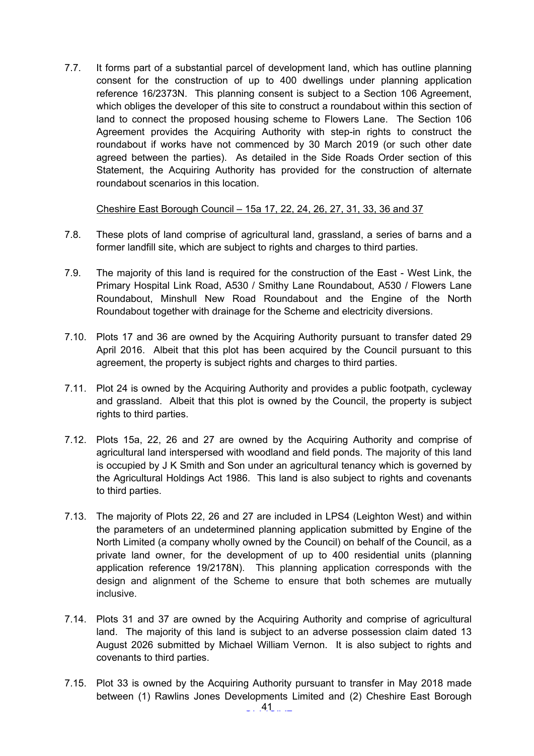7.7. It forms part of a substantial parcel of development land, which has outline planning consent for the construction of up to 400 dwellings under planning application reference 16/2373N. This planning consent is subject to a Section 106 Agreement, which obliges the developer of this site to construct a roundabout within this section of land to connect the proposed housing scheme to Flowers Lane. The Section 106 Agreement provides the Acquiring Authority with step-in rights to construct the roundabout if works have not commenced by 30 March 2019 (or such other date agreed between the parties). As detailed in the Side Roads Order section of this Statement, the Acquiring Authority has provided for the construction of alternate roundabout scenarios in this location.

<u>Cheshire East Borough Council – 15a 17, 22, 24, 26, 27, 31, 33, 36 and 37</u>

7.8. These plots of land comprise of agricultural land, grassland, a series of barns and a former landfill site, which are subject to rights and charges to third parties.

7.9. The majority of this land is required for the construction of the East - West Link, the Primary Hospital Link Road, A530 / Smithy Lane Roundabout, A530 / Flowers Lane Roundabout, Minshull New Road Roundabout and the Engine of the North Roundabout together with drainage for the Scheme and electricity diversions.

7.10. Plots 17 and 36 are owned by the Acquiring Authority pursuant to transfer dated 29 April 2016. Albeit that this plot has been acquired by the Council pursuant to this agreement, the property is subject rights and charges to third parties.

7.11. Plot 24 is owned by the Acquiring Authority and provides a public footpath, cycleway and grassland. Albeit that this plot is owned by the Council, the property is subject rights to third parties.

7.12. Plots 15a, 22, 26 and 27 are owned by the Acquiring Authority and comprise of agricultural land interspersed with woodland and field ponds. The majority of this land is occupied by J K Smith and Son under an agricultural tenancy which is governed by the Agricultural Holdings Act 1986. This land is also subject to rights and covenants to third parties.

7.13. The majority of Plots 22, 26 and 27 are included in LPS4 (Leighton West) and within the parameters of an undetermined planning application submitted by Engine of the North Limited (a company wholly owned by the Council) on behalf of the Council, as a private land owner, for the development of up to 400 residential units (planning application reference 19/2178N). This planning application corresponds with the design and alignment of the Scheme to ensure that both schemes are mutually inclusive.

7.14. Plots 31 and 37 are owned by the Acquiring Authority and comprise of agricultural land. The majority of this land is subject to an adverse possession claim dated 13 August 2026 submitted by Michael William Vernon. It is also subject to rights and covenants to third parties.

7.15. Plot 33 is owned by the Acquiring Authority pursuant to transfer in May 2018 made between (1) Rawlins Jones Developments Limited and (2) Cheshire East Borough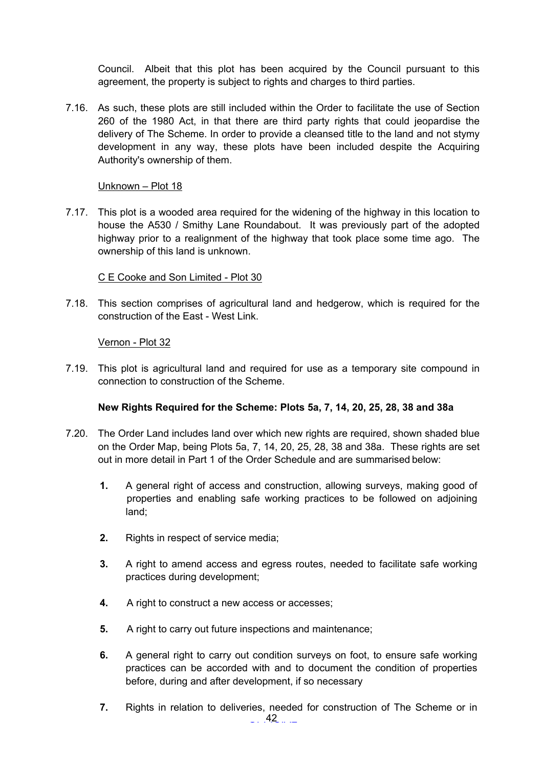Council. Albeit that this plot has been acquired by the Council pursuant to this agreement, the property is subject to rights and charges to third parties.

7.16. As such, these plots are still included within the Order to facilitate the use of Section 260 of the 1980 Act, in that there are third party rights that could jeopardise the delivery of The Scheme. In order to provide a cleansed title to the land and not stymy development in any way, these plots have been included despite the Acquiring Authority's ownership of them.

Unknown – Plot 18

7.17. This plot is a wooded area required for the widening of the highway in this location to house the A530 / Smithy Lane Roundabout. It was previously part of the adopted highway prior to a realignment of the highway that took place some time ago. The ownership of this land is unknown.

C E Cooke and Son Limited - Plot 30

7.18. This section comprises of agricultural land and hedgerow, which is required for the construction of the East - West Link.

Vernon - Plot 32

7.19. This plot is agricultural land and required for use as a temporary site compound in connection to construction of the Scheme.

**New Rights Required for the Scheme: Plots 5a, 7, 14, 20, 25, 28, 38 and 38a**

7.20. The Order Land includes land over which new rights are required, shown shaded blue on the Order Map, being Plots 5a, 7, 14, 20, 25, 28, 38 and 38a. These rights are set out in more detail in Part 1 of the Order Schedule and are summarised below:

1. A general right of access and construction, allowing surveys, making good of properties and enabling safe working practices to be followed on adjoining land;

2. Rights in respect of service media;

3. A right to amend access and egress routes, needed to facilitate safe working practices during development;

4. A right to construct a new access or accesses;

5. A right to carry out future inspections and maintenance;

6. A general right to carry out condition surveys on foot, to ensure safe working practices can be accorded with and to document the condition of properties before, during and after development, if so necessary

7. Rights in relation to deliveries, needed for construction of The Scheme or in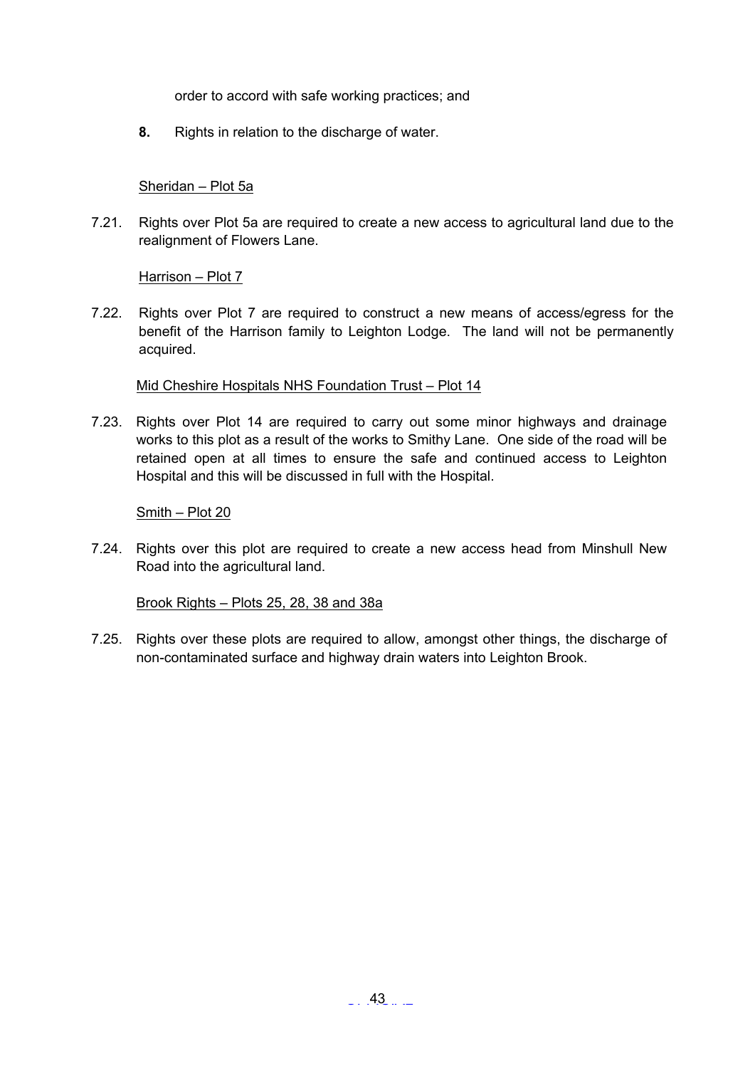order to accord with safe working practices; and

**8.** Rights in relation to the discharge of water.

<u>Sheridan – Plot 5a</u>

7.21. Rights over Plot 5a are required to create a new access to agricultural land due to the realignment of Flowers Lane.

<u>Harrison – Plot 7</u>

7.22. Rights over Plot 7 are required to construct a new means of access/egress for the benefit of the Harrison family to Leighton Lodge. The land will not be permanently acquired.

<u>Mid Cheshire Hospitals NHS Foundation Trust – Plot 14</u>

7.23. Rights over Plot 14 are required to carry out some minor highways and drainage works to this plot as a result of the works to Smithy Lane. One side of the road will be retained open at all times to ensure the safe and continued access to Leighton Hospital and this will be discussed in full with the Hospital.

<u>Smith – Plot 20</u>

7.24. Rights over this plot are required to create a new access head from Minshull New Road into the agricultural land.

<u>Brook Rights – Plots 25, 28, 38 and 38a</u>

7.25. Rights over these plots are required to allow, amongst other things, the discharge of non-contaminated surface and highway drain waters into Leighton Brook.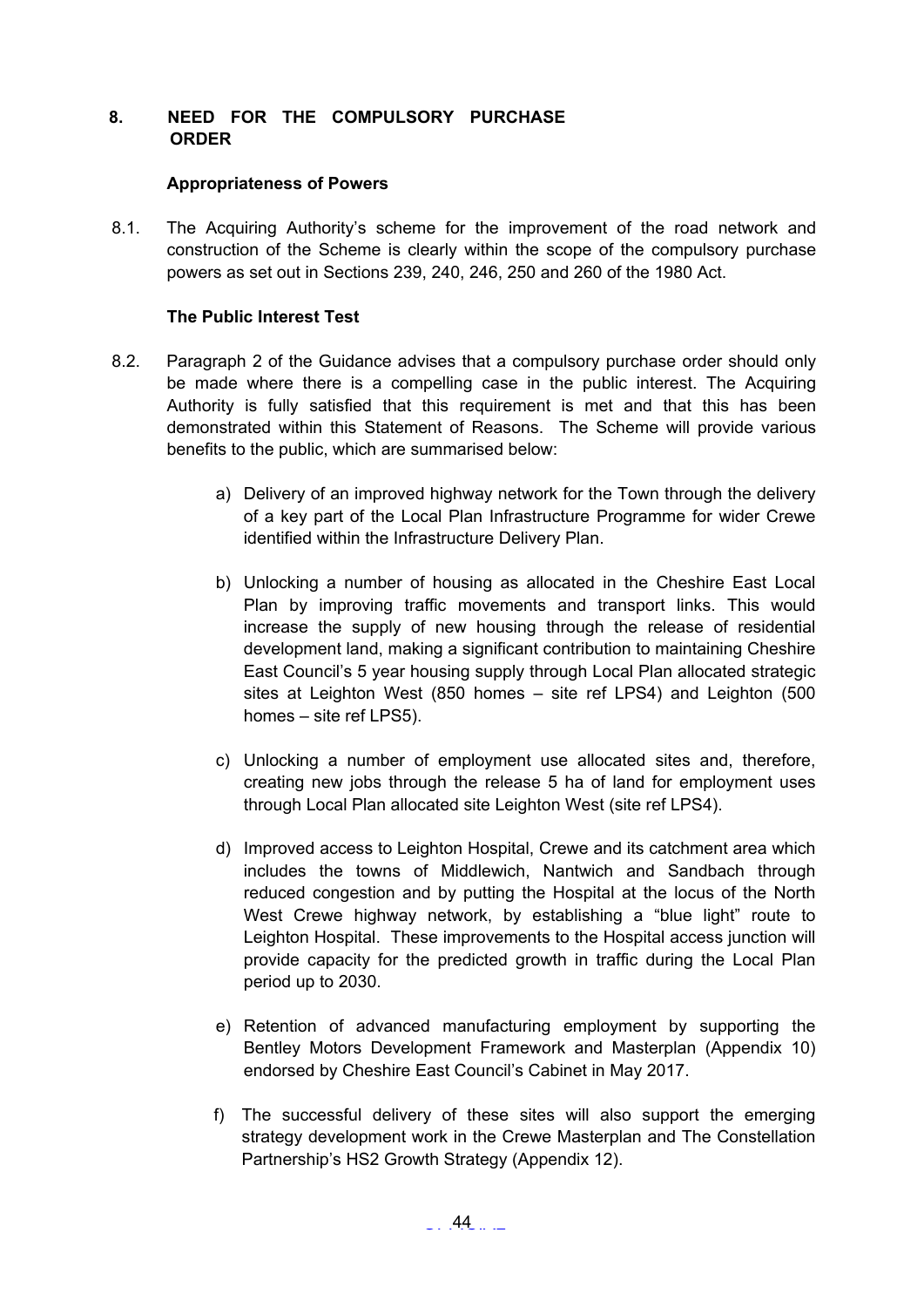## 8. NEED FOR THE COMPULSORY PURCHASE ORDER

### Appropriateness of Powers

8.1. The Acquiring Authority's scheme for the improvement of the road network and construction of the Scheme is clearly within the scope of the compulsory purchase powers as set out in Sections 239, 240, 246, 250 and 260 of the 1980 Act.

### The Public Interest Test

8.2. Paragraph 2 of the Guidance advises that a compulsory purchase order should only be made where there is a compelling case in the public interest. The Acquiring Authority is fully satisfied that this requirement is met and that this has been demonstrated within this Statement of Reasons. The Scheme will provide various benefits to the public, which are summarised below:

a) Delivery of an improved highway network for the Town through the delivery of a key part of the Local Plan Infrastructure Programme for wider Crewe identified within the Infrastructure Delivery Plan.

b) Unlocking a number of housing as allocated in the Cheshire East Local Plan by improving traffic movements and transport links. This would increase the supply of new housing through the release of residential development land, making a significant contribution to maintaining Cheshire East Council's 5 year housing supply through Local Plan allocated strategic sites at Leighton West (850 homes – site ref LPS4) and Leighton (500 homes – site ref LPS5).

c) Unlocking a number of employment use allocated sites and, therefore, creating new jobs through the release 5 ha of land for employment uses through Local Plan allocated site Leighton West (site ref LPS4).

d) Improved access to Leighton Hospital, Crewe and its catchment area which includes the towns of Middlewich, Nantwich and Sandbach through reduced congestion and by putting the Hospital at the locus of the North West Crewe highway network, by establishing a "blue light" route to Leighton Hospital. These improvements to the Hospital access junction will provide capacity for the predicted growth in traffic during the Local Plan period up to 2030.

e) Retention of advanced manufacturing employment by supporting the Bentley Motors Development Framework and Masterplan (Appendix 10) endorsed by Cheshire East Council's Cabinet in May 2017.

f) The successful delivery of these sites will also support the emerging strategy development work in the Crewe Masterplan and The Constellation Partnership's HS2 Growth Strategy (Appendix 12).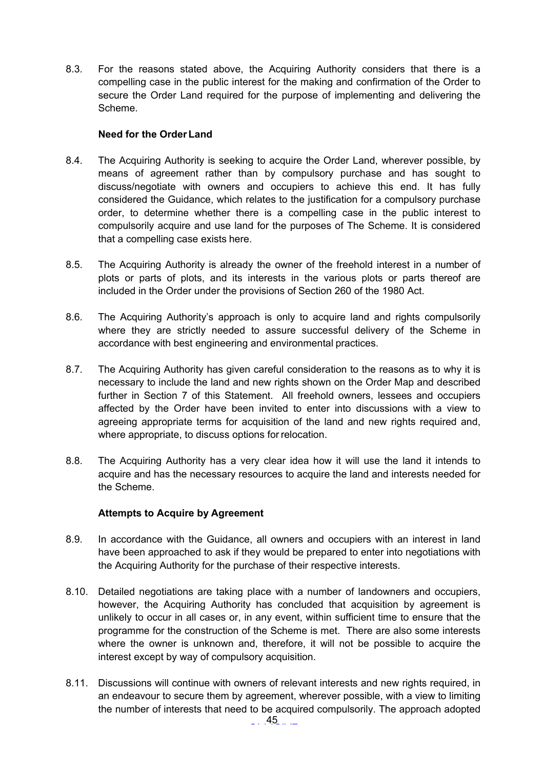8.3. For the reasons stated above, the Acquiring Authority considers that there is a compelling case in the public interest for the making and confirmation of the Order to secure the Order Land required for the purpose of implementing and delivering the Scheme.

**Need for the Order Land**

8.4. The Acquiring Authority is seeking to acquire the Order Land, wherever possible, by means of agreement rather than by compulsory purchase and has sought to discuss/negotiate with owners and occupiers to achieve this end. It has fully considered the Guidance, which relates to the justification for a compulsory purchase order, to determine whether there is a compelling case in the public interest to compulsorily acquire and use land for the purposes of The Scheme. It is considered that a compelling case exists here.

8.5. The Acquiring Authority is already the owner of the freehold interest in a number of plots or parts of plots, and its interests in the various plots or parts thereof are included in the Order under the provisions of Section 260 of the 1980 Act.

8.6. The Acquiring Authority's approach is only to acquire land and rights compulsorily where they are strictly needed to assure successful delivery of the Scheme in accordance with best engineering and environmental practices.

8.7. The Acquiring Authority has given careful consideration to the reasons as to why it is necessary to include the land and new rights shown on the Order Map and described further in Section 7 of this Statement. All freehold owners, lessees and occupiers affected by the Order have been invited to enter into discussions with a view to agreeing appropriate terms for acquisition of the land and new rights required and, where appropriate, to discuss options for relocation.

8.8. The Acquiring Authority has a very clear idea how it will use the land it intends to acquire and has the necessary resources to acquire the land and interests needed for the Scheme.

**Attempts to Acquire by Agreement**

8.9. In accordance with the Guidance, all owners and occupiers with an interest in land have been approached to ask if they would be prepared to enter into negotiations with the Acquiring Authority for the purchase of their respective interests.

8.10. Detailed negotiations are taking place with a number of landowners and occupiers, however, the Acquiring Authority has concluded that acquisition by agreement is unlikely to occur in all cases or, in any event, within sufficient time to ensure that the programme for the construction of the Scheme is met. There are also some interests where the owner is unknown and, therefore, it will not be possible to acquire the interest except by way of compulsory acquisition.

8.11. Discussions will continue with owners of relevant interests and new rights required, in an endeavour to secure them by agreement, wherever possible, with a view to limiting the number of interests that need to be acquired compulsorily. The approach adopted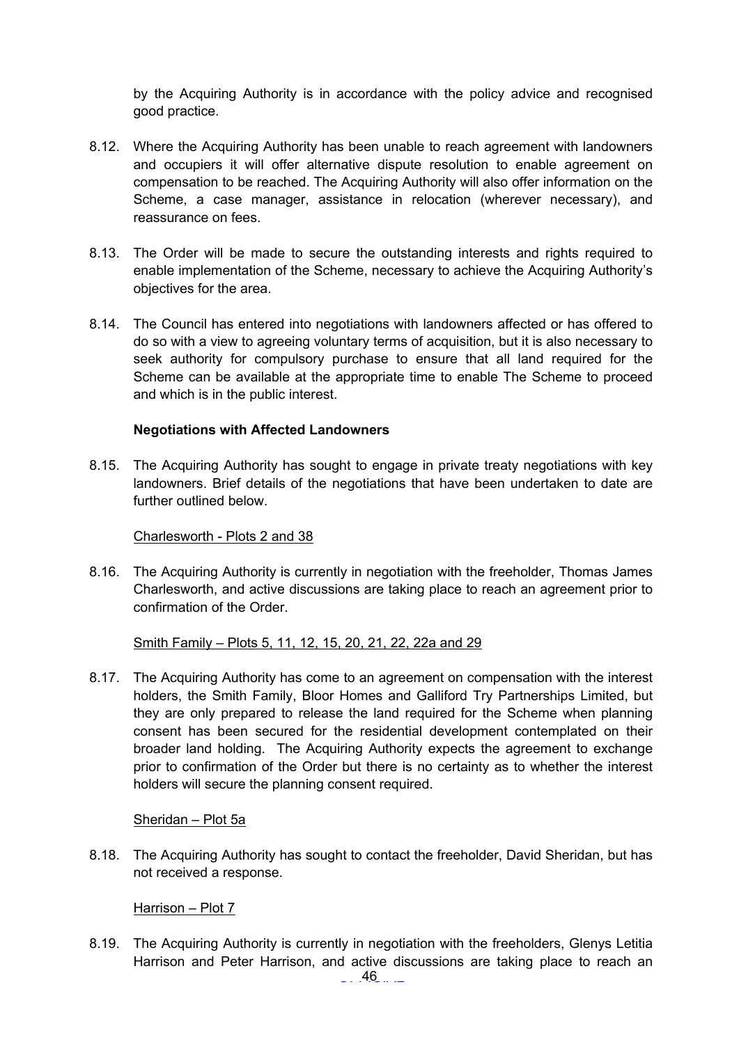by the Acquiring Authority is in accordance with the policy advice and recognised good practice.

8.12. Where the Acquiring Authority has been unable to reach agreement with landowners and occupiers it will offer alternative dispute resolution to enable agreement on compensation to be reached. The Acquiring Authority will also offer information on the Scheme, a case manager, assistance in relocation (wherever necessary), and reassurance on fees.

8.13. The Order will be made to secure the outstanding interests and rights required to enable implementation of the Scheme, necessary to achieve the Acquiring Authority's objectives for the area.

8.14. The Council has entered into negotiations with landowners affected or has offered to do so with a view to agreeing voluntary terms of acquisition, but it is also necessary to seek authority for compulsory purchase to ensure that all land required for the Scheme can be available at the appropriate time to enable The Scheme to proceed and which is in the public interest.

**Negotiations with Affected Landowners**

8.15. The Acquiring Authority has sought to engage in private treaty negotiations with key landowners. Brief details of the negotiations that have been undertaken to date are further outlined below.

Charlesworth - Plots 2 and 38

8.16. The Acquiring Authority is currently in negotiation with the freeholder, Thomas James Charlesworth, and active discussions are taking place to reach an agreement prior to confirmation of the Order.

Smith Family – Plots 5, 11, 12, 15, 20, 21, 22, 22a and 29

8.17. The Acquiring Authority has come to an agreement on compensation with the interest holders, the Smith Family, Bloor Homes and Galliford Try Partnerships Limited, but they are only prepared to release the land required for the Scheme when planning consent has been secured for the residential development contemplated on their broader land holding. The Acquiring Authority expects the agreement to exchange prior to confirmation of the Order but there is no certainty as to whether the interest holders will secure the planning consent required.

Sheridan – Plot 5a

8.18. The Acquiring Authority has sought to contact the freeholder, David Sheridan, but has not received a response.

Harrison – Plot 7

8.19. The Acquiring Authority is currently in negotiation with the freeholders, Glenys Letitia Harrison and Peter Harrison, and active discussions are taking place to reach an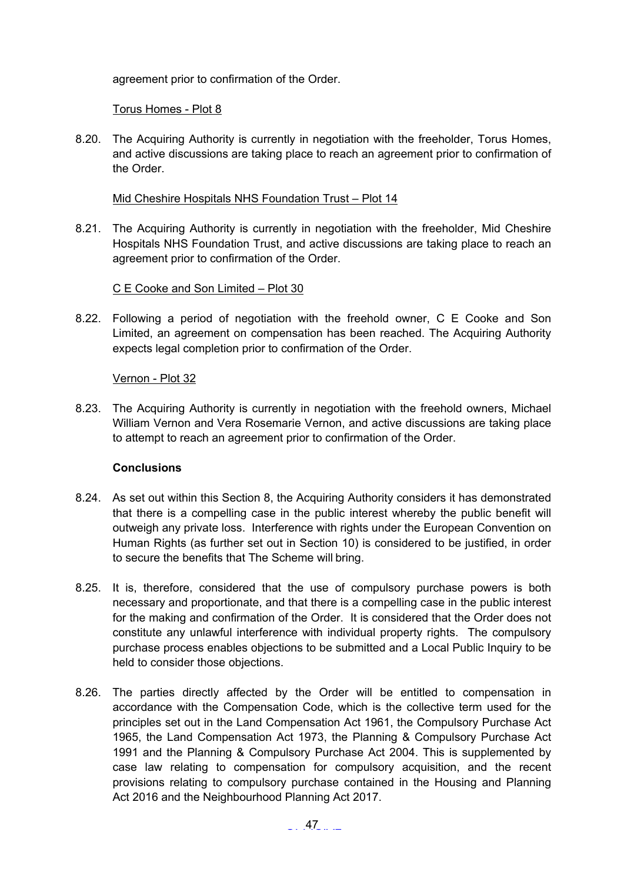agreement prior to confirmation of the Order.

Torus Homes - Plot 8

8.20. The Acquiring Authority is currently in negotiation with the freeholder, Torus Homes, and active discussions are taking place to reach an agreement prior to confirmation of the Order.

Mid Cheshire Hospitals NHS Foundation Trust – Plot 14

8.21. The Acquiring Authority is currently in negotiation with the freeholder, Mid Cheshire Hospitals NHS Foundation Trust, and active discussions are taking place to reach an agreement prior to confirmation of the Order.

C E Cooke and Son Limited – Plot 30

8.22. Following a period of negotiation with the freehold owner, C E Cooke and Son Limited, an agreement on compensation has been reached. The Acquiring Authority expects legal completion prior to confirmation of the Order.

Vernon - Plot 32

8.23. The Acquiring Authority is currently in negotiation with the freehold owners, Michael William Vernon and Vera Rosemarie Vernon, and active discussions are taking place to attempt to reach an agreement prior to confirmation of the Order.

**Conclusions**

8.24. As set out within this Section 8, the Acquiring Authority considers it has demonstrated that there is a compelling case in the public interest whereby the public benefit will outweigh any private loss. Interference with rights under the European Convention on Human Rights (as further set out in Section 10) is considered to be justified, in order to secure the benefits that The Scheme will bring.

8.25. It is, therefore, considered that the use of compulsory purchase powers is both necessary and proportionate, and that there is a compelling case in the public interest for the making and confirmation of the Order. It is considered that the Order does not constitute any unlawful interference with individual property rights. The compulsory purchase process enables objections to be submitted and a Local Public Inquiry to be held to consider those objections.

8.26. The parties directly affected by the Order will be entitled to compensation in accordance with the Compensation Code, which is the collective term used for the principles set out in the Land Compensation Act 1961, the Compulsory Purchase Act 1965, the Land Compensation Act 1973, the Planning & Compulsory Purchase Act 1991 and the Planning & Compulsory Purchase Act 2004. This is supplemented by case law relating to compensation for compulsory acquisition, and the recent provisions relating to compulsory purchase contained in the Housing and Planning Act 2016 and the Neighbourhood Planning Act 2017.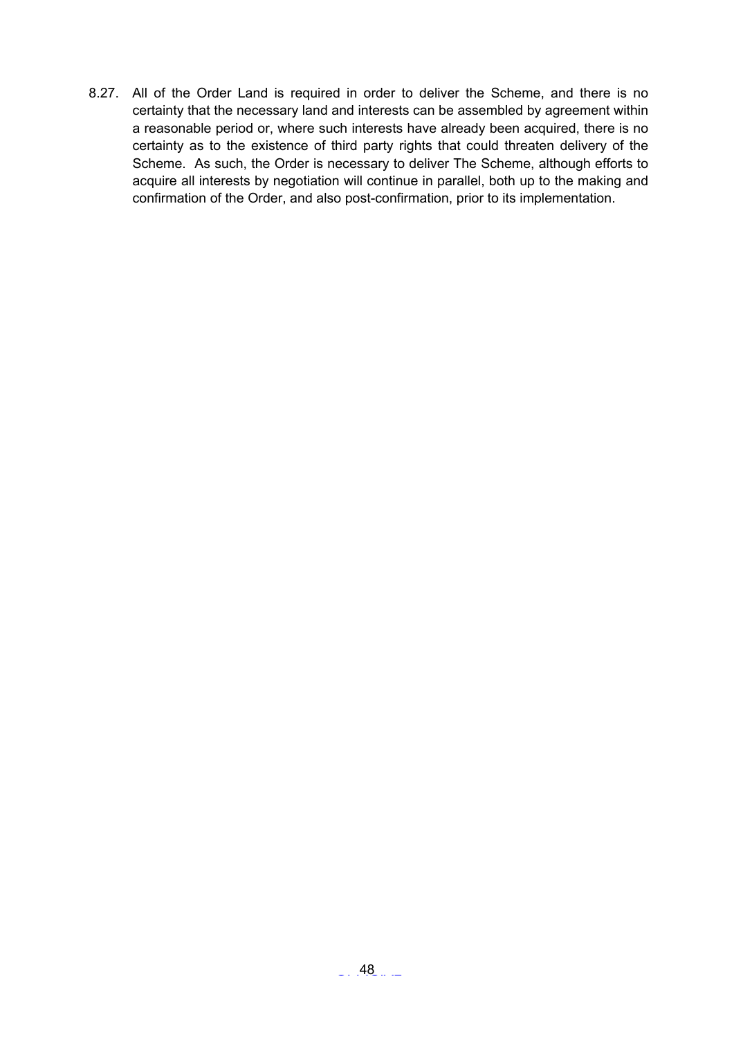8.27. All of the Order Land is required in order to deliver the Scheme, and there is no certainty that the necessary land and interests can be assembled by agreement within a reasonable period or, where such interests have already been acquired, there is no certainty as to the existence of third party rights that could threaten delivery of the Scheme. As such, the Order is necessary to deliver The Scheme, although efforts to acquire all interests by negotiation will continue in parallel, both up to the making and confirmation of the Order, and also post-confirmation, prior to its implementation.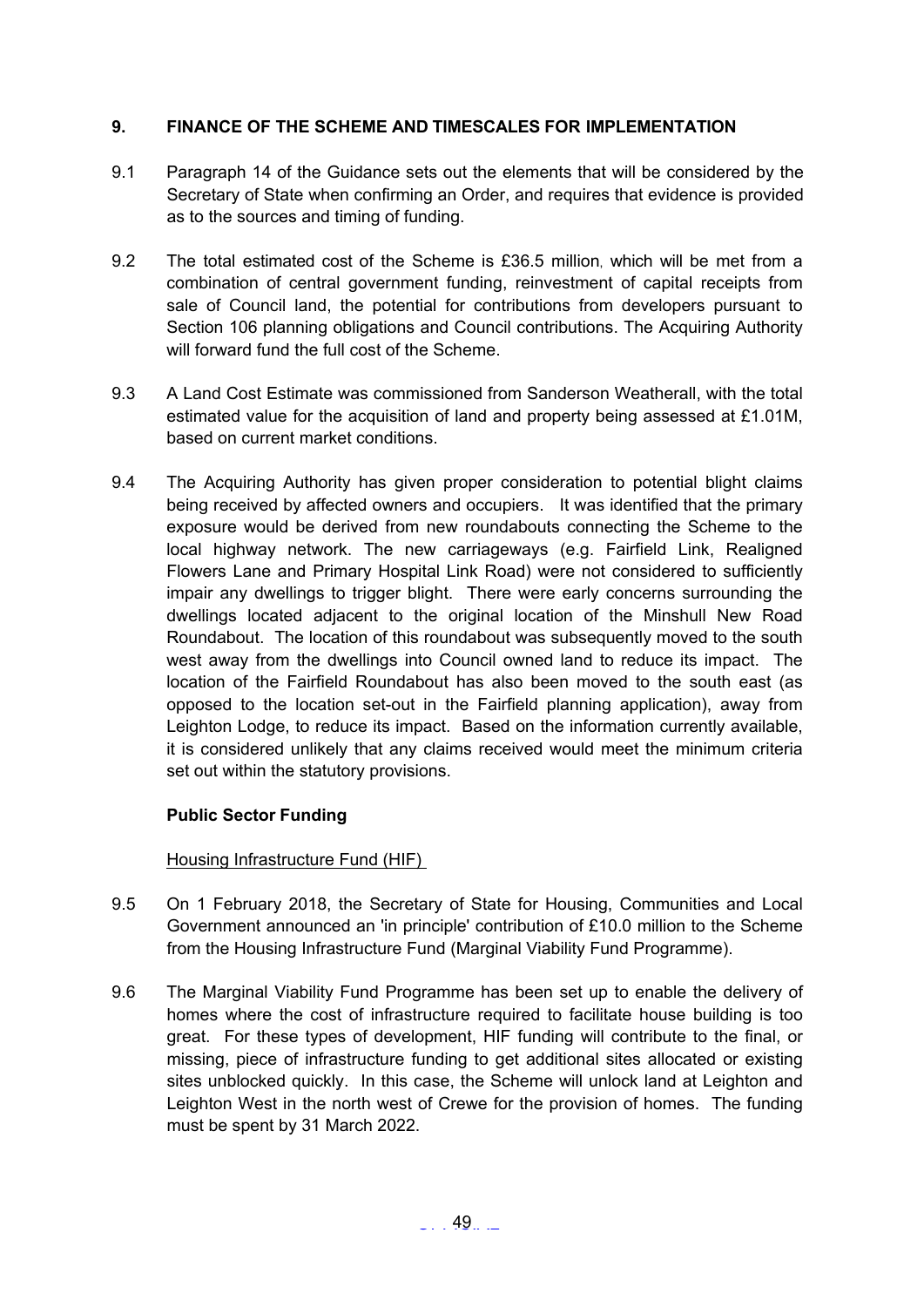## 9. FINANCE OF THE SCHEME AND TIMESCALES FOR IMPLEMENTATION

9.1 Paragraph 14 of the Guidance sets out the elements that will be considered by the Secretary of State when confirming an Order, and requires that evidence is provided as to the sources and timing of funding.

9.2 The total estimated cost of the Scheme is £36.5 million, which will be met from a combination of central government funding, reinvestment of capital receipts from sale of Council land, the potential for contributions from developers pursuant to Section 106 planning obligations and Council contributions. The Acquiring Authority will forward fund the full cost of the Scheme.

9.3 A Land Cost Estimate was commissioned from Sanderson Weatherall, with the total estimated value for the acquisition of land and property being assessed at £1.01M, based on current market conditions.

9.4 The Acquiring Authority has given proper consideration to potential blight claims being received by affected owners and occupiers. It was identified that the primary exposure would be derived from new roundabouts connecting the Scheme to the local highway network. The new carriageways (e.g. Fairfield Link, Realigned Flowers Lane and Primary Hospital Link Road) were not considered to sufficiently impair any dwellings to trigger blight. There were early concerns surrounding the dwellings located adjacent to the original location of the Minshull New Road Roundabout. The location of this roundabout was subsequently moved to the south west away from the dwellings into Council owned land to reduce its impact. The location of the Fairfield Roundabout has also been moved to the south east (as opposed to the location set-out in the Fairfield planning application), away from Leighton Lodge, to reduce its impact. Based on the information currently available, it is considered unlikely that any claims received would meet the minimum criteria set out within the statutory provisions.

### Public Sector Funding

Housing Infrastructure Fund (HIF)

9.5 On 1 February 2018, the Secretary of State for Housing, Communities and Local Government announced an 'in principle' contribution of £10.0 million to the Scheme from the Housing Infrastructure Fund (Marginal Viability Fund Programme).

9.6 The Marginal Viability Fund Programme has been set up to enable the delivery of homes where the cost of infrastructure required to facilitate house building is too great. For these types of development, HIF funding will contribute to the final, or missing, piece of infrastructure funding to get additional sites allocated or existing sites unblocked quickly. In this case, the Scheme will unlock land at Leighton and Leighton West in the north west of Crewe for the provision of homes. The funding must be spent by 31 March 2022.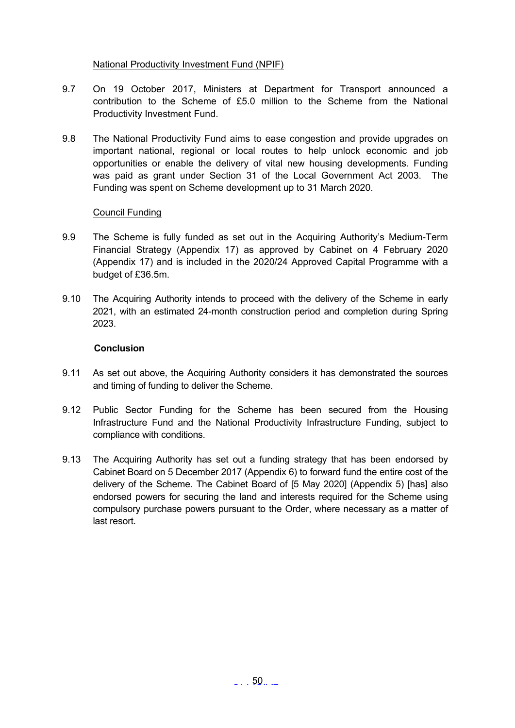National Productivity Investment Fund (NPIF)

9.7 On 19 October 2017, Ministers at Department for Transport announced a contribution to the Scheme of £5.0 million to the Scheme from the National Productivity Investment Fund.

9.8 The National Productivity Fund aims to ease congestion and provide upgrades on important national, regional or local routes to help unlock economic and job opportunities or enable the delivery of vital new housing developments. Funding was paid as grant under Section 31 of the Local Government Act 2003. The Funding was spent on Scheme development up to 31 March 2020.

Council Funding

9.9 The Scheme is fully funded as set out in the Acquiring Authority's Medium-Term Financial Strategy (Appendix 17) as approved by Cabinet on 4 February 2020 (Appendix 17) and is included in the 2020/24 Approved Capital Programme with a budget of £36.5m.

9.10 The Acquiring Authority intends to proceed with the delivery of the Scheme in early 2021, with an estimated 24-month construction period and completion during Spring 2023.

**Conclusion**

9.11 As set out above, the Acquiring Authority considers it has demonstrated the sources and timing of funding to deliver the Scheme.

9.12 Public Sector Funding for the Scheme has been secured from the Housing Infrastructure Fund and the National Productivity Infrastructure Funding, subject to compliance with conditions.

9.13 The Acquiring Authority has set out a funding strategy that has been endorsed by Cabinet Board on 5 December 2017 (Appendix 6) to forward fund the entire cost of the delivery of the Scheme. The Cabinet Board of [5 May 2020] (Appendix 5) [has] also endorsed powers for securing the land and interests required for the Scheme using compulsory purchase powers pursuant to the Order, where necessary as a matter of last resort.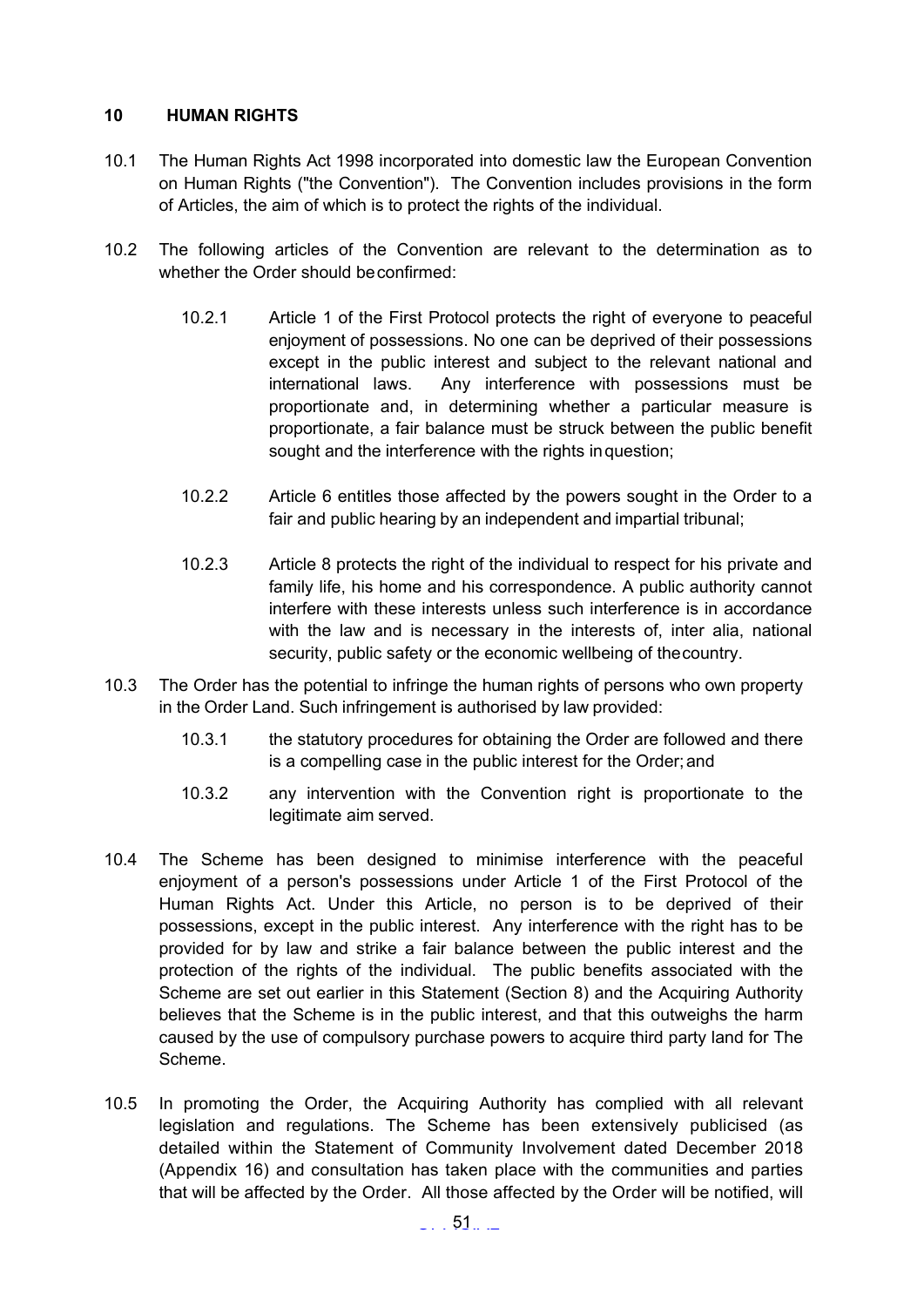## 10 HUMAN RIGHTS

10.1 The Human Rights Act 1998 incorporated into domestic law the European Convention on Human Rights ("the Convention"). The Convention includes provisions in the form of Articles, the aim of which is to protect the rights of the individual.

10.2 The following articles of the Convention are relevant to the determination as to whether the Order should be confirmed:

10.2.1 Article 1 of the First Protocol protects the right of everyone to peaceful enjoyment of possessions. No one can be deprived of their possessions except in the public interest and subject to the relevant national and international laws. Any interference with possessions must be proportionate and, in determining whether a particular measure is proportionate, a fair balance must be struck between the public benefit sought and the interference with the rights in question;

10.2.2 Article 6 entitles those affected by the powers sought in the Order to a fair and public hearing by an independent and impartial tribunal;

10.2.3 Article 8 protects the right of the individual to respect for his private and family life, his home and his correspondence. A public authority cannot interfere with these interests unless such interference is in accordance with the law and is necessary in the interests of, inter alia, national security, public safety or the economic wellbeing of the country.

10.3 The Order has the potential to infringe the human rights of persons who own property in the Order Land. Such infringement is authorised by law provided:

10.3.1 the statutory procedures for obtaining the Order are followed and there is a compelling case in the public interest for the Order; and

10.3.2 any intervention with the Convention right is proportionate to the legitimate aim served.

10.4 The Scheme has been designed to minimise interference with the peaceful enjoyment of a person's possessions under Article 1 of the First Protocol of the Human Rights Act. Under this Article, no person is to be deprived of their possessions, except in the public interest. Any interference with the right has to be provided for by law and strike a fair balance between the public interest and the protection of the rights of the individual. The public benefits associated with the Scheme are set out earlier in this Statement (Section 8) and the Acquiring Authority believes that the Scheme is in the public interest, and that this outweighs the harm caused by the use of compulsory purchase powers to acquire third party land for The Scheme.

10.5 In promoting the Order, the Acquiring Authority has complied with all relevant legislation and regulations. The Scheme has been extensively publicised (as detailed within the Statement of Community Involvement dated December 2018 (Appendix 16) and consultation has taken place with the communities and parties that will be affected by the Order. All those affected by the Order will be notified, will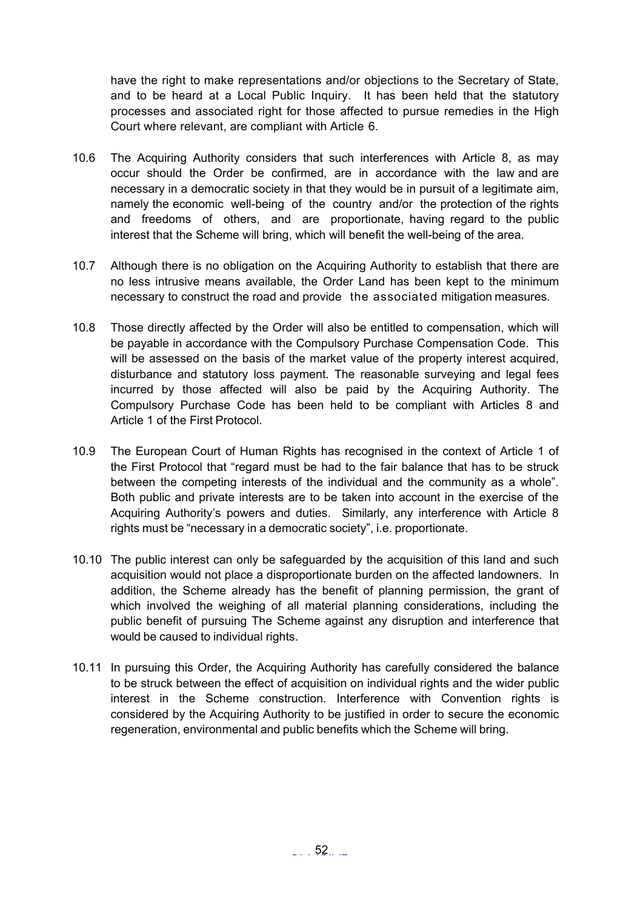have the right to make representations and/or objections to the Secretary of State, and to be heard at a Local Public Inquiry. It has been held that the statutory processes and associated right for those affected to pursue remedies in the High Court where relevant, are compliant with Article 6.

10.6 The Acquiring Authority considers that such interferences with Article 8, as may occur should the Order be confirmed, are in accordance with the law and are necessary in a democratic society in that they would be in pursuit of a legitimate aim, namely the economic well-being of the country and/or the protection of the rights and freedoms of others, and are proportionate, having regard to the public interest that the Scheme will bring, which will benefit the well-being of the area.

10.7 Although there is no obligation on the Acquiring Authority to establish that there are no less intrusive means available, the Order Land has been kept to the minimum necessary to construct the road and provide the associated mitigation measures.

10.8 Those directly affected by the Order will also be entitled to compensation, which will be payable in accordance with the Compulsory Purchase Compensation Code. This will be assessed on the basis of the market value of the property interest acquired, disturbance and statutory loss payment. The reasonable surveying and legal fees incurred by those affected will also be paid by the Acquiring Authority. The Compulsory Purchase Code has been held to be compliant with Articles 8 and Article 1 of the First Protocol.

10.9 The European Court of Human Rights has recognised in the context of Article 1 of the First Protocol that "regard must be had to the fair balance that has to be struck between the competing interests of the individual and the community as a whole". Both public and private interests are to be taken into account in the exercise of the Acquiring Authority's powers and duties. Similarly, any interference with Article 8 rights must be "necessary in a democratic society", i.e. proportionate.

10.10 The public interest can only be safeguarded by the acquisition of this land and such acquisition would not place a disproportionate burden on the affected landowners. In addition, the Scheme already has the benefit of planning permission, the grant of which involved the weighing of all material planning considerations, including the public benefit of pursuing The Scheme against any disruption and interference that would be caused to individual rights.

10.11 In pursuing this Order, the Acquiring Authority has carefully considered the balance to be struck between the effect of acquisition on individual rights and the wider public interest in the Scheme construction. Interference with Convention rights is considered by the Acquiring Authority to be justified in order to secure the economic regeneration, environmental and public benefits which the Scheme will bring.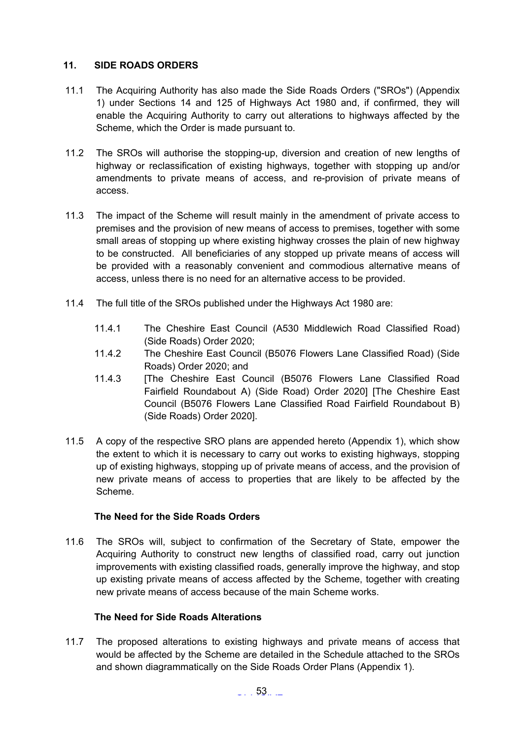## 11. SIDE ROADS ORDERS

11.1 The Acquiring Authority has also made the Side Roads Orders ("SROs") (Appendix 1) under Sections 14 and 125 of Highways Act 1980 and, if confirmed, they will enable the Acquiring Authority to carry out alterations to highways affected by the Scheme, which the Order is made pursuant to.

11.2 The SROs will authorise the stopping-up, diversion and creation of new lengths of highway or reclassification of existing highways, together with stopping up and/or amendments to private means of access, and re-provision of private means of access.

11.3 The impact of the Scheme will result mainly in the amendment of private access to premises and the provision of new means of access to premises, together with some small areas of stopping up where existing highway crosses the plain of new highway to be constructed. All beneficiaries of any stopped up private means of access will be provided with a reasonably convenient and commodious alternative means of access, unless there is no need for an alternative access to be provided.

11.4 The full title of the SROs published under the Highways Act 1980 are:

11.4.1 The Cheshire East Council (A530 Middlewich Road Classified Road) (Side Roads) Order 2020;

11.4.2 The Cheshire East Council (B5076 Flowers Lane Classified Road) (Side Roads) Order 2020; and

11.4.3 [The Cheshire East Council (B5076 Flowers Lane Classified Road Fairfield Roundabout A) (Side Road) Order 2020] [The Cheshire East Council (B5076 Flowers Lane Classified Road Fairfield Roundabout B) (Side Roads) Order 2020].

11.5 A copy of the respective SRO plans are appended hereto (Appendix 1), which show the extent to which it is necessary to carry out works to existing highways, stopping up of existing highways, stopping up of private means of access, and the provision of new private means of access to properties that are likely to be affected by the Scheme.

### The Need for the Side Roads Orders

11.6 The SROs will, subject to confirmation of the Secretary of State, empower the Acquiring Authority to construct new lengths of classified road, carry out junction improvements with existing classified roads, generally improve the highway, and stop up existing private means of access affected by the Scheme, together with creating new private means of access because of the main Scheme works.

### The Need for Side Roads Alterations

11.7 The proposed alterations to existing highways and private means of access that would be affected by the Scheme are detailed in the Schedule attached to the SROs and shown diagrammatically on the Side Roads Order Plans (Appendix 1).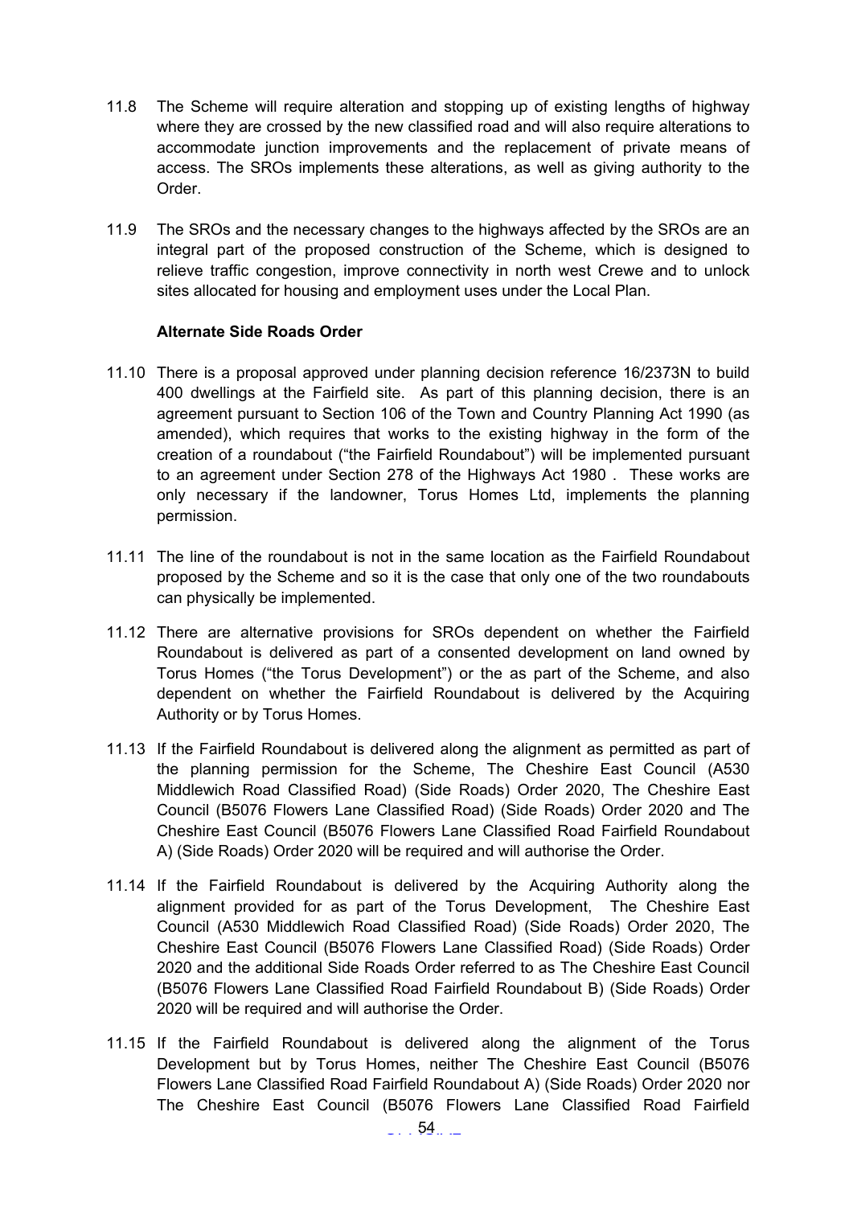11.8 The Scheme will require alteration and stopping up of existing lengths of highway where they are crossed by the new classified road and will also require alterations to accommodate junction improvements and the replacement of private means of access. The SROs implements these alterations, as well as giving authority to the Order.

11.9 The SROs and the necessary changes to the highways affected by the SROs are an integral part of the proposed construction of the Scheme, which is designed to relieve traffic congestion, improve connectivity in north west Crewe and to unlock sites allocated for housing and employment uses under the Local Plan.

**Alternate Side Roads Order**

11.10 There is a proposal approved under planning decision reference 16/2373N to build 400 dwellings at the Fairfield site. As part of this planning decision, there is an agreement pursuant to Section 106 of the Town and Country Planning Act 1990 (as amended), which requires that works to the existing highway in the form of the creation of a roundabout ("the Fairfield Roundabout") will be implemented pursuant to an agreement under Section 278 of the Highways Act 1980 . These works are only necessary if the landowner, Torus Homes Ltd, implements the planning permission.

11.11 The line of the roundabout is not in the same location as the Fairfield Roundabout proposed by the Scheme and so it is the case that only one of the two roundabouts can physically be implemented.

11.12 There are alternative provisions for SROs dependent on whether the Fairfield Roundabout is delivered as part of a consented development on land owned by Torus Homes ("the Torus Development") or the as part of the Scheme, and also dependent on whether the Fairfield Roundabout is delivered by the Acquiring Authority or by Torus Homes.

11.13 If the Fairfield Roundabout is delivered along the alignment as permitted as part of the planning permission for the Scheme, The Cheshire East Council (A530 Middlewich Road Classified Road) (Side Roads) Order 2020, The Cheshire East Council (B5076 Flowers Lane Classified Road) (Side Roads) Order 2020 and The Cheshire East Council (B5076 Flowers Lane Classified Road Fairfield Roundabout A) (Side Roads) Order 2020 will be required and will authorise the Order.

11.14 If the Fairfield Roundabout is delivered by the Acquiring Authority along the alignment provided for as part of the Torus Development, The Cheshire East Council (A530 Middlewich Road Classified Road) (Side Roads) Order 2020, The Cheshire East Council (B5076 Flowers Lane Classified Road) (Side Roads) Order 2020 and the additional Side Roads Order referred to as The Cheshire East Council (B5076 Flowers Lane Classified Road Fairfield Roundabout B) (Side Roads) Order 2020 will be required and will authorise the Order.

11.15 If the Fairfield Roundabout is delivered along the alignment of the Torus Development but by Torus Homes, neither The Cheshire East Council (B5076 Flowers Lane Classified Road Fairfield Roundabout A) (Side Roads) Order 2020 nor The Cheshire East Council (B5076 Flowers Lane Classified Road Fairfield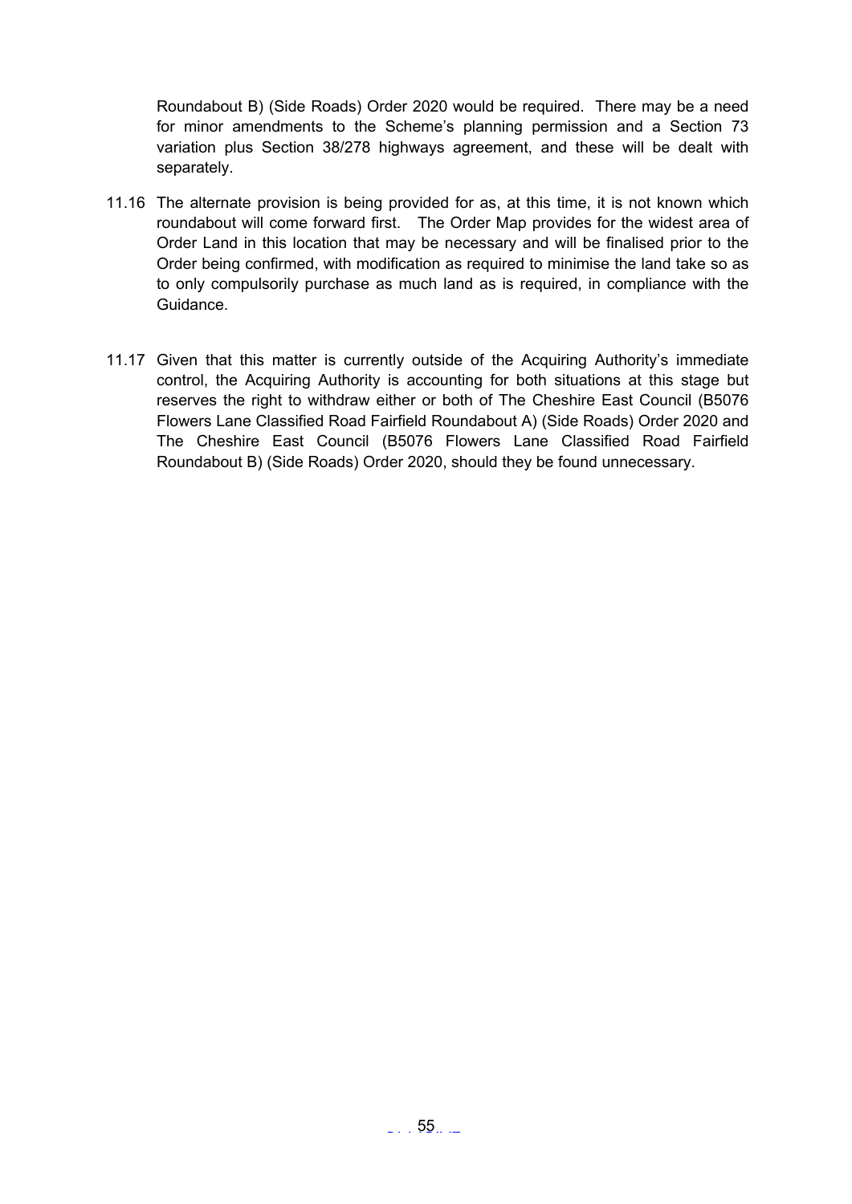Roundabout B) (Side Roads) Order 2020 would be required. There may be a need for minor amendments to the Scheme's planning permission and a Section 73 variation plus Section 38/278 highways agreement, and these will be dealt with separately.

11.16 The alternate provision is being provided for as, at this time, it is not known which roundabout will come forward first. The Order Map provides for the widest area of Order Land in this location that may be necessary and will be finalised prior to the Order being confirmed, with modification as required to minimise the land take so as to only compulsorily purchase as much land as is required, in compliance with the Guidance.

11.17 Given that this matter is currently outside of the Acquiring Authority's immediate control, the Acquiring Authority is accounting for both situations at this stage but reserves the right to withdraw either or both of The Cheshire East Council (B5076 Flowers Lane Classified Road Fairfield Roundabout A) (Side Roads) Order 2020 and The Cheshire East Council (B5076 Flowers Lane Classified Road Fairfield Roundabout B) (Side Roads) Order 2020, should they be found unnecessary.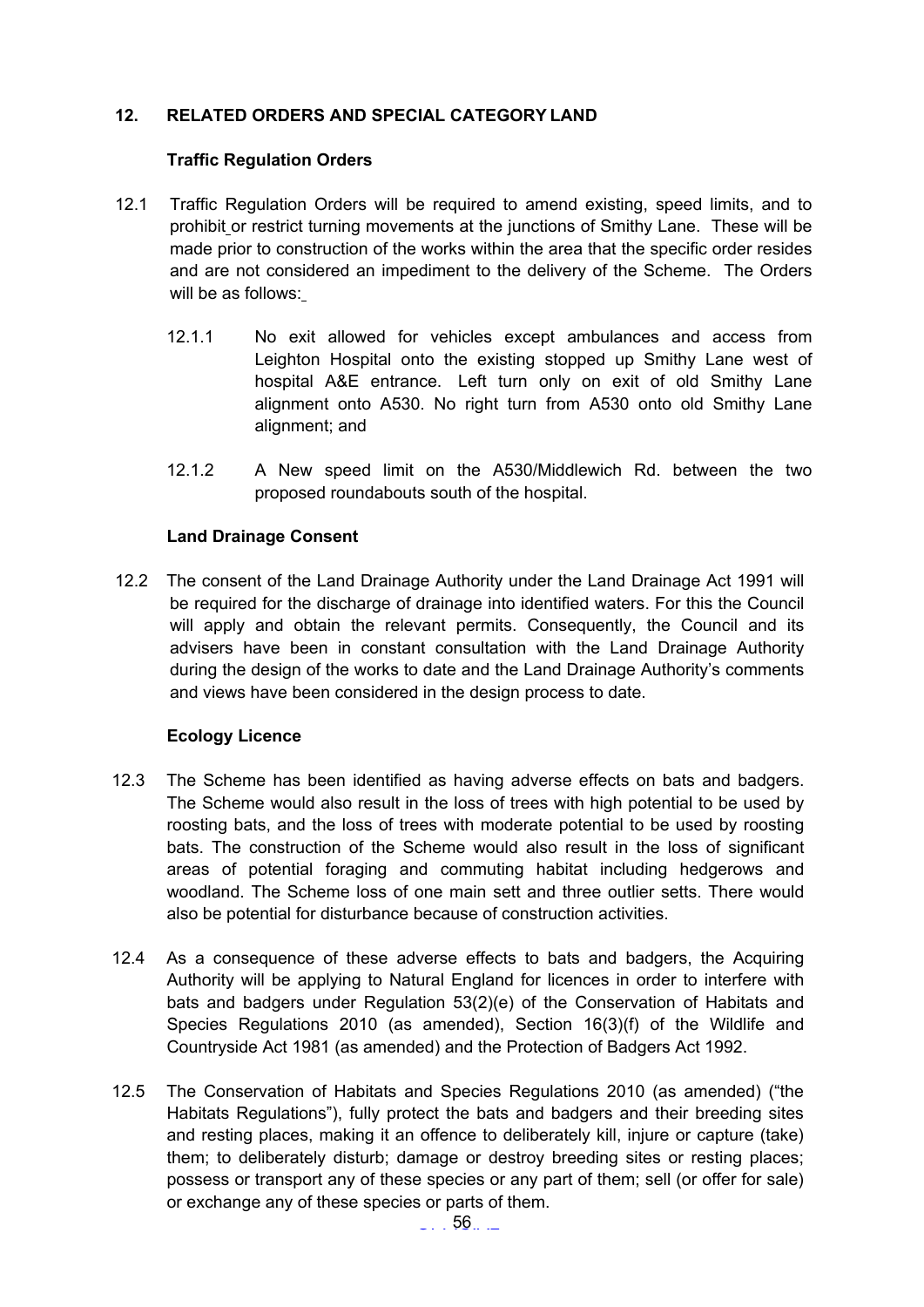## 12. RELATED ORDERS AND SPECIAL CATEGORY LAND

### Traffic Regulation Orders

12.1 Traffic Regulation Orders will be required to amend existing, speed limits, and to prohibit or restrict turning movements at the junctions of Smithy Lane. These will be made prior to construction of the works within the area that the specific order resides and are not considered an impediment to the delivery of the Scheme. The Orders will be as follows:

12.1.1 No exit allowed for vehicles except ambulances and access from Leighton Hospital onto the existing stopped up Smithy Lane west of hospital A&E entrance. Left turn only on exit of old Smithy Lane alignment onto A530. No right turn from A530 onto old Smithy Lane alignment; and

12.1.2 A New speed limit on the A530/Middlewich Rd. between the two proposed roundabouts south of the hospital.

### Land Drainage Consent

12.2 The consent of the Land Drainage Authority under the Land Drainage Act 1991 will be required for the discharge of drainage into identified waters. For this the Council will apply and obtain the relevant permits. Consequently, the Council and its advisers have been in constant consultation with the Land Drainage Authority during the design of the works to date and the Land Drainage Authority's comments and views have been considered in the design process to date.

### Ecology Licence

12.3 The Scheme has been identified as having adverse effects on bats and badgers. The Scheme would also result in the loss of trees with high potential to be used by roosting bats, and the loss of trees with moderate potential to be used by roosting bats. The construction of the Scheme would also result in the loss of significant areas of potential foraging and commuting habitat including hedgerows and woodland. The Scheme loss of one main sett and three outlier setts. There would also be potential for disturbance because of construction activities.

12.4 As a consequence of these adverse effects to bats and badgers, the Acquiring Authority will be applying to Natural England for licences in order to interfere with bats and badgers under Regulation 53(2)(e) of the Conservation of Habitats and Species Regulations 2010 (as amended), Section 16(3)(f) of the Wildlife and Countryside Act 1981 (as amended) and the Protection of Badgers Act 1992.

12.5 The Conservation of Habitats and Species Regulations 2010 (as amended) ("the Habitats Regulations"), fully protect the bats and badgers and their breeding sites and resting places, making it an offence to deliberately kill, injure or capture (take) them; to deliberately disturb; damage or destroy breeding sites or resting places; possess or transport any of these species or any part of them; sell (or offer for sale) or exchange any of these species or parts of them.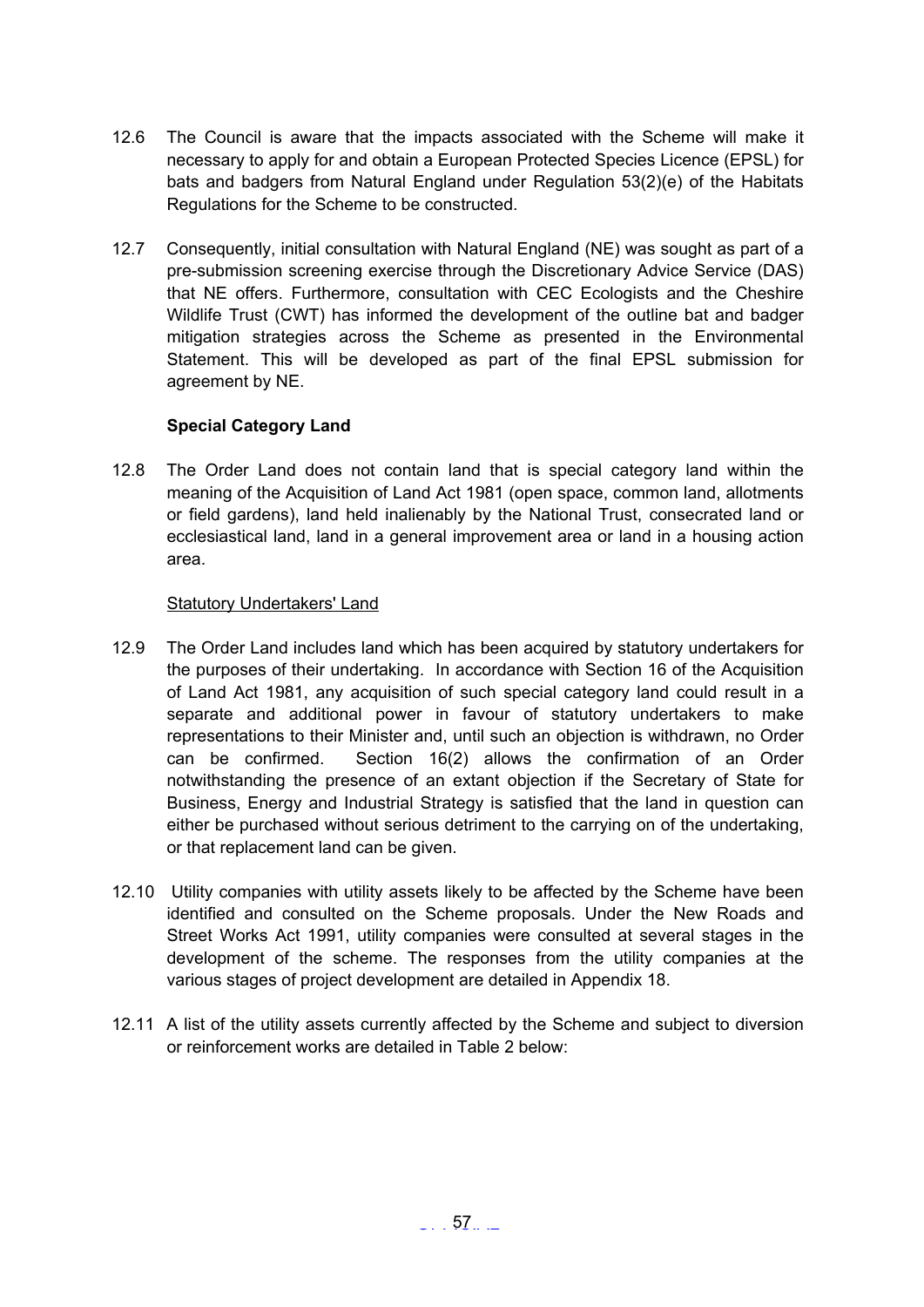12.6 The Council is aware that the impacts associated with the Scheme will make it necessary to apply for and obtain a European Protected Species Licence (EPSL) for bats and badgers from Natural England under Regulation 53(2)(e) of the Habitats Regulations for the Scheme to be constructed.

12.7 Consequently, initial consultation with Natural England (NE) was sought as part of a pre-submission screening exercise through the Discretionary Advice Service (DAS) that NE offers. Furthermore, consultation with CEC Ecologists and the Cheshire Wildlife Trust (CWT) has informed the development of the outline bat and badger mitigation strategies across the Scheme as presented in the Environmental Statement. This will be developed as part of the final EPSL submission for agreement by NE.

**Special Category Land**

12.8 The Order Land does not contain land that is special category land within the meaning of the Acquisition of Land Act 1981 (open space, common land, allotments or field gardens), land held inalienably by the National Trust, consecrated land or ecclesiastical land, land in a general improvement area or land in a housing action area.

<u>Statutory Undertakers' Land</u>

12.9 The Order Land includes land which has been acquired by statutory undertakers for the purposes of their undertaking. In accordance with Section 16 of the Acquisition of Land Act 1981, any acquisition of such special category land could result in a separate and additional power in favour of statutory undertakers to make representations to their Minister and, until such an objection is withdrawn, no Order can be confirmed. Section 16(2) allows the confirmation of an Order notwithstanding the presence of an extant objection if the Secretary of State for Business, Energy and Industrial Strategy is satisfied that the land in question can either be purchased without serious detriment to the carrying on of the undertaking, or that replacement land can be given.

12.10 Utility companies with utility assets likely to be affected by the Scheme have been identified and consulted on the Scheme proposals. Under the New Roads and Street Works Act 1991, utility companies were consulted at several stages in the development of the scheme. The responses from the utility companies at the various stages of project development are detailed in Appendix 18.

12.11 A list of the utility assets currently affected by the Scheme and subject to diversion or reinforcement works are detailed in Table 2 below: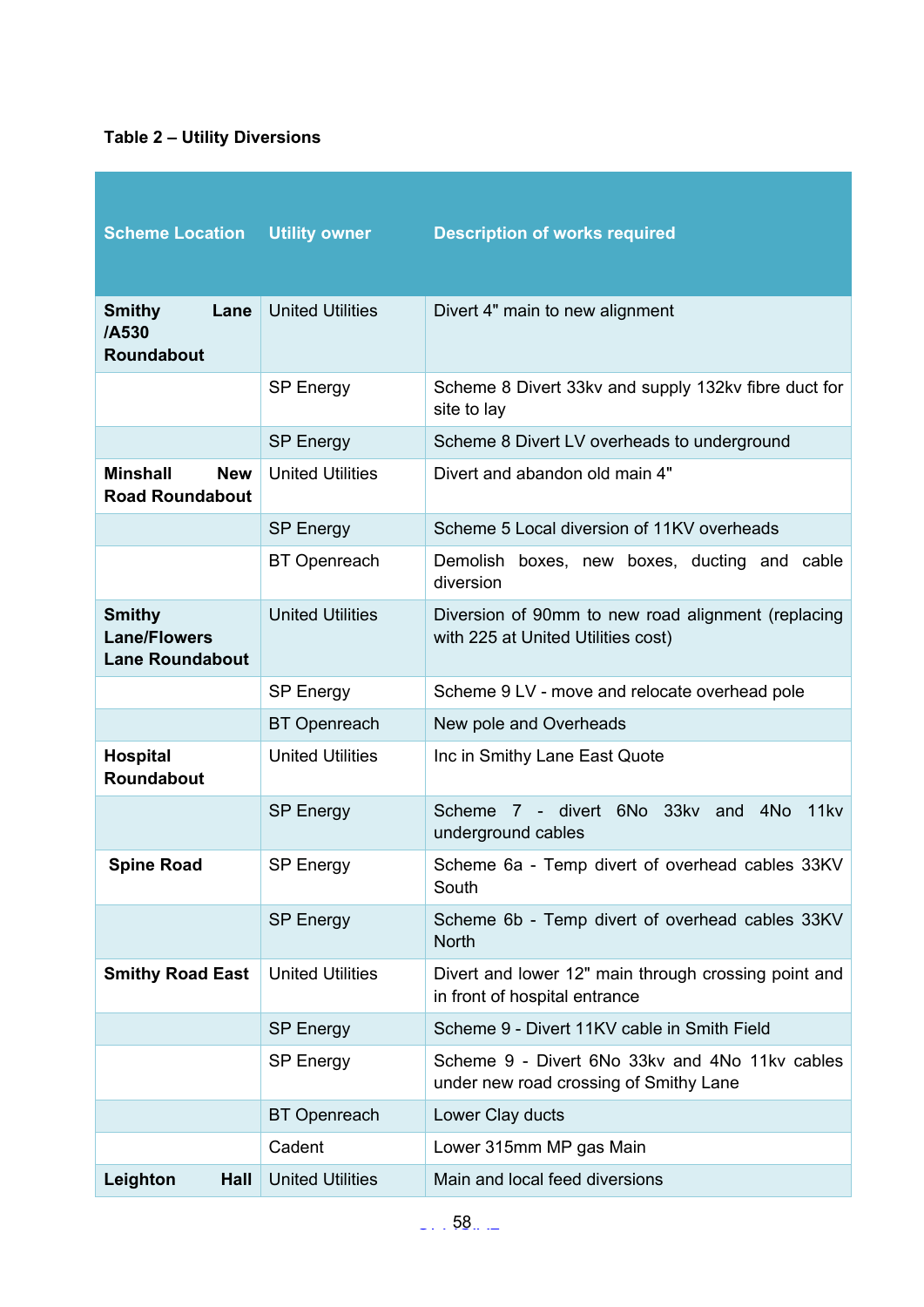**Table 2 – Utility Diversions**

| Scheme Location | Utility owner | Description of works required |
|---|---|---|
| **Smithy Lane /A530 Roundabout** | United Utilities | Divert 4" main to new alignment |
| | SP Energy | Scheme 8 Divert 33kv and supply 132kv fibre duct for site to lay |
| | SP Energy | Scheme 8 Divert LV overheads to underground |
| **Minshall New Road Roundabout** | United Utilities | Divert and abandon old main 4" |
| | SP Energy | Scheme 5 Local diversion of 11KV overheads |
| | BT Openreach | Demolish boxes, new boxes, ducting and cable diversion |
| **Smithy Lane/Flowers Lane Roundabout** | United Utilities | Diversion of 90mm to new road alignment (replacing with 225 at United Utilities cost) |
| | SP Energy | Scheme 9 LV - move and relocate overhead pole |
| | BT Openreach | New pole and Overheads |
| **Hospital Roundabout** | United Utilities | Inc in Smithy Lane East Quote |
| | SP Energy | Scheme 7 - divert 6No 33kv and 4No 11kv underground cables |
| **Spine Road** | SP Energy | Scheme 6a - Temp divert of overhead cables 33KV South |
| | SP Energy | Scheme 6b - Temp divert of overhead cables 33KV North |
| **Smithy Road East** | United Utilities | Divert and lower 12" main through crossing point and in front of hospital entrance |
| | SP Energy | Scheme 9 - Divert 11KV cable in Smith Field |
| | SP Energy | Scheme 9 - Divert 6No 33kv and 4No 11kv cables under new road crossing of Smithy Lane |
| | BT Openreach | Lower Clay ducts |
| | Cadent | Lower 315mm MP gas Main |
| **Leighton Hall** | United Utilities | Main and local feed diversions |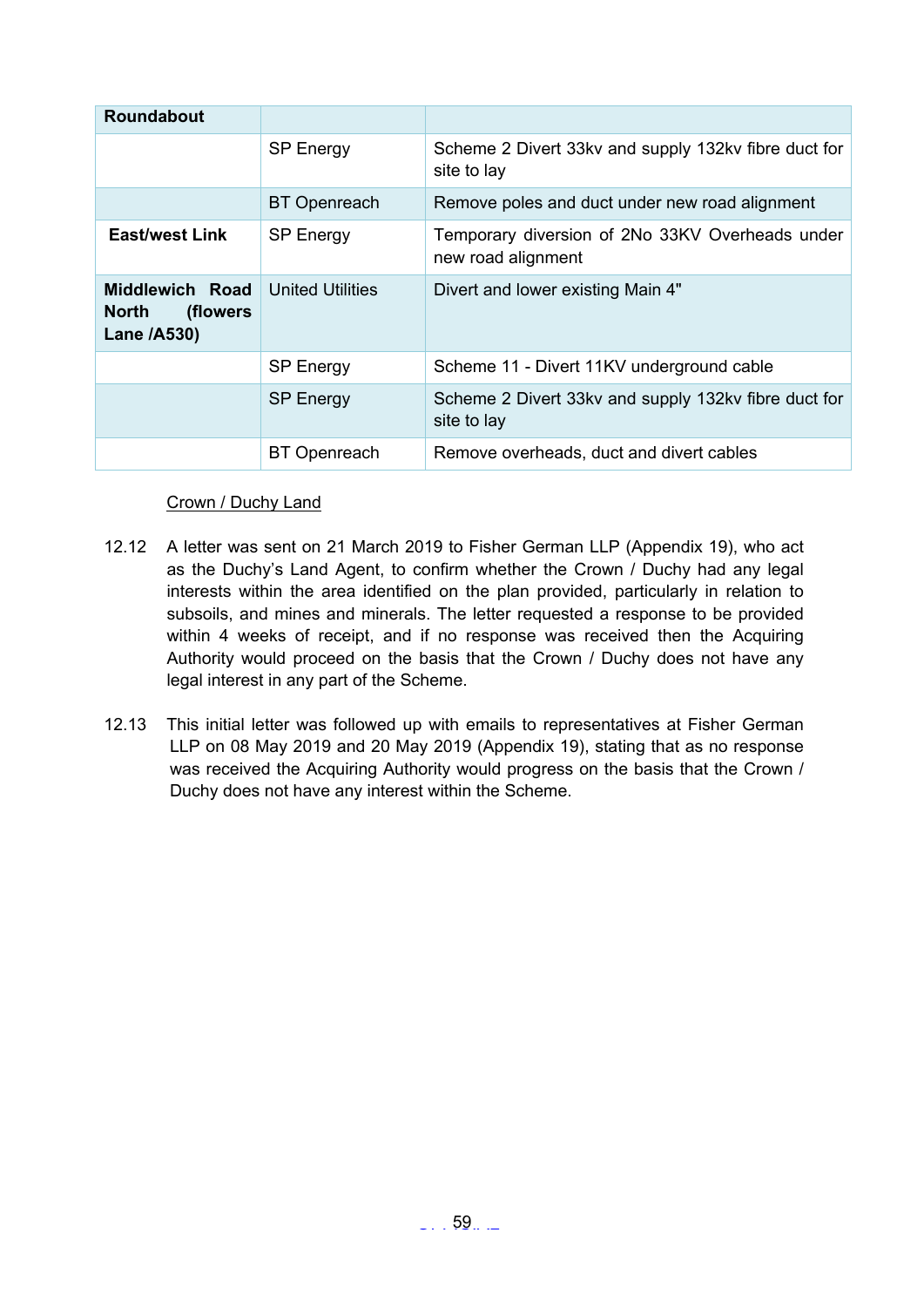| | | |
|---|---|---|
| **Roundabout** | | |
| | SP Energy | Scheme 2 Divert 33kv and supply 132kv fibre duct for site to lay |
| | BT Openreach | Remove poles and duct under new road alignment |
| **East/west Link** | SP Energy | Temporary diversion of 2No 33KV Overheads under new road alignment |
| **Middlewich Road North (flowers Lane /A530)** | United Utilities | Divert and lower existing Main 4" |
| | SP Energy | Scheme 11 - Divert 11KV underground cable |
| | SP Energy | Scheme 2 Divert 33kv and supply 132kv fibre duct for site to lay |
| | BT Openreach | Remove overheads, duct and divert cables |

Crown / Duchy Land

12.12 A letter was sent on 21 March 2019 to Fisher German LLP (Appendix 19), who act as the Duchy's Land Agent, to confirm whether the Crown / Duchy had any legal interests within the area identified on the plan provided, particularly in relation to subsoils, and mines and minerals. The letter requested a response to be provided within 4 weeks of receipt, and if no response was received then the Acquiring Authority would proceed on the basis that the Crown / Duchy does not have any legal interest in any part of the Scheme.

12.13 This initial letter was followed up with emails to representatives at Fisher German LLP on 08 May 2019 and 20 May 2019 (Appendix 19), stating that as no response was received the Acquiring Authority would progress on the basis that the Crown / Duchy does not have any interest within the Scheme.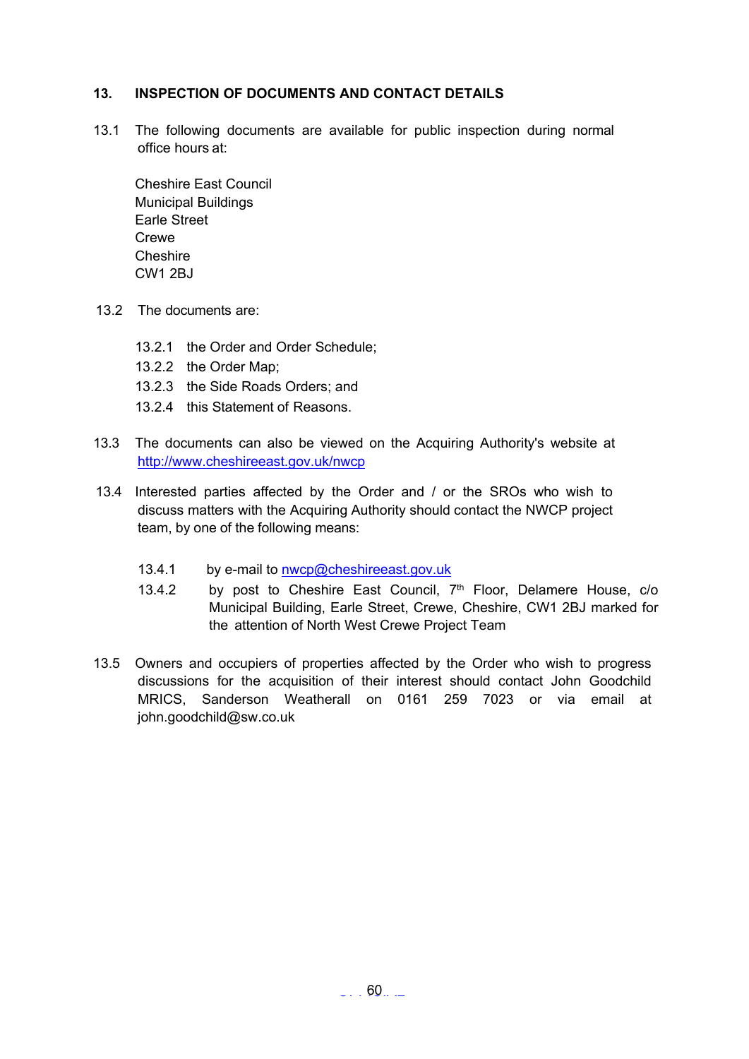## 13. INSPECTION OF DOCUMENTS AND CONTACT DETAILS

13.1 The following documents are available for public inspection during normal office hours at:

Cheshire East Council
Municipal Buildings
Earle Street
Crewe
Cheshire
CW1 2BJ

13.2 The documents are:

13.2.1 the Order and Order Schedule;
13.2.2 the Order Map;
13.2.3 the Side Roads Orders; and
13.2.4 this Statement of Reasons.

13.3 The documents can also be viewed on the Acquiring Authority's website at http://www.cheshireeast.gov.uk/nwcp

13.4 Interested parties affected by the Order and / or the SROs who wish to discuss matters with the Acquiring Authority should contact the NWCP project team, by one of the following means:

13.4.1 by e-mail to nwcp@cheshireeast.gov.uk
13.4.2 by post to Cheshire East Council, 7th Floor, Delamere House, c/o Municipal Building, Earle Street, Crewe, Cheshire, CW1 2BJ marked for the attention of North West Crewe Project Team

13.5 Owners and occupiers of properties affected by the Order who wish to progress discussions for the acquisition of their interest should contact John Goodchild MRICS, Sanderson Weatherall on 0161 259 7023 or via email at john.goodchild@sw.co.uk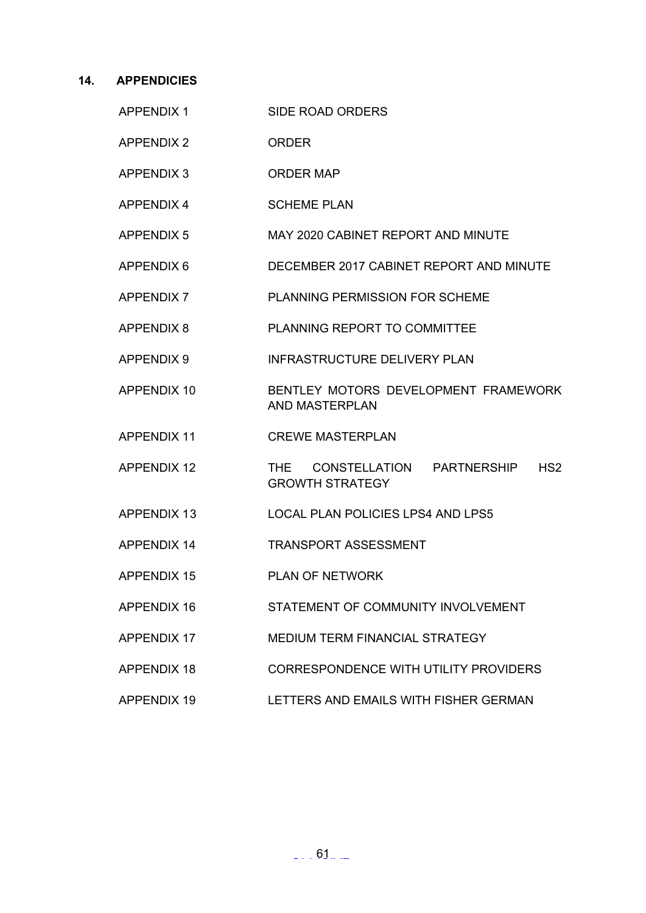## 14. APPENDICIES

| | |
|---|---|
| APPENDIX 1 | SIDE ROAD ORDERS |
| APPENDIX 2 | ORDER |
| APPENDIX 3 | ORDER MAP |
| APPENDIX 4 | SCHEME PLAN |
| APPENDIX 5 | MAY 2020 CABINET REPORT AND MINUTE |
| APPENDIX 6 | DECEMBER 2017 CABINET REPORT AND MINUTE |
| APPENDIX 7 | PLANNING PERMISSION FOR SCHEME |
| APPENDIX 8 | PLANNING REPORT TO COMMITTEE |
| APPENDIX 9 | INFRASTRUCTURE DELIVERY PLAN |
| APPENDIX 10 | BENTLEY MOTORS DEVELOPMENT FRAMEWORK AND MASTERPLAN |
| APPENDIX 11 | CREWE MASTERPLAN |
| APPENDIX 12 | THE CONSTELLATION PARTNERSHIP HS2 GROWTH STRATEGY |
| APPENDIX 13 | LOCAL PLAN POLICIES LPS4 AND LPS5 |
| APPENDIX 14 | TRANSPORT ASSESSMENT |
| APPENDIX 15 | PLAN OF NETWORK |
| APPENDIX 16 | STATEMENT OF COMMUNITY INVOLVEMENT |
| APPENDIX 17 | MEDIUM TERM FINANCIAL STRATEGY |
| APPENDIX 18 | CORRESPONDENCE WITH UTILITY PROVIDERS |
| APPENDIX 19 | LETTERS AND EMAILS WITH FISHER GERMAN |